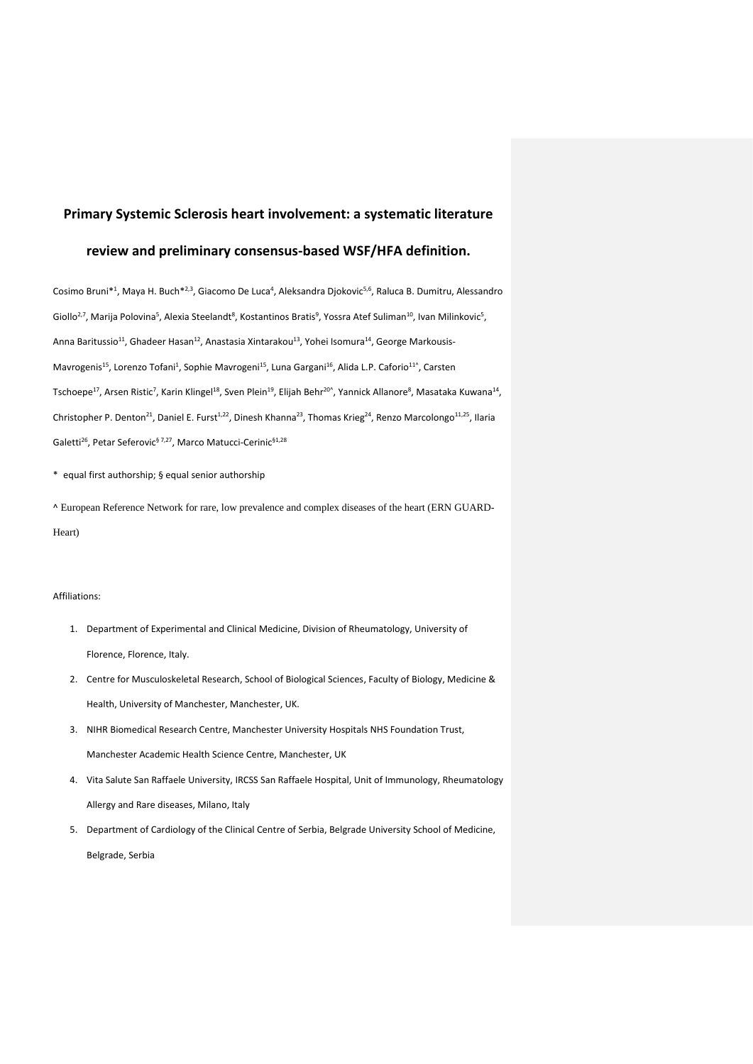# Primary Systemic Sclerosis heart involvement: a systematic literature review and preliminary consensus-based WSF/HFA definition.

Cosimo Bruni*[1], Maya H. Buch*[2,3], Giacomo De Luca[4], Aleksandra Djokovic[5,6], Raluca B. Dumitru, Alessandro Giollo[2,7], Marija Polovina[5], Alexia Steelandt[8], Kostantinos Bratis[9], Yossra Atef Suliman[10], Ivan Milinkovic[5], Anna Baritussio[11], Ghadeer Hasan[12], Anastasia Xintarakou[13], Yohei Isomura[14], George Markousis-Mavrogenis[15], Lorenzo Tofani[1], Sophie Mavrogeni[15], Luna Gargani[16], Alida L.P. Caforio[11^], Carsten Tschoepe[17], Arsen Ristic[7], Karin Klingel[18], Sven Plein[19], Elijah Behr[20^], Yannick Allanore[8], Masataka Kuwana[14], Christopher P. Denton[21], Daniel E. Furst[1,22], Dinesh Khanna[23], Thomas Krieg[24], Renzo Marcolongo[11,25], Ilaria Galetti[26], Petar Seferovic[§ 7,27], Marco Matucci-Cerinic[§1,28]

\* equal first authorship; § equal senior authorship

^ European Reference Network for rare, low prevalence and complex diseases of the heart (ERN GUARD-Heart)

Affiliations:

1. Department of Experimental and Clinical Medicine, Division of Rheumatology, University of Florence, Florence, Italy.
2. Centre for Musculoskeletal Research, School of Biological Sciences, Faculty of Biology, Medicine & Health, University of Manchester, Manchester, UK.
3. NIHR Biomedical Research Centre, Manchester University Hospitals NHS Foundation Trust, Manchester Academic Health Science Centre, Manchester, UK
4. Vita Salute San Raffaele University, IRCSS San Raffaele Hospital, Unit of Immunology, Rheumatology Allergy and Rare diseases, Milano, Italy
5. Department of Cardiology of the Clinical Centre of Serbia, Belgrade University School of Medicine, Belgrade, Serbia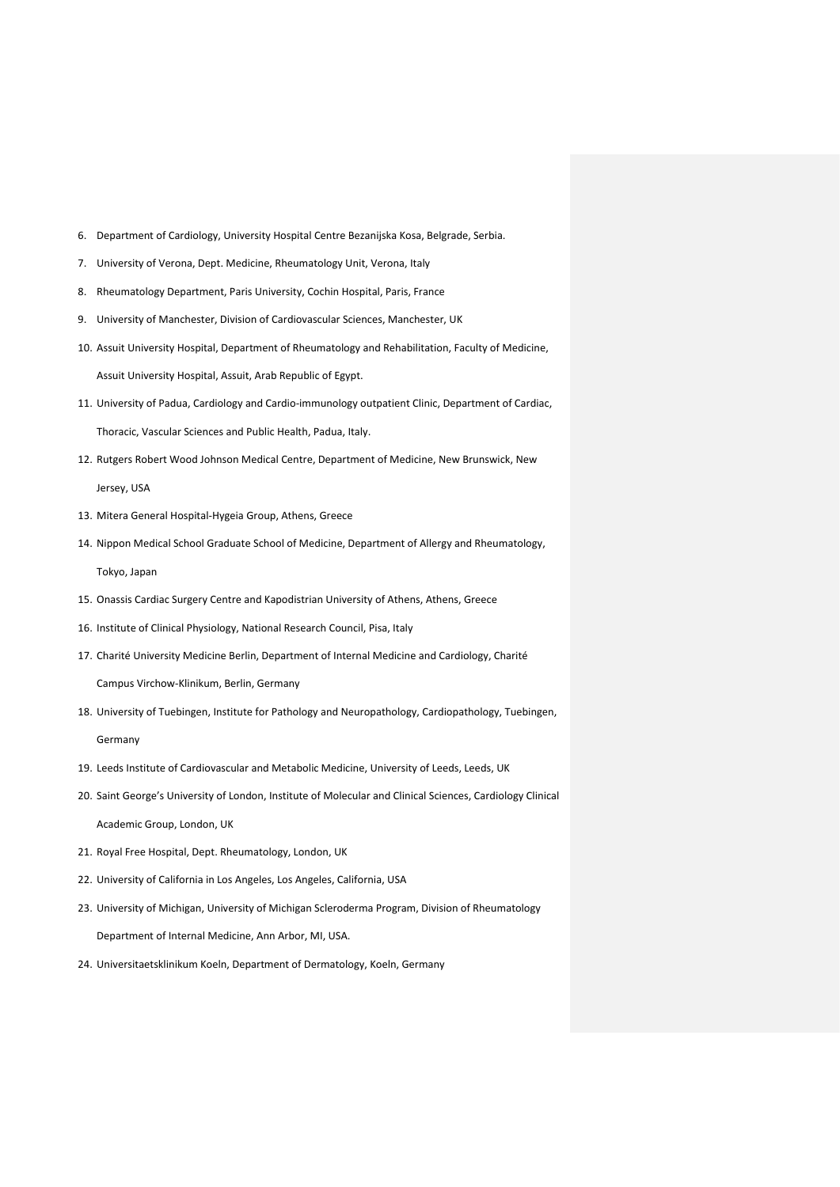6. Department of Cardiology, University Hospital Centre Bezanijska Kosa, Belgrade, Serbia.
7. University of Verona, Dept. Medicine, Rheumatology Unit, Verona, Italy
8. Rheumatology Department, Paris University, Cochin Hospital, Paris, France
9. University of Manchester, Division of Cardiovascular Sciences, Manchester, UK
10. Assuit University Hospital, Department of Rheumatology and Rehabilitation, Faculty of Medicine, Assuit University Hospital, Assuit, Arab Republic of Egypt.
11. University of Padua, Cardiology and Cardio-immunology outpatient Clinic, Department of Cardiac, Thoracic, Vascular Sciences and Public Health, Padua, Italy.
12. Rutgers Robert Wood Johnson Medical Centre, Department of Medicine, New Brunswick, New Jersey, USA
13. Mitera General Hospital-Hygeia Group, Athens, Greece
14. Nippon Medical School Graduate School of Medicine, Department of Allergy and Rheumatology, Tokyo, Japan
15. Onassis Cardiac Surgery Centre and Kapodistrian University of Athens, Athens, Greece
16. Institute of Clinical Physiology, National Research Council, Pisa, Italy
17. Charité University Medicine Berlin, Department of Internal Medicine and Cardiology, Charité Campus Virchow-Klinikum, Berlin, Germany
18. University of Tuebingen, Institute for Pathology and Neuropathology, Cardiopathology, Tuebingen, Germany
19. Leeds Institute of Cardiovascular and Metabolic Medicine, University of Leeds, Leeds, UK
20. Saint George's University of London, Institute of Molecular and Clinical Sciences, Cardiology Clinical Academic Group, London, UK
21. Royal Free Hospital, Dept. Rheumatology, London, UK
22. University of California in Los Angeles, Los Angeles, California, USA
23. University of Michigan, University of Michigan Scleroderma Program, Division of Rheumatology Department of Internal Medicine, Ann Arbor, MI, USA.
24. Universitaetsklinikum Koeln, Department of Dermatology, Koeln, Germany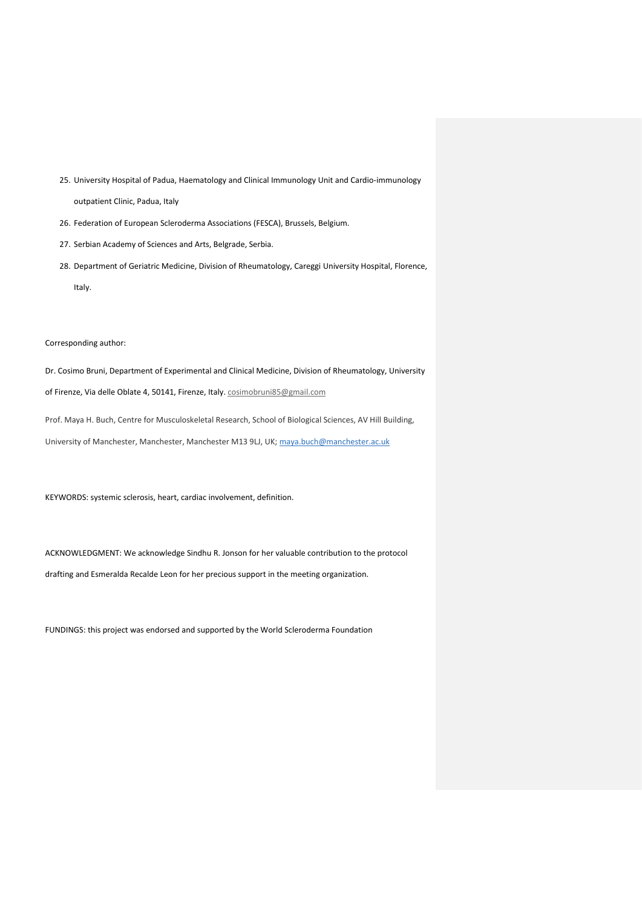25. University Hospital of Padua, Haematology and Clinical Immunology Unit and Cardio-immunology outpatient Clinic, Padua, Italy
26. Federation of European Scleroderma Associations (FESCA), Brussels, Belgium.
27. Serbian Academy of Sciences and Arts, Belgrade, Serbia.
28. Department of Geriatric Medicine, Division of Rheumatology, Careggi University Hospital, Florence, Italy.

Corresponding author:

Dr. Cosimo Bruni, Department of Experimental and Clinical Medicine, Division of Rheumatology, University of Firenze, Via delle Oblate 4, 50141, Firenze, Italy. cosimobruni85@gmail.com

Prof. Maya H. Buch, Centre for Musculoskeletal Research, School of Biological Sciences, AV Hill Building, University of Manchester, Manchester, Manchester M13 9LJ, UK; maya.buch@manchester.ac.uk

KEYWORDS: systemic sclerosis, heart, cardiac involvement, definition.

ACKNOWLEDGMENT: We acknowledge Sindhu R. Jonson for her valuable contribution to the protocol drafting and Esmeralda Recalde Leon for her precious support in the meeting organization.

FUNDINGS: this project was endorsed and supported by the World Scleroderma Foundation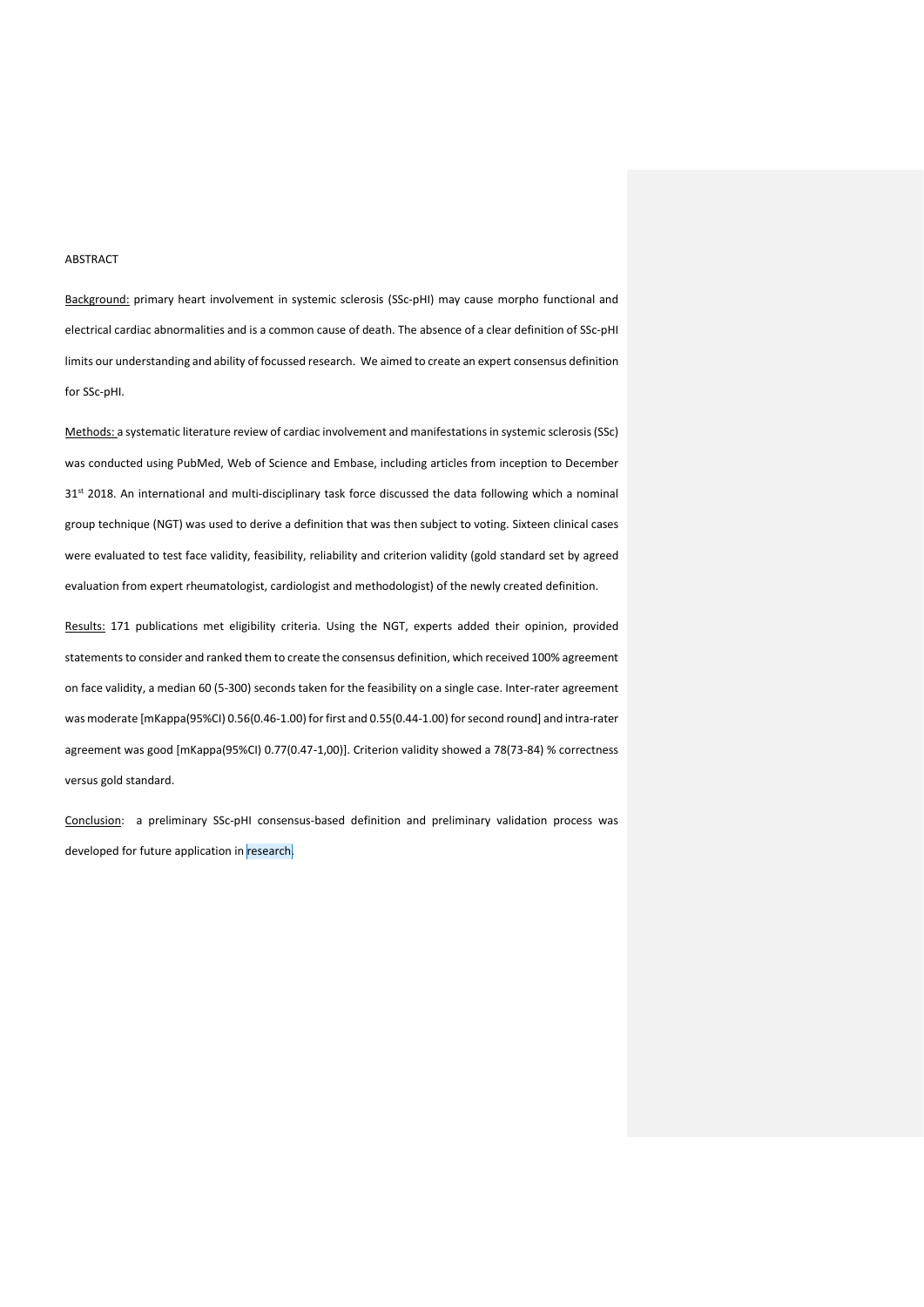ABSTRACT

Background: primary heart involvement in systemic sclerosis (SSc-pHI) may cause morpho functional and electrical cardiac abnormalities and is a common cause of death. The absence of a clear definition of SSc-pHI limits our understanding and ability of focussed research. We aimed to create an expert consensus definition for SSc-pHI.

Methods: a systematic literature review of cardiac involvement and manifestations in systemic sclerosis (SSc) was conducted using PubMed, Web of Science and Embase, including articles from inception to December 31st 2018. An international and multi-disciplinary task force discussed the data following which a nominal group technique (NGT) was used to derive a definition that was then subject to voting. Sixteen clinical cases were evaluated to test face validity, feasibility, reliability and criterion validity (gold standard set by agreed evaluation from expert rheumatologist, cardiologist and methodologist) of the newly created definition.

Results: 171 publications met eligibility criteria. Using the NGT, experts added their opinion, provided statements to consider and ranked them to create the consensus definition, which received 100% agreement on face validity, a median 60 (5-300) seconds taken for the feasibility on a single case. Inter-rater agreement was moderate [mKappa(95%CI) 0.56(0.46-1.00) for first and 0.55(0.44-1.00) for second round] and intra-rater agreement was good [mKappa(95%CI) 0.77(0.47-1,00)]. Criterion validity showed a 78(73-84) % correctness versus gold standard.

Conclusion: a preliminary SSc-pHI consensus-based definition and preliminary validation process was developed for future application in research.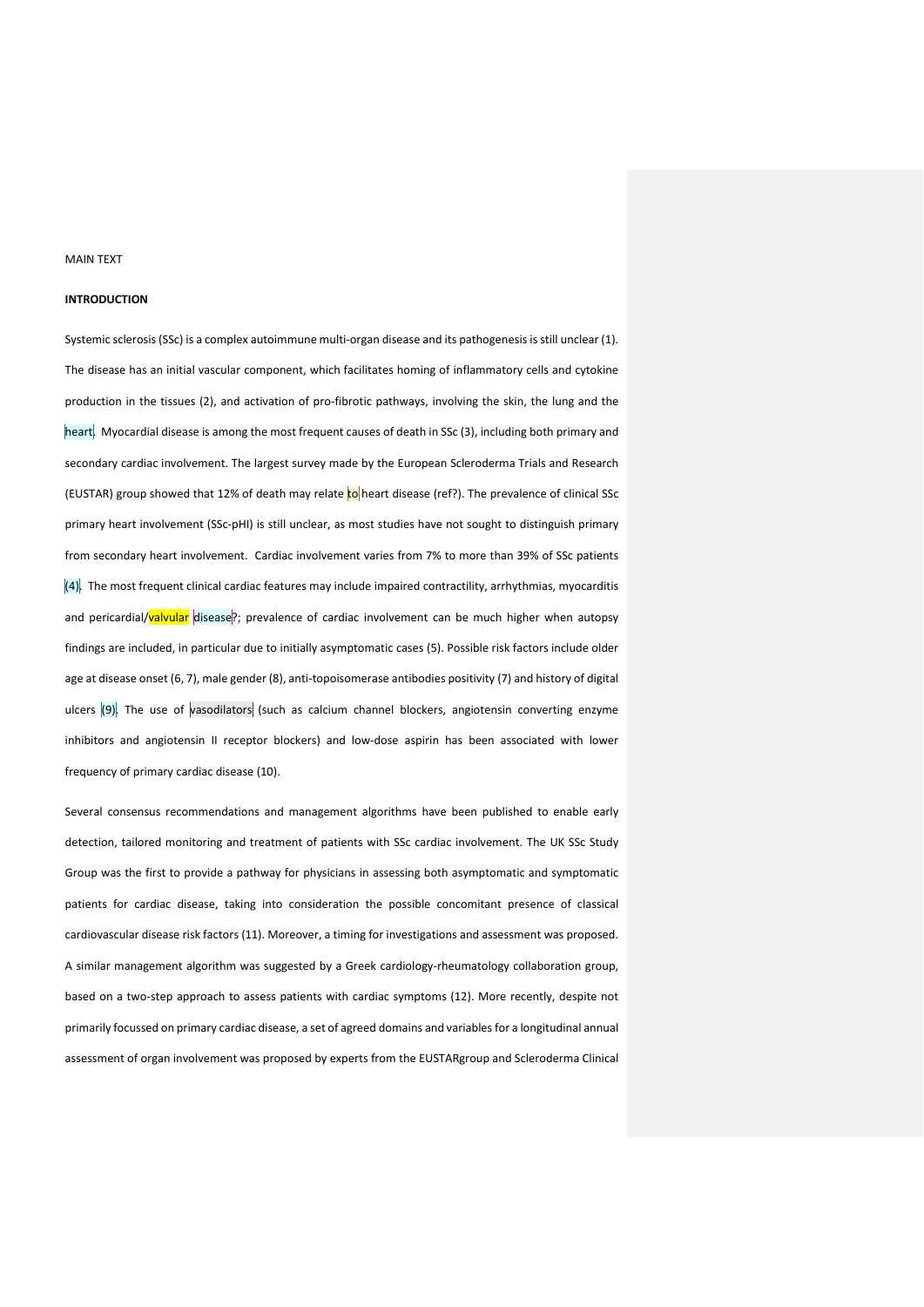MAIN TEXT

**INTRODUCTION**

Systemic sclerosis (SSc) is a complex autoimmune multi-organ disease and its pathogenesis is still unclear (1). The disease has an initial vascular component, which facilitates homing of inflammatory cells and cytokine production in the tissues (2), and activation of pro-fibrotic pathways, involving the skin, the lung and the heart. Myocardial disease is among the most frequent causes of death in SSc (3), including both primary and secondary cardiac involvement. The largest survey made by the European Scleroderma Trials and Research (EUSTAR) group showed that 12% of death may relate to heart disease (ref?). The prevalence of clinical SSc primary heart involvement (SSc-pHI) is still unclear, as most studies have not sought to distinguish primary from secondary heart involvement. Cardiac involvement varies from 7% to more than 39% of SSc patients (4). The most frequent clinical cardiac features may include impaired contractility, arrhythmias, myocarditis and pericardial/valvular disease?; prevalence of cardiac involvement can be much higher when autopsy findings are included, in particular due to initially asymptomatic cases (5). Possible risk factors include older age at disease onset (6, 7), male gender (8), anti-topoisomerase antibodies positivity (7) and history of digital ulcers (9). The use of vasodilators (such as calcium channel blockers, angiotensin converting enzyme inhibitors and angiotensin II receptor blockers) and low-dose aspirin has been associated with lower frequency of primary cardiac disease (10).

Several consensus recommendations and management algorithms have been published to enable early detection, tailored monitoring and treatment of patients with SSc cardiac involvement. The UK SSc Study Group was the first to provide a pathway for physicians in assessing both asymptomatic and symptomatic patients for cardiac disease, taking into consideration the possible concomitant presence of classical cardiovascular disease risk factors (11). Moreover, a timing for investigations and assessment was proposed. A similar management algorithm was suggested by a Greek cardiology-rheumatology collaboration group, based on a two-step approach to assess patients with cardiac symptoms (12). More recently, despite not primarily focussed on primary cardiac disease, a set of agreed domains and variables for a longitudinal annual assessment of organ involvement was proposed by experts from the EUSTARgroup and Scleroderma Clinical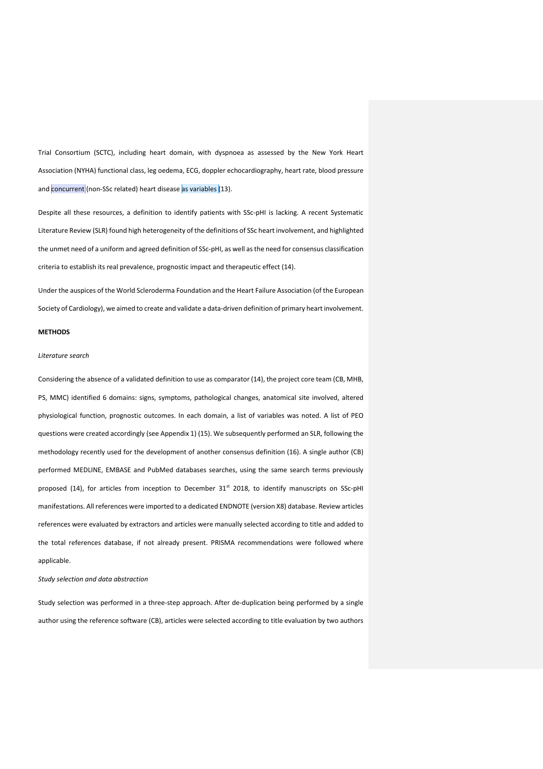Trial Consortium (SCTC), including heart domain, with dyspnoea as assessed by the New York Heart Association (NYHA) functional class, leg oedema, ECG, doppler echocardiography, heart rate, blood pressure and concurrent (non-SSc related) heart disease as variables (13).

Despite all these resources, a definition to identify patients with SSc-pHI is lacking. A recent Systematic Literature Review (SLR) found high heterogeneity of the definitions of SSc heart involvement, and highlighted the unmet need of a uniform and agreed definition of SSc-pHI, as well as the need for consensus classification criteria to establish its real prevalence, prognostic impact and therapeutic effect (14).

Under the auspices of the World Scleroderma Foundation and the Heart Failure Association (of the European Society of Cardiology), we aimed to create and validate a data-driven definition of primary heart involvement.

**METHODS**

*Literature search*

Considering the absence of a validated definition to use as comparator (14), the project core team (CB, MHB, PS, MMC) identified 6 domains: signs, symptoms, pathological changes, anatomical site involved, altered physiological function, prognostic outcomes. In each domain, a list of variables was noted. A list of PEO questions were created accordingly (see Appendix 1) (15). We subsequently performed an SLR, following the methodology recently used for the development of another consensus definition (16). A single author (CB) performed MEDLINE, EMBASE and PubMed databases searches, using the same search terms previously proposed (14), for articles from inception to December 31st 2018, to identify manuscripts on SSc-pHI manifestations. All references were imported to a dedicated ENDNOTE (version X8) database. Review articles references were evaluated by extractors and articles were manually selected according to title and added to the total references database, if not already present. PRISMA recommendations were followed where applicable.

*Study selection and data abstraction*

Study selection was performed in a three-step approach. After de-duplication being performed by a single author using the reference software (CB), articles were selected according to title evaluation by two authors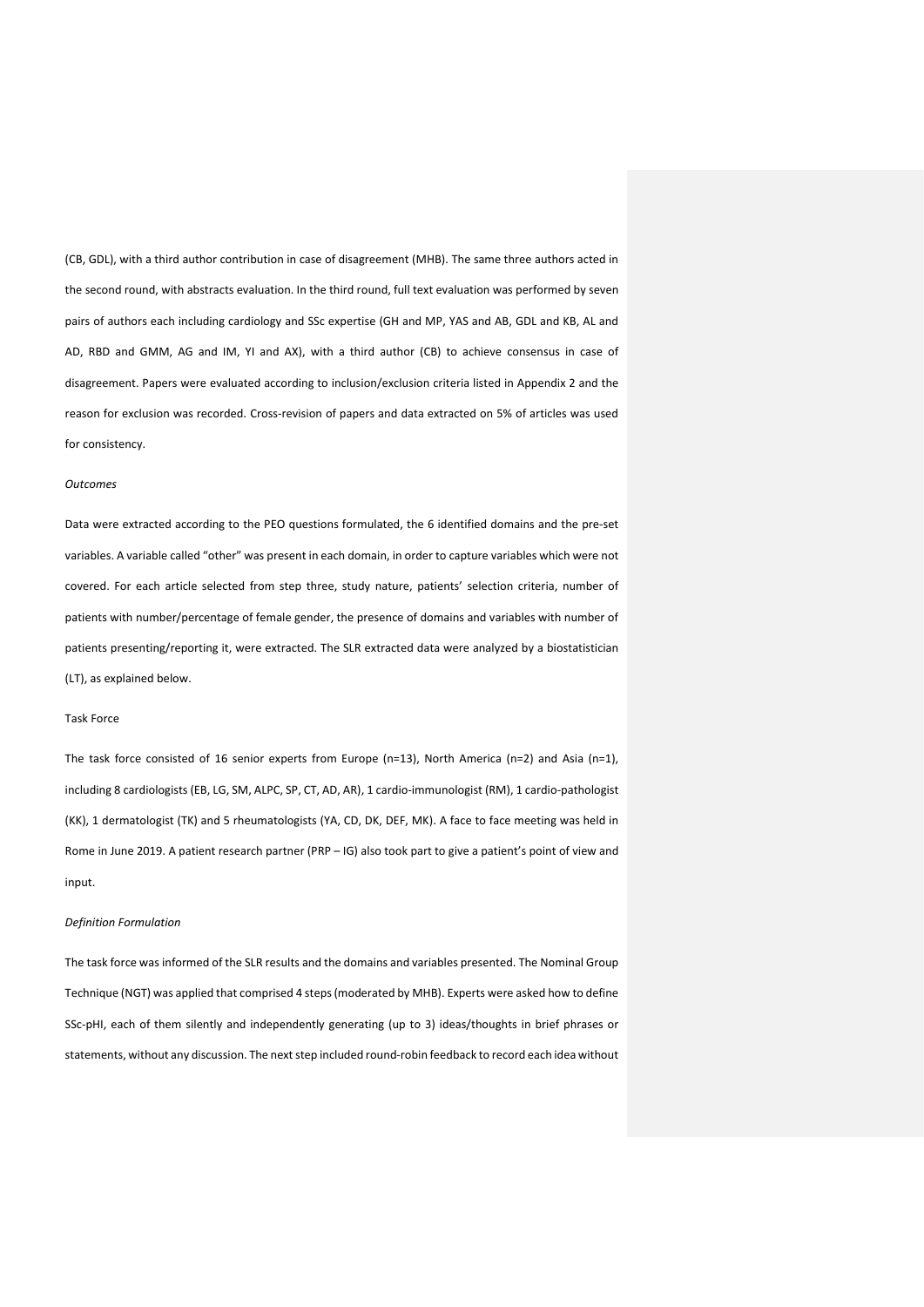(CB, GDL), with a third author contribution in case of disagreement (MHB). The same three authors acted in the second round, with abstracts evaluation. In the third round, full text evaluation was performed by seven pairs of authors each including cardiology and SSc expertise (GH and MP, YAS and AB, GDL and KB, AL and AD, RBD and GMM, AG and IM, YI and AX), with a third author (CB) to achieve consensus in case of disagreement. Papers were evaluated according to inclusion/exclusion criteria listed in Appendix 2 and the reason for exclusion was recorded. Cross-revision of papers and data extracted on 5% of articles was used for consistency.

*Outcomes*

Data were extracted according to the PEO questions formulated, the 6 identified domains and the pre-set variables. A variable called "other" was present in each domain, in order to capture variables which were not covered. For each article selected from step three, study nature, patients' selection criteria, number of patients with number/percentage of female gender, the presence of domains and variables with number of patients presenting/reporting it, were extracted. The SLR extracted data were analyzed by a biostatistician (LT), as explained below.

Task Force

The task force consisted of 16 senior experts from Europe (n=13), North America (n=2) and Asia (n=1), including 8 cardiologists (EB, LG, SM, ALPC, SP, CT, AD, AR), 1 cardio-immunologist (RM), 1 cardio-pathologist (KK), 1 dermatologist (TK) and 5 rheumatologists (YA, CD, DK, DEF, MK). A face to face meeting was held in Rome in June 2019. A patient research partner (PRP – IG) also took part to give a patient's point of view and input.

*Definition Formulation*

The task force was informed of the SLR results and the domains and variables presented. The Nominal Group Technique (NGT) was applied that comprised 4 steps (moderated by MHB). Experts were asked how to define SSc-pHI, each of them silently and independently generating (up to 3) ideas/thoughts in brief phrases or statements, without any discussion. The next step included round-robin feedback to record each idea without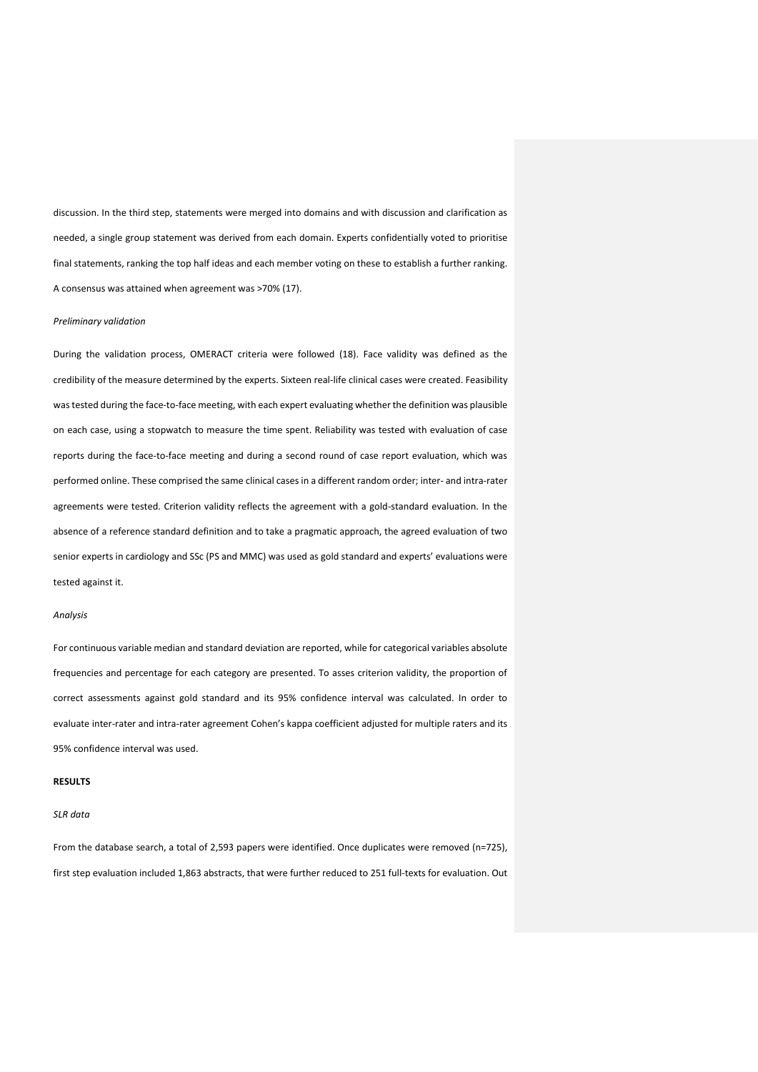discussion. In the third step, statements were merged into domains and with discussion and clarification as needed, a single group statement was derived from each domain. Experts confidentially voted to prioritise final statements, ranking the top half ideas and each member voting on these to establish a further ranking. A consensus was attained when agreement was >70% (17).

*Preliminary validation*

During the validation process, OMERACT criteria were followed (18). Face validity was defined as the credibility of the measure determined by the experts. Sixteen real-life clinical cases were created. Feasibility was tested during the face-to-face meeting, with each expert evaluating whether the definition was plausible on each case, using a stopwatch to measure the time spent. Reliability was tested with evaluation of case reports during the face-to-face meeting and during a second round of case report evaluation, which was performed online. These comprised the same clinical cases in a different random order; inter- and intra-rater agreements were tested. Criterion validity reflects the agreement with a gold-standard evaluation. In the absence of a reference standard definition and to take a pragmatic approach, the agreed evaluation of two senior experts in cardiology and SSc (PS and MMC) was used as gold standard and experts' evaluations were tested against it.

*Analysis*

For continuous variable median and standard deviation are reported, while for categorical variables absolute frequencies and percentage for each category are presented. To asses criterion validity, the proportion of correct assessments against gold standard and its 95% confidence interval was calculated. In order to evaluate inter-rater and intra-rater agreement Cohen's kappa coefficient adjusted for multiple raters and its 95% confidence interval was used.

**RESULTS**

*SLR data*

From the database search, a total of 2,593 papers were identified. Once duplicates were removed (n=725), first step evaluation included 1,863 abstracts, that were further reduced to 251 full-texts for evaluation. Out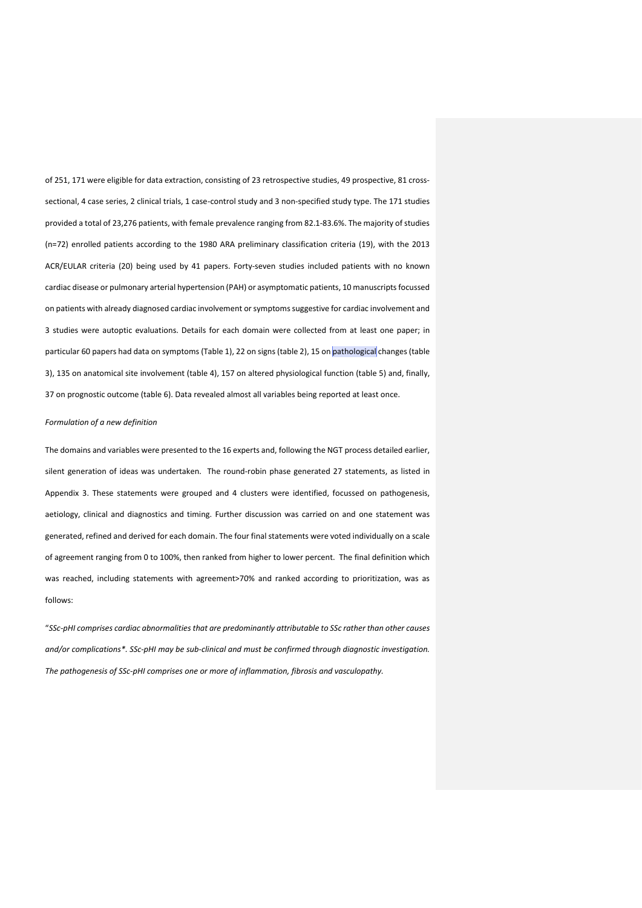of 251, 171 were eligible for data extraction, consisting of 23 retrospective studies, 49 prospective, 81 cross-sectional, 4 case series, 2 clinical trials, 1 case-control study and 3 non-specified study type. The 171 studies provided a total of 23,276 patients, with female prevalence ranging from 82.1-83.6%. The majority of studies (n=72) enrolled patients according to the 1980 ARA preliminary classification criteria (19), with the 2013 ACR/EULAR criteria (20) being used by 41 papers. Forty-seven studies included patients with no known cardiac disease or pulmonary arterial hypertension (PAH) or asymptomatic patients, 10 manuscripts focussed on patients with already diagnosed cardiac involvement or symptoms suggestive for cardiac involvement and 3 studies were autoptic evaluations. Details for each domain were collected from at least one paper; in particular 60 papers had data on symptoms (Table 1), 22 on signs (table 2), 15 on pathological changes (table 3), 135 on anatomical site involvement (table 4), 157 on altered physiological function (table 5) and, finally, 37 on prognostic outcome (table 6). Data revealed almost all variables being reported at least once.

*Formulation of a new definition*

The domains and variables were presented to the 16 experts and, following the NGT process detailed earlier, silent generation of ideas was undertaken. The round-robin phase generated 27 statements, as listed in Appendix 3. These statements were grouped and 4 clusters were identified, focussed on pathogenesis, aetiology, clinical and diagnostics and timing. Further discussion was carried on and one statement was generated, refined and derived for each domain. The four final statements were voted individually on a scale of agreement ranging from 0 to 100%, then ranked from higher to lower percent. The final definition which was reached, including statements with agreement>70% and ranked according to prioritization, was as follows:

"*SSc-pHI comprises cardiac abnormalities that are predominantly attributable to SSc rather than other causes and/or complications*. SSc-pHI may be sub-clinical and must be confirmed through diagnostic investigation. The pathogenesis of SSc-pHI comprises one or more of inflammation, fibrosis and vasculopathy.*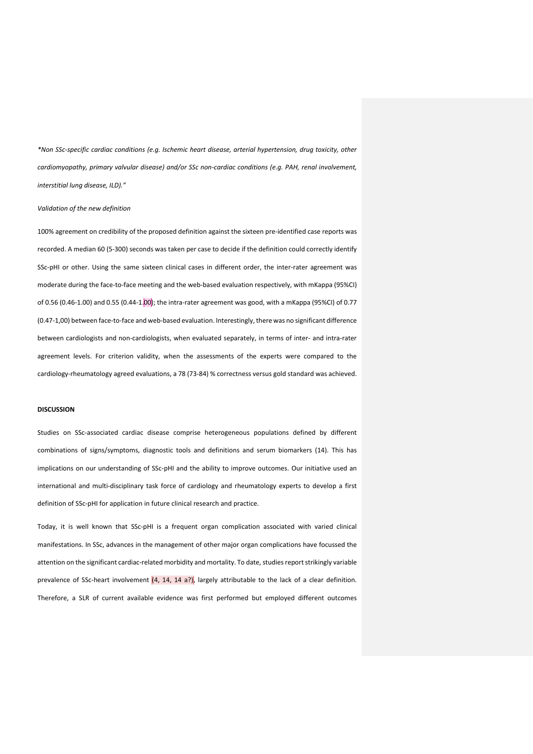*\*Non SSc-specific cardiac conditions (e.g. Ischemic heart disease, arterial hypertension, drug toxicity, other cardiomyopathy, primary valvular disease) and/or SSc non-cardiac conditions (e.g. PAH, renal involvement, interstitial lung disease, ILD)."*

*Validation of the new definition*

100% agreement on credibility of the proposed definition against the sixteen pre-identified case reports was recorded. A median 60 (5-300) seconds was taken per case to decide if the definition could correctly identify SSc-pHI or other. Using the same sixteen clinical cases in different order, the inter-rater agreement was moderate during the face-to-face meeting and the web-based evaluation respectively, with mKappa (95%CI) of 0.56 (0.46-1.00) and 0.55 (0.44-1.00); the intra-rater agreement was good, with a mKappa (95%CI) of 0.77 (0.47-1,00) between face-to-face and web-based evaluation. Interestingly, there was no significant difference between cardiologists and non-cardiologists, when evaluated separately, in terms of inter- and intra-rater agreement levels. For criterion validity, when the assessments of the experts were compared to the cardiology-rheumatology agreed evaluations, a 78 (73-84) % correctness versus gold standard was achieved.

**DISCUSSION**

Studies on SSc-associated cardiac disease comprise heterogeneous populations defined by different combinations of signs/symptoms, diagnostic tools and definitions and serum biomarkers (14). This has implications on our understanding of SSc-pHI and the ability to improve outcomes. Our initiative used an international and multi-disciplinary task force of cardiology and rheumatology experts to develop a first definition of SSc-pHI for application in future clinical research and practice.

Today, it is well known that SSc-pHI is a frequent organ complication associated with varied clinical manifestations. In SSc, advances in the management of other major organ complications have focussed the attention on the significant cardiac-related morbidity and mortality. To date, studies report strikingly variable prevalence of SSc-heart involvement (4, 14, 14 a?), largely attributable to the lack of a clear definition. Therefore, a SLR of current available evidence was first performed but employed different outcomes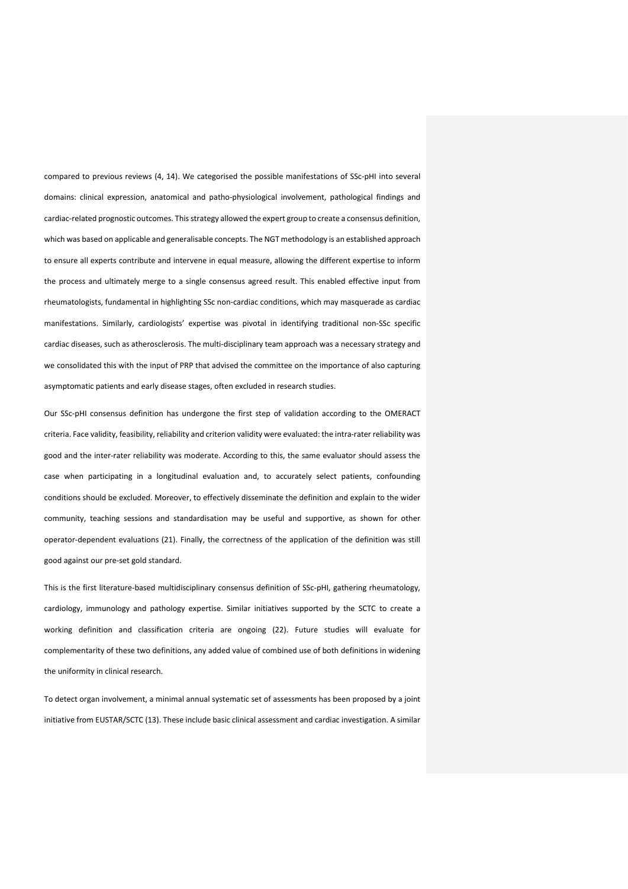compared to previous reviews (4, 14). We categorised the possible manifestations of SSc-pHI into several domains: clinical expression, anatomical and patho-physiological involvement, pathological findings and cardiac-related prognostic outcomes. This strategy allowed the expert group to create a consensus definition, which was based on applicable and generalisable concepts. The NGT methodology is an established approach to ensure all experts contribute and intervene in equal measure, allowing the different expertise to inform the process and ultimately merge to a single consensus agreed result. This enabled effective input from rheumatologists, fundamental in highlighting SSc non-cardiac conditions, which may masquerade as cardiac manifestations. Similarly, cardiologists' expertise was pivotal in identifying traditional non-SSc specific cardiac diseases, such as atherosclerosis. The multi-disciplinary team approach was a necessary strategy and we consolidated this with the input of PRP that advised the committee on the importance of also capturing asymptomatic patients and early disease stages, often excluded in research studies.

Our SSc-pHI consensus definition has undergone the first step of validation according to the OMERACT criteria. Face validity, feasibility, reliability and criterion validity were evaluated: the intra-rater reliability was good and the inter-rater reliability was moderate. According to this, the same evaluator should assess the case when participating in a longitudinal evaluation and, to accurately select patients, confounding conditions should be excluded. Moreover, to effectively disseminate the definition and explain to the wider community, teaching sessions and standardisation may be useful and supportive, as shown for other operator-dependent evaluations (21). Finally, the correctness of the application of the definition was still good against our pre-set gold standard.

This is the first literature-based multidisciplinary consensus definition of SSc-pHI, gathering rheumatology, cardiology, immunology and pathology expertise. Similar initiatives supported by the SCTC to create a working definition and classification criteria are ongoing (22). Future studies will evaluate for complementarity of these two definitions, any added value of combined use of both definitions in widening the uniformity in clinical research.

To detect organ involvement, a minimal annual systematic set of assessments has been proposed by a joint initiative from EUSTAR/SCTC (13). These include basic clinical assessment and cardiac investigation. A similar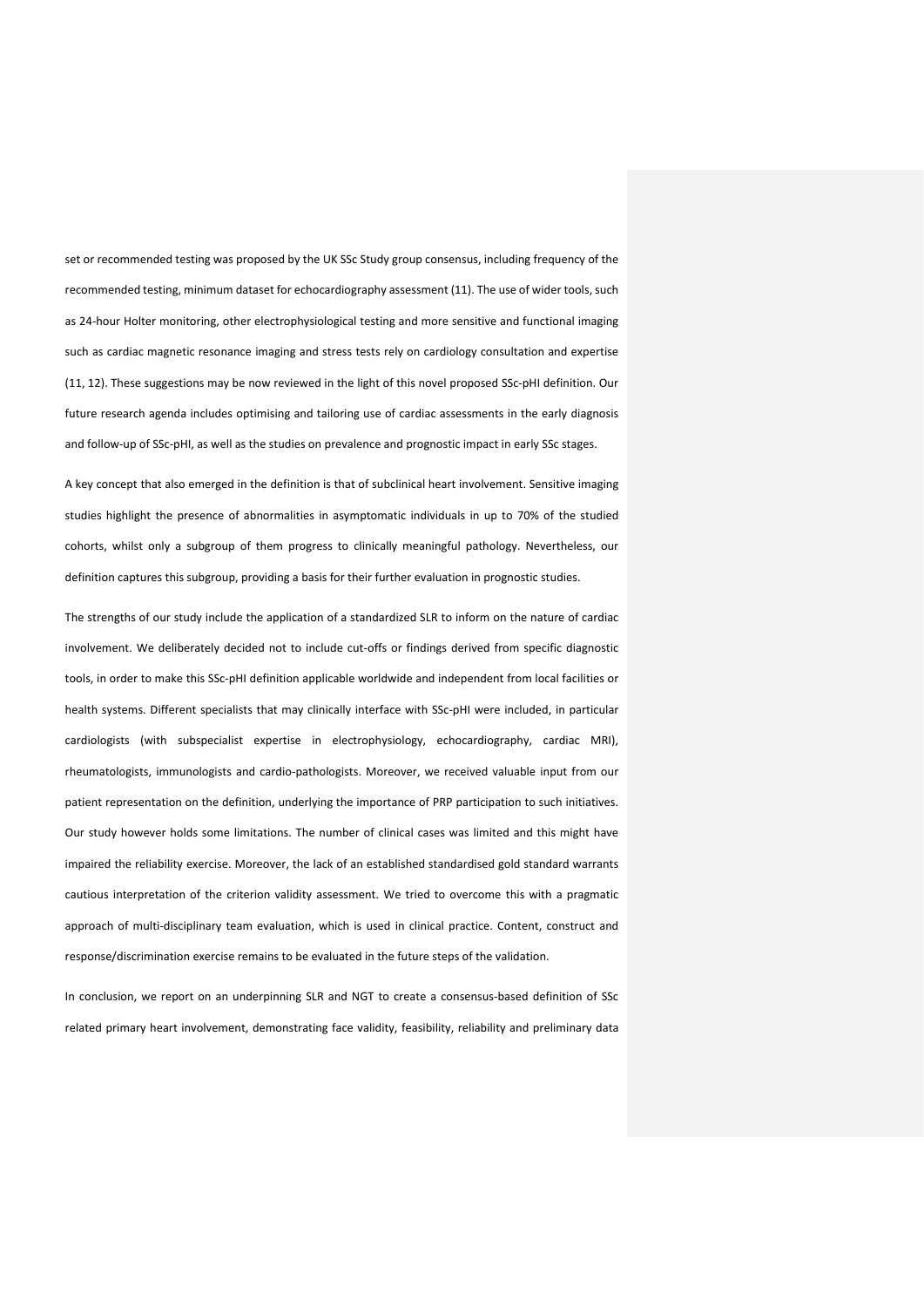set or recommended testing was proposed by the UK SSc Study group consensus, including frequency of the recommended testing, minimum dataset for echocardiography assessment (11). The use of wider tools, such as 24-hour Holter monitoring, other electrophysiological testing and more sensitive and functional imaging such as cardiac magnetic resonance imaging and stress tests rely on cardiology consultation and expertise (11, 12). These suggestions may be now reviewed in the light of this novel proposed SSc-pHI definition. Our future research agenda includes optimising and tailoring use of cardiac assessments in the early diagnosis and follow-up of SSc-pHI, as well as the studies on prevalence and prognostic impact in early SSc stages.

A key concept that also emerged in the definition is that of subclinical heart involvement. Sensitive imaging studies highlight the presence of abnormalities in asymptomatic individuals in up to 70% of the studied cohorts, whilst only a subgroup of them progress to clinically meaningful pathology. Nevertheless, our definition captures this subgroup, providing a basis for their further evaluation in prognostic studies.

The strengths of our study include the application of a standardized SLR to inform on the nature of cardiac involvement. We deliberately decided not to include cut-offs or findings derived from specific diagnostic tools, in order to make this SSc-pHI definition applicable worldwide and independent from local facilities or health systems. Different specialists that may clinically interface with SSc-pHI were included, in particular cardiologists (with subspecialist expertise in electrophysiology, echocardiography, cardiac MRI), rheumatologists, immunologists and cardio-pathologists. Moreover, we received valuable input from our patient representation on the definition, underlying the importance of PRP participation to such initiatives. Our study however holds some limitations. The number of clinical cases was limited and this might have impaired the reliability exercise. Moreover, the lack of an established standardised gold standard warrants cautious interpretation of the criterion validity assessment. We tried to overcome this with a pragmatic approach of multi-disciplinary team evaluation, which is used in clinical practice. Content, construct and response/discrimination exercise remains to be evaluated in the future steps of the validation.

In conclusion, we report on an underpinning SLR and NGT to create a consensus-based definition of SSc related primary heart involvement, demonstrating face validity, feasibility, reliability and preliminary data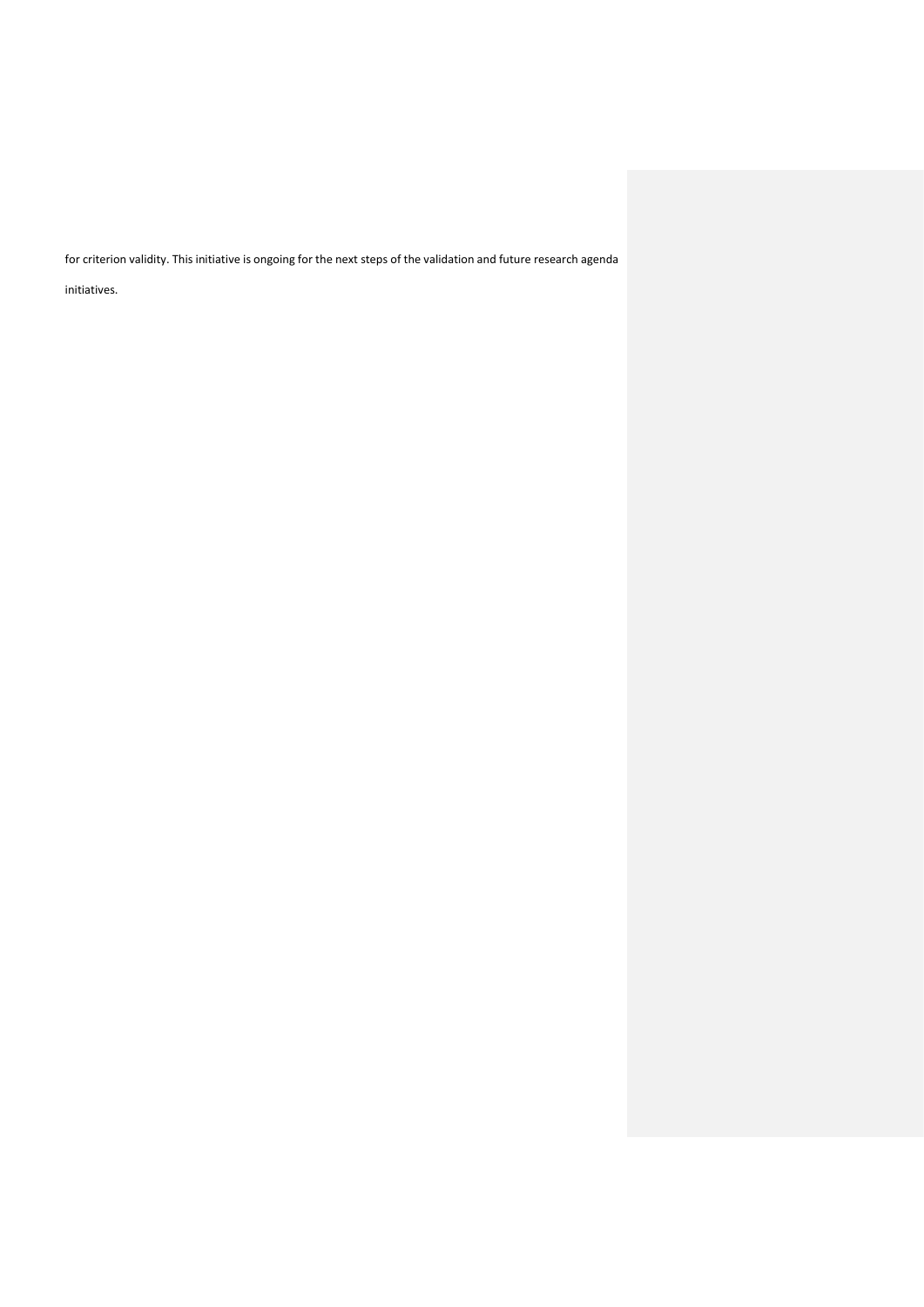for criterion validity. This initiative is ongoing for the next steps of the validation and future research agenda initiatives.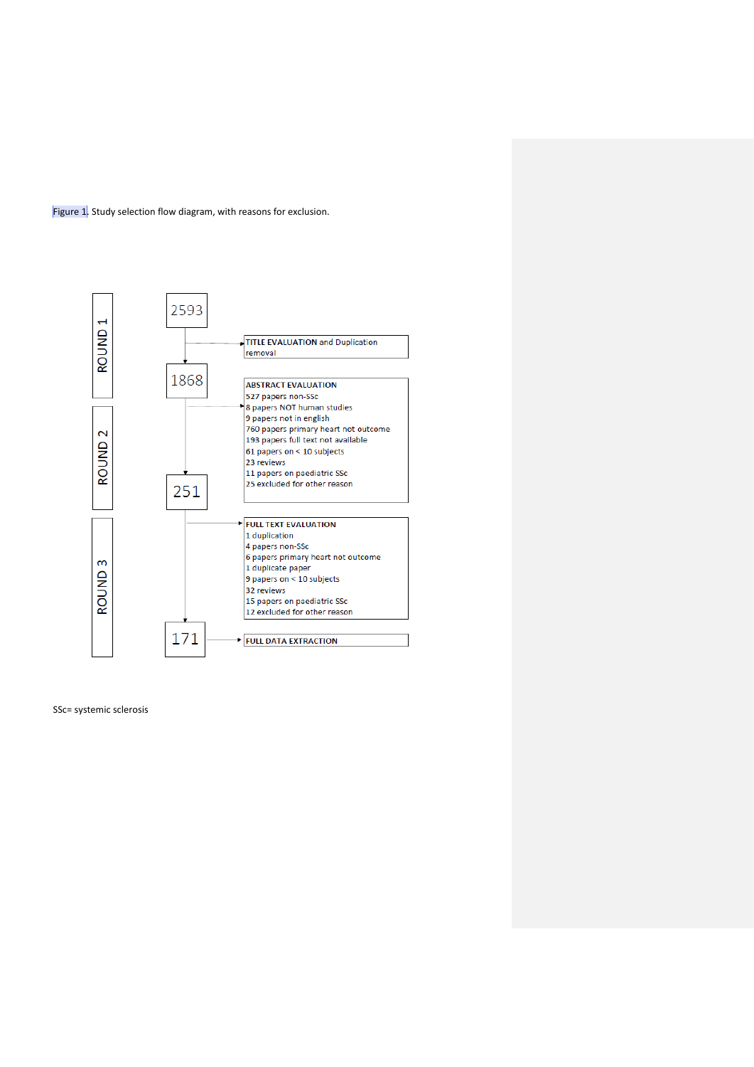Figure 1. Study selection flow diagram, with reasons for exclusion.

ROUND 1

2593

TITLE EVALUATION and Duplication removal

1868

ROUND 2

ABSTRACT EVALUATION
527 papers non-SSc
8 papers NOT human studies
9 papers not in english
760 papers primary heart not outcome
193 papers full text not available
61 papers on < 10 subjects
23 reviews
11 papers on paediatric SSc
25 excluded for other reason

251

ROUND 3

FULL TEXT EVALUATION
1 duplication
4 papers non-SSc
6 papers primary heart not outcome
1 duplicate paper
9 papers on < 10 subjects
32 reviews
15 papers on paediatric SSc
12 excluded for other reason

171

FULL DATA EXTRACTION

SSc= systemic sclerosis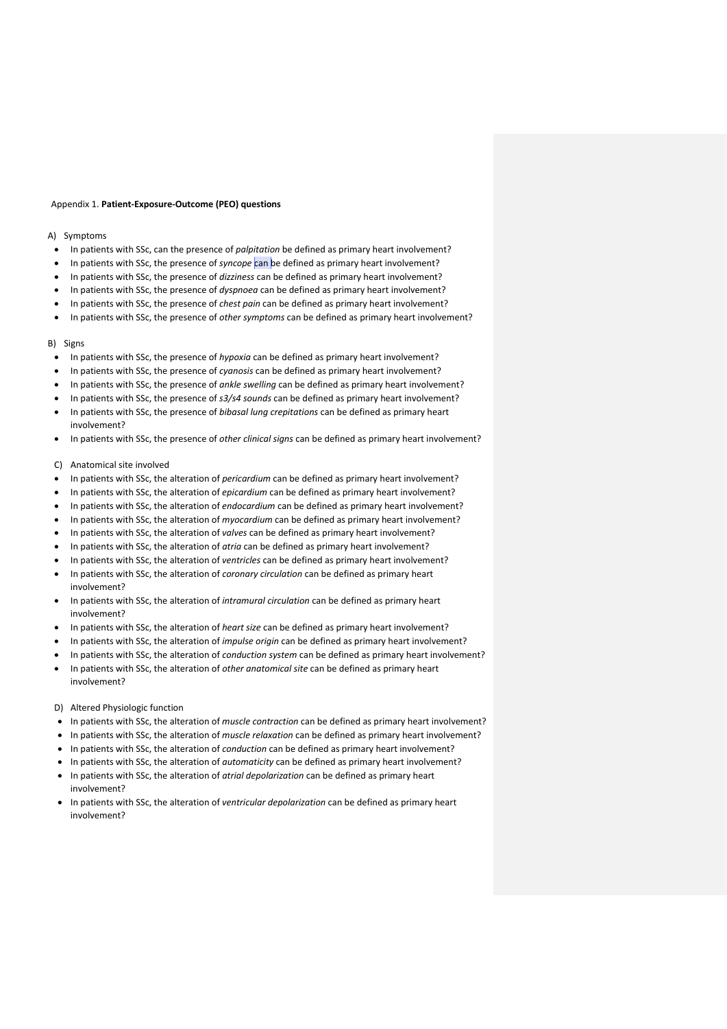Appendix 1. **Patient-Exposure-Outcome (PEO) questions**

A) Symptoms

- In patients with SSc, can the presence of *palpitation* be defined as primary heart involvement?
- In patients with SSc, the presence of *syncope* can be defined as primary heart involvement?
- In patients with SSc, the presence of *dizziness* can be defined as primary heart involvement?
- In patients with SSc, the presence of *dyspnoea* can be defined as primary heart involvement?
- In patients with SSc, the presence of *chest pain* can be defined as primary heart involvement?
- In patients with SSc, the presence of *other symptoms* can be defined as primary heart involvement?

B) Signs

- In patients with SSc, the presence of *hypoxia* can be defined as primary heart involvement?
- In patients with SSc, the presence of *cyanosis* can be defined as primary heart involvement?
- In patients with SSc, the presence of *ankle swelling* can be defined as primary heart involvement?
- In patients with SSc, the presence of *s3/s4 sounds* can be defined as primary heart involvement?
- In patients with SSc, the presence of *bibasal lung crepitations* can be defined as primary heart involvement?
- In patients with SSc, the presence of *other clinical signs* can be defined as primary heart involvement?

C) Anatomical site involved

- In patients with SSc, the alteration of *pericardium* can be defined as primary heart involvement?
- In patients with SSc, the alteration of *epicardium* can be defined as primary heart involvement?
- In patients with SSc, the alteration of *endocardium* can be defined as primary heart involvement?
- In patients with SSc, the alteration of *myocardium* can be defined as primary heart involvement?
- In patients with SSc, the alteration of *valves* can be defined as primary heart involvement?
- In patients with SSc, the alteration of *atria* can be defined as primary heart involvement?
- In patients with SSc, the alteration of *ventricles* can be defined as primary heart involvement?
- In patients with SSc, the alteration of *coronary circulation* can be defined as primary heart involvement?
- In patients with SSc, the alteration of *intramural circulation* can be defined as primary heart involvement?
- In patients with SSc, the alteration of *heart size* can be defined as primary heart involvement?
- In patients with SSc, the alteration of *impulse origin* can be defined as primary heart involvement?
- In patients with SSc, the alteration of *conduction system* can be defined as primary heart involvement?
- In patients with SSc, the alteration of *other anatomical site* can be defined as primary heart involvement?

D) Altered Physiologic function

- In patients with SSc, the alteration of *muscle contraction* can be defined as primary heart involvement?
- In patients with SSc, the alteration of *muscle relaxation* can be defined as primary heart involvement?
- In patients with SSc, the alteration of *conduction* can be defined as primary heart involvement?
- In patients with SSc, the alteration of *automaticity* can be defined as primary heart involvement?
- In patients with SSc, the alteration of *atrial depolarization* can be defined as primary heart involvement?
- In patients with SSc, the alteration of *ventricular depolarization* can be defined as primary heart involvement?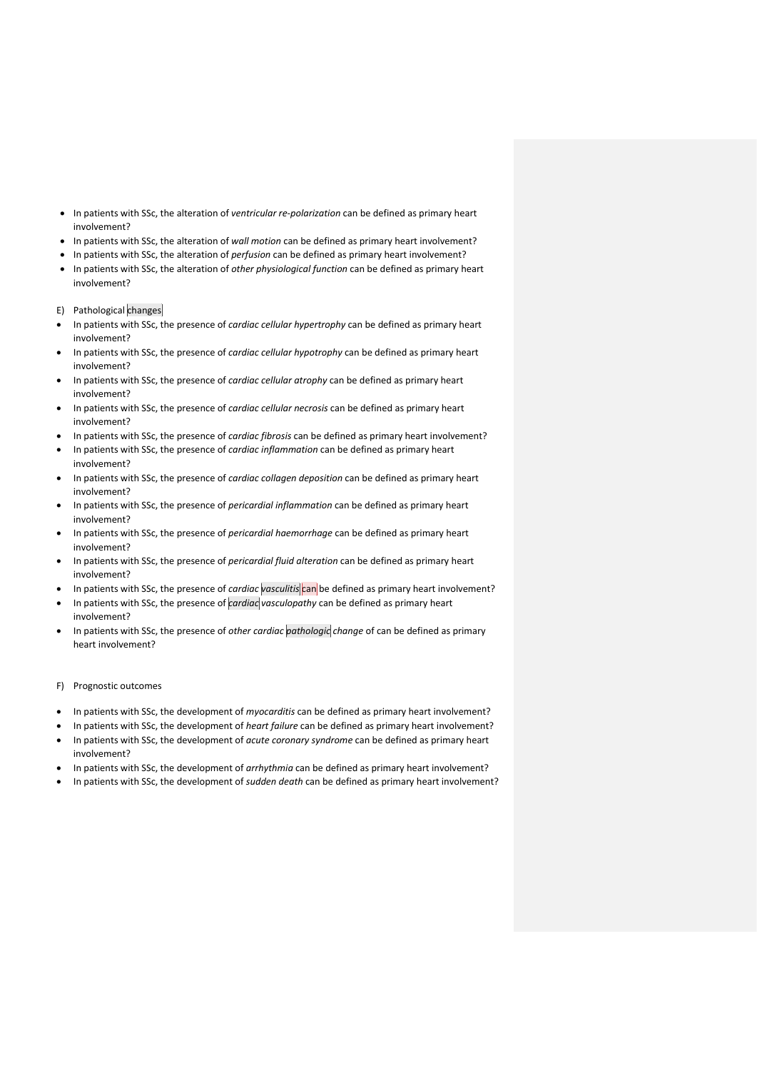- In patients with SSc, the alteration of *ventricular re-polarization* can be defined as primary heart involvement?
- In patients with SSc, the alteration of *wall motion* can be defined as primary heart involvement?
- In patients with SSc, the alteration of *perfusion* can be defined as primary heart involvement?
- In patients with SSc, the alteration of *other physiological function* can be defined as primary heart involvement?

E) Pathological changes

- In patients with SSc, the presence of *cardiac cellular hypertrophy* can be defined as primary heart involvement?
- In patients with SSc, the presence of *cardiac cellular hypotrophy* can be defined as primary heart involvement?
- In patients with SSc, the presence of *cardiac cellular atrophy* can be defined as primary heart involvement?
- In patients with SSc, the presence of *cardiac cellular necrosis* can be defined as primary heart involvement?
- In patients with SSc, the presence of *cardiac fibrosis* can be defined as primary heart involvement?
- In patients with SSc, the presence of *cardiac inflammation* can be defined as primary heart involvement?
- In patients with SSc, the presence of *cardiac collagen deposition* can be defined as primary heart involvement?
- In patients with SSc, the presence of *pericardial inflammation* can be defined as primary heart involvement?
- In patients with SSc, the presence of *pericardial haemorrhage* can be defined as primary heart involvement?
- In patients with SSc, the presence of *pericardial fluid alteration* can be defined as primary heart involvement?
- In patients with SSc, the presence of *cardiac vasculitis* can be defined as primary heart involvement?
- In patients with SSc, the presence of *cardiac vasculopathy* can be defined as primary heart involvement?
- In patients with SSc, the presence of *other cardiac pathologic change* of can be defined as primary heart involvement?

F) Prognostic outcomes

- In patients with SSc, the development of *myocarditis* can be defined as primary heart involvement?
- In patients with SSc, the development of *heart failure* can be defined as primary heart involvement?
- In patients with SSc, the development of *acute coronary syndrome* can be defined as primary heart involvement?
- In patients with SSc, the development of *arrhythmia* can be defined as primary heart involvement?
- In patients with SSc, the development of *sudden death* can be defined as primary heart involvement?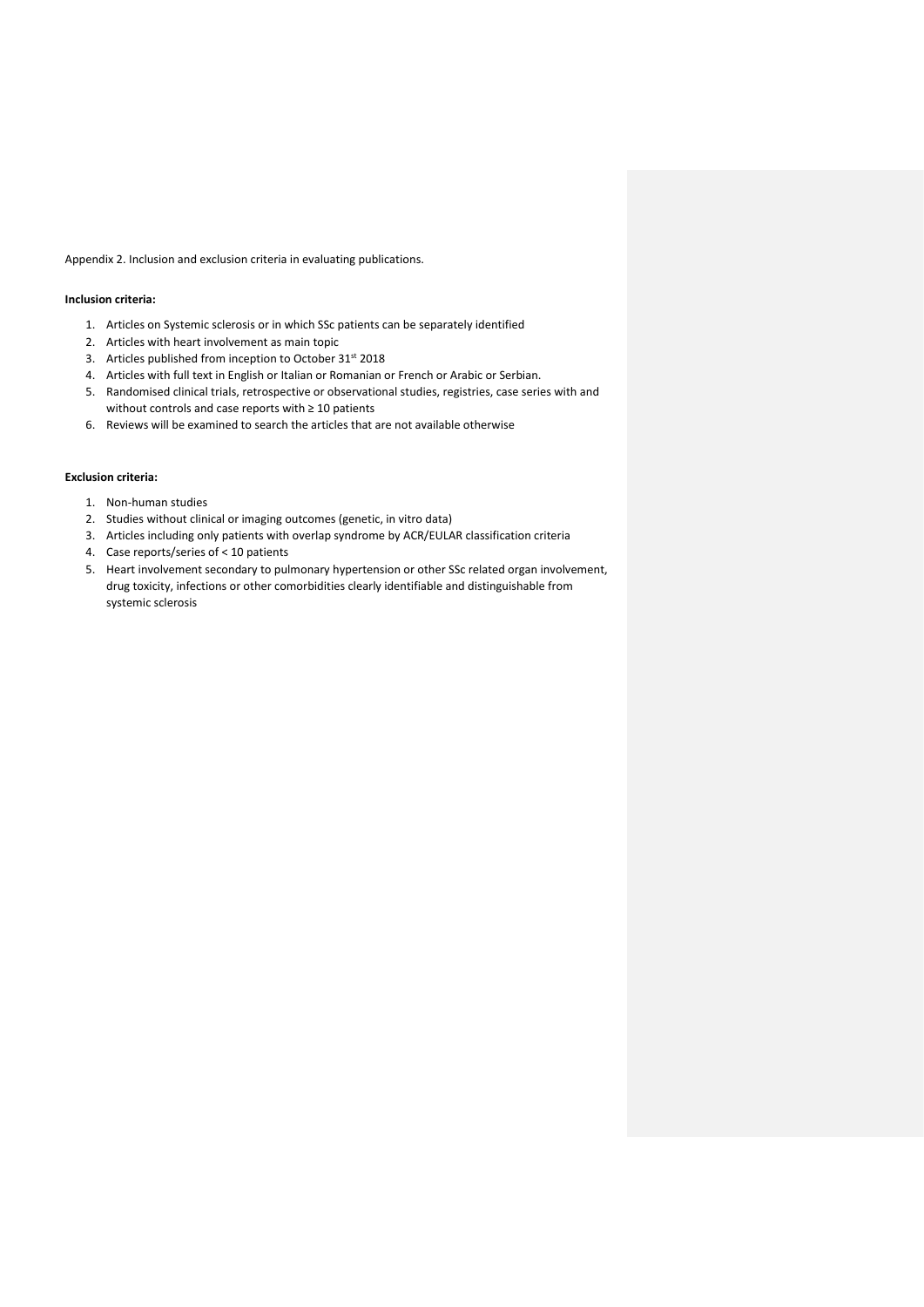Appendix 2. Inclusion and exclusion criteria in evaluating publications.

**Inclusion criteria:**

1. Articles on Systemic sclerosis or in which SSc patients can be separately identified
2. Articles with heart involvement as main topic
3. Articles published from inception to October 31st 2018
4. Articles with full text in English or Italian or Romanian or French or Arabic or Serbian.
5. Randomised clinical trials, retrospective or observational studies, registries, case series with and without controls and case reports with ≥ 10 patients
6. Reviews will be examined to search the articles that are not available otherwise

**Exclusion criteria:**

1. Non-human studies
2. Studies without clinical or imaging outcomes (genetic, in vitro data)
3. Articles including only patients with overlap syndrome by ACR/EULAR classification criteria
4. Case reports/series of < 10 patients
5. Heart involvement secondary to pulmonary hypertension or other SSc related organ involvement, drug toxicity, infections or other comorbidities clearly identifiable and distinguishable from systemic sclerosis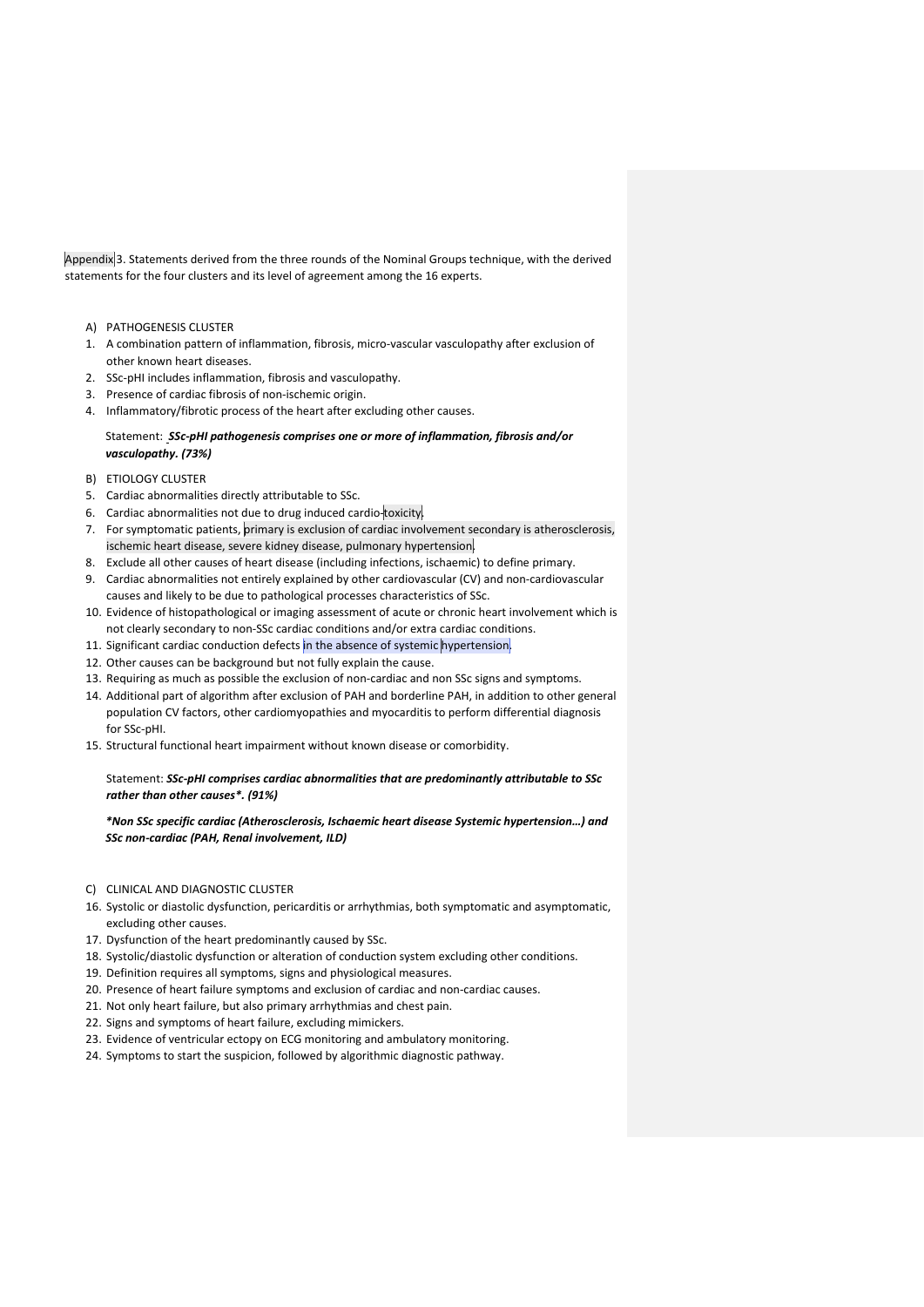Appendix 3. Statements derived from the three rounds of the Nominal Groups technique, with the derived statements for the four clusters and its level of agreement among the 16 experts.

A) PATHOGENESIS CLUSTER

1. A combination pattern of inflammation, fibrosis, micro-vascular vasculopathy after exclusion of other known heart diseases.
2. SSc-pHI includes inflammation, fibrosis and vasculopathy.
3. Presence of cardiac fibrosis of non-ischemic origin.
4. Inflammatory/fibrotic process of the heart after excluding other causes.

Statement: ***SSc-pHI pathogenesis comprises one or more of inflammation, fibrosis and/or vasculopathy. (73%)***

B) ETIOLOGY CLUSTER

5. Cardiac abnormalities directly attributable to SSc.
6. Cardiac abnormalities not due to drug induced cardio-toxicity.
7. For symptomatic patients, primary is exclusion of cardiac involvement secondary is atherosclerosis, ischemic heart disease, severe kidney disease, pulmonary hypertension.
8. Exclude all other causes of heart disease (including infections, ischaemic) to define primary.
9. Cardiac abnormalities not entirely explained by other cardiovascular (CV) and non-cardiovascular causes and likely to be due to pathological processes characteristics of SSc.
10. Evidence of histopathological or imaging assessment of acute or chronic heart involvement which is not clearly secondary to non-SSc cardiac conditions and/or extra cardiac conditions.
11. Significant cardiac conduction defects in the absence of systemic hypertension.
12. Other causes can be background but not fully explain the cause.
13. Requiring as much as possible the exclusion of non-cardiac and non SSc signs and symptoms.
14. Additional part of algorithm after exclusion of PAH and borderline PAH, in addition to other general population CV factors, other cardiomyopathies and myocarditis to perform differential diagnosis for SSc-pHI.
15. Structural functional heart impairment without known disease or comorbidity.

Statement: ***SSc-pHI comprises cardiac abnormalities that are predominantly attributable to SSc rather than other causes\*. (91%)***

***\*Non SSc specific cardiac (Atherosclerosis, Ischaemic heart disease Systemic hypertension…) and SSc non-cardiac (PAH, Renal involvement, ILD)***

C) CLINICAL AND DIAGNOSTIC CLUSTER

16. Systolic or diastolic dysfunction, pericarditis or arrhythmias, both symptomatic and asymptomatic, excluding other causes.
17. Dysfunction of the heart predominantly caused by SSc.
18. Systolic/diastolic dysfunction or alteration of conduction system excluding other conditions.
19. Definition requires all symptoms, signs and physiological measures.
20. Presence of heart failure symptoms and exclusion of cardiac and non-cardiac causes.
21. Not only heart failure, but also primary arrhythmias and chest pain.
22. Signs and symptoms of heart failure, excluding mimickers.
23. Evidence of ventricular ectopy on ECG monitoring and ambulatory monitoring.
24. Symptoms to start the suspicion, followed by algorithmic diagnostic pathway.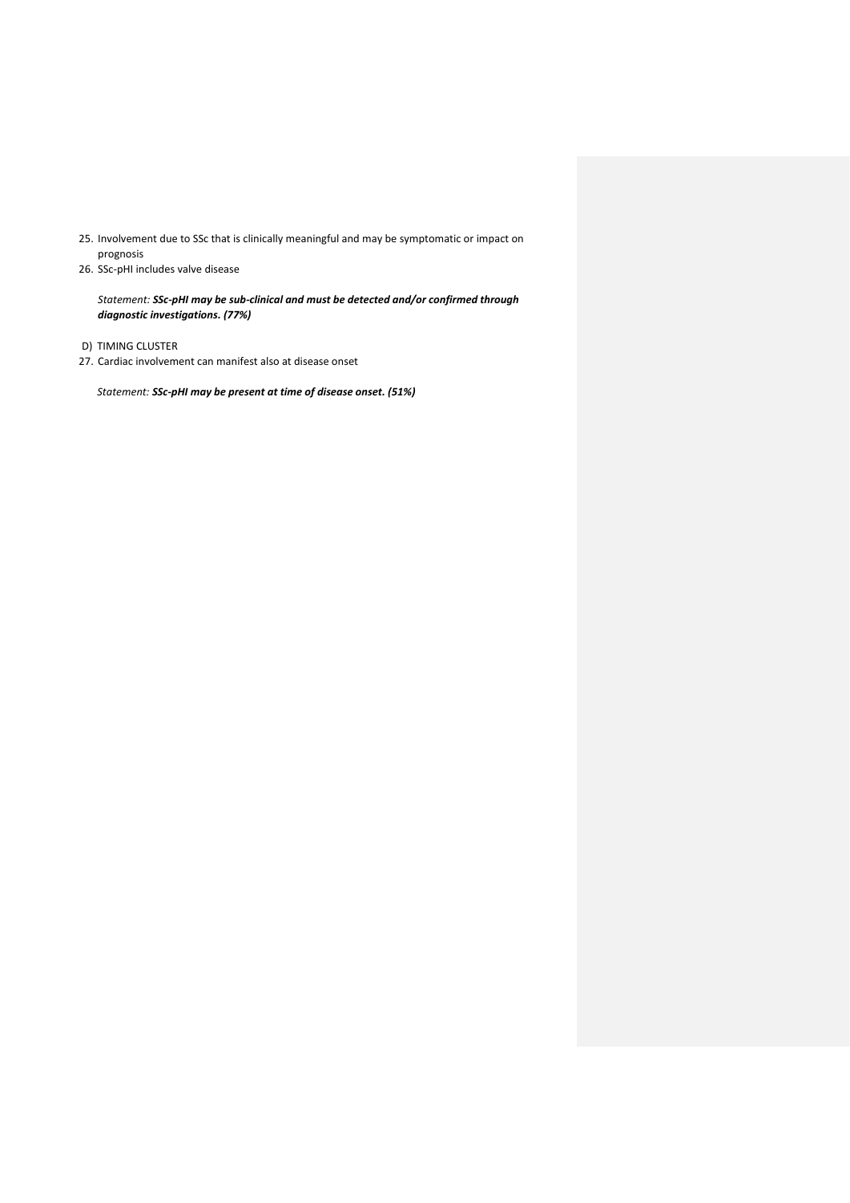25. Involvement due to SSc that is clinically meaningful and may be symptomatic or impact on prognosis
26. SSc-pHI includes valve disease

    *Statement:* ***SSc-pHI may be sub-clinical and must be detected and/or confirmed through diagnostic investigations. (77%)***

D) TIMING CLUSTER

27. Cardiac involvement can manifest also at disease onset

    *Statement:* ***SSc-pHI may be present at time of disease onset. (51%)***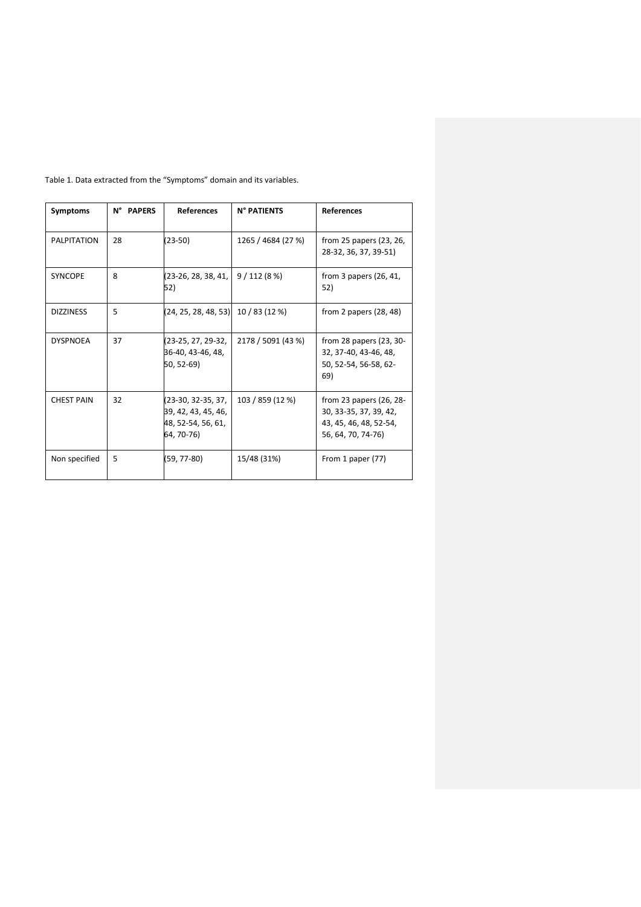Table 1. Data extracted from the "Symptoms" domain and its variables.

| Symptoms | N° PAPERS | References | N° PATIENTS | References |
|---|---|---|---|---|
| PALPITATION | 28 | (23-50) | 1265 / 4684 (27 %) | from 25 papers (23, 26, 28-32, 36, 37, 39-51) |
| SYNCOPE | 8 | (23-26, 28, 38, 41, 52) | 9 / 112 (8 %) | from 3 papers (26, 41, 52) |
| DIZZINESS | 5 | (24, 25, 28, 48, 53) | 10 / 83 (12 %) | from 2 papers (28, 48) |
| DYSPNOEA | 37 | (23-25, 27, 29-32, 36-40, 43-46, 48, 50, 52-69) | 2178 / 5091 (43 %) | from 28 papers (23, 30-32, 37-40, 43-46, 48, 50, 52-54, 56-58, 62-69) |
| CHEST PAIN | 32 | (23-30, 32-35, 37, 39, 42, 43, 45, 46, 48, 52-54, 56, 61, 64, 70-76) | 103 / 859 (12 %) | from 23 papers (26, 28-30, 33-35, 37, 39, 42, 43, 45, 46, 48, 52-54, 56, 64, 70, 74-76) |
| Non specified | 5 | (59, 77-80) | 15/48 (31%) | From 1 paper (77) |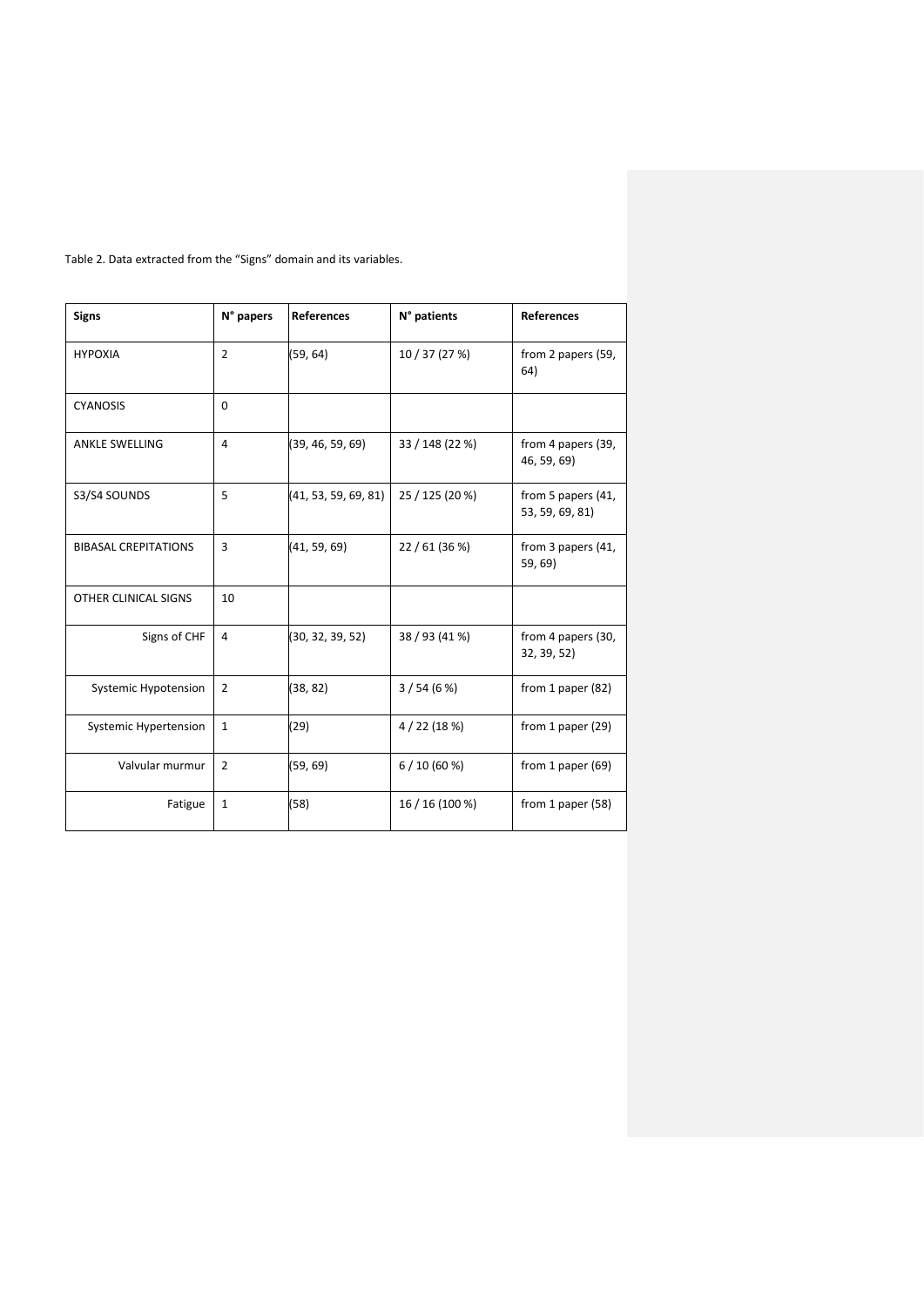Table 2. Data extracted from the "Signs" domain and its variables.

| Signs | N° papers | References | N° patients | References |
|---|---|---|---|---|
| HYPOXIA | 2 | (59, 64) | 10 / 37 (27 %) | from 2 papers (59, 64) |
| CYANOSIS | 0 | | | |
| ANKLE SWELLING | 4 | (39, 46, 59, 69) | 33 / 148 (22 %) | from 4 papers (39, 46, 59, 69) |
| S3/S4 SOUNDS | 5 | (41, 53, 59, 69, 81) | 25 / 125 (20 %) | from 5 papers (41, 53, 59, 69, 81) |
| BIBASAL CREPITATIONS | 3 | (41, 59, 69) | 22 / 61 (36 %) | from 3 papers (41, 59, 69) |
| OTHER CLINICAL SIGNS | 10 | | | |
| Signs of CHF | 4 | (30, 32, 39, 52) | 38 / 93 (41 %) | from 4 papers (30, 32, 39, 52) |
| Systemic Hypotension | 2 | (38, 82) | 3 / 54 (6 %) | from 1 paper (82) |
| Systemic Hypertension | 1 | (29) | 4 / 22 (18 %) | from 1 paper (29) |
| Valvular murmur | 2 | (59, 69) | 6 / 10 (60 %) | from 1 paper (69) |
| Fatigue | 1 | (58) | 16 / 16 (100 %) | from 1 paper (58) |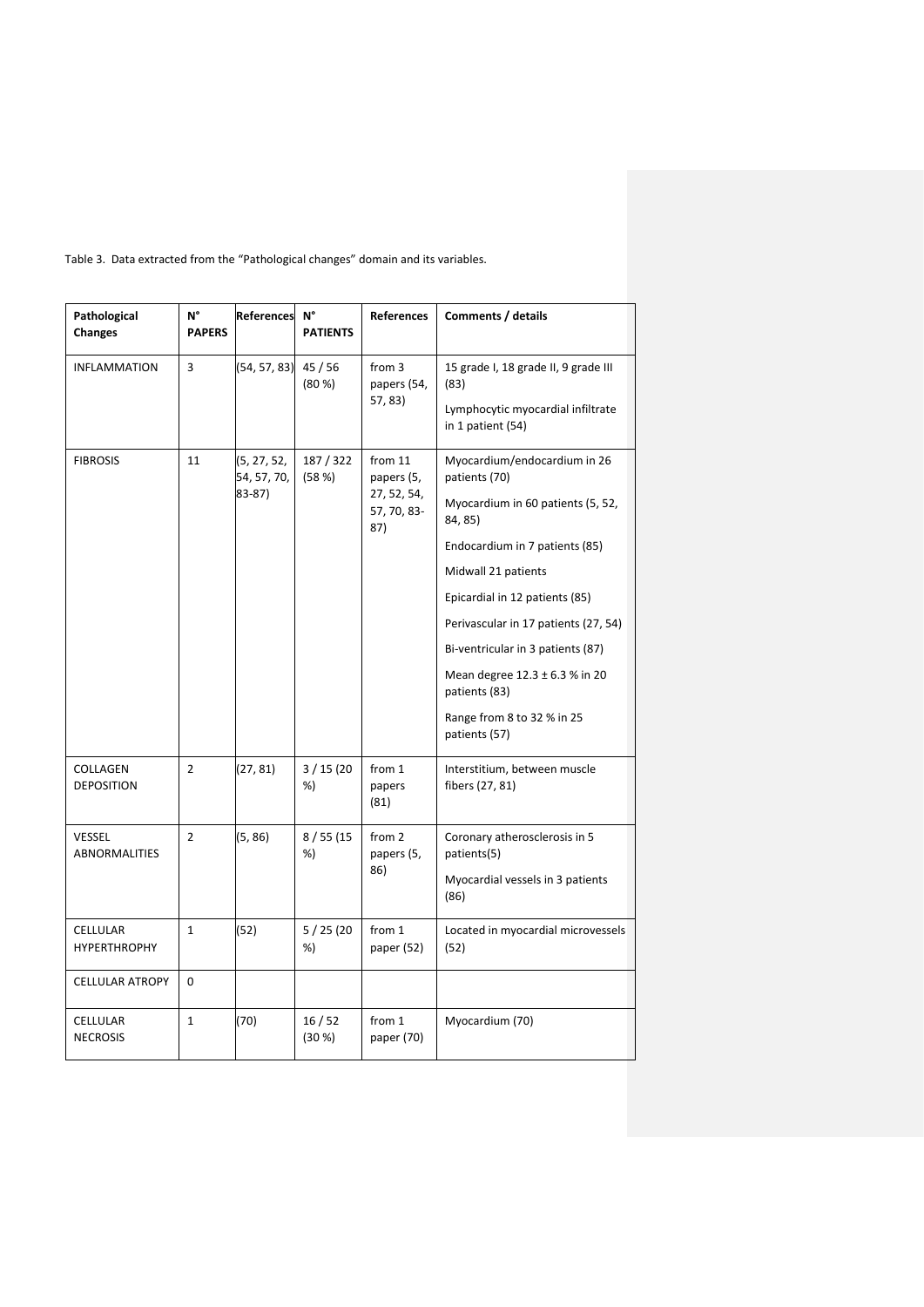Table 3. Data extracted from the "Pathological changes" domain and its variables.

| Pathological Changes | N° PAPERS | References | N° PATIENTS | References | Comments / details |
|---|---|---|---|---|---|
| INFLAMMATION | 3 | (54, 57, 83) | 45 / 56 (80 %) | from 3 papers (54, 57, 83) | 15 grade I, 18 grade II, 9 grade III (83)<br>Lymphocytic myocardial infiltrate in 1 patient (54) |
| FIBROSIS | 11 | (5, 27, 52, 54, 57, 70, 83-87) | 187 / 322 (58 %) | from 11 papers (5, 27, 52, 54, 57, 70, 83-87) | Myocardium/endocardium in 26 patients (70)<br>Myocardium in 60 patients (5, 52, 84, 85)<br>Endocardium in 7 patients (85)<br>Midwall 21 patients<br>Epicardial in 12 patients (85)<br>Perivascular in 17 patients (27, 54)<br>Bi-ventricular in 3 patients (87)<br>Mean degree 12.3 ± 6.3 % in 20 patients (83)<br>Range from 8 to 32 % in 25 patients (57) |
| COLLAGEN DEPOSITION | 2 | (27, 81) | 3 / 15 (20 %) | from 1 papers (81) | Interstitium, between muscle fibers (27, 81) |
| VESSEL ABNORMALITIES | 2 | (5, 86) | 8 / 55 (15 %) | from 2 papers (5, 86) | Coronary atherosclerosis in 5 patients(5)<br>Myocardial vessels in 3 patients (86) |
| CELLULAR HYPERTHROPHY | 1 | (52) | 5 / 25 (20 %) | from 1 paper (52) | Located in myocardial microvessels (52) |
| CELLULAR ATROPY | 0 | | | | |
| CELLULAR NECROSIS | 1 | (70) | 16 / 52 (30 %) | from 1 paper (70) | Myocardium (70) |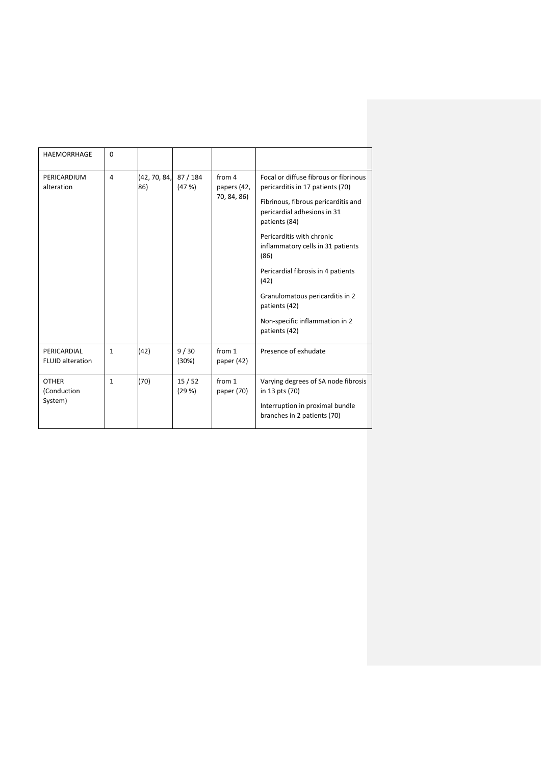| HAEMORRHAGE | 0 | | | | |
|---|---|---|---|---|---|
| PERICARDIUM alteration | 4 | (42, 70, 84, 86) | 87 / 184 (47 %) | from 4 papers (42, 70, 84, 86) | Focal or diffuse fibrous or fibrinous pericarditis in 17 patients (70)<br>Fibrinous, fibrous pericarditis and pericardial adhesions in 31 patients (84)<br>Pericarditis with chronic inflammatory cells in 31 patients (86)<br>Pericardial fibrosis in 4 patients (42)<br>Granulomatous pericarditis in 2 patients (42)<br>Non-specific inflammation in 2 patients (42) |
| PERICARDIAL FLUID alteration | 1 | (42) | 9 / 30 (30%) | from 1 paper (42) | Presence of exhudate |
| OTHER (Conduction System) | 1 | (70) | 15 / 52 (29 %) | from 1 paper (70) | Varying degrees of SA node fibrosis in 13 pts (70)<br>Interruption in proximal bundle branches in 2 patients (70) |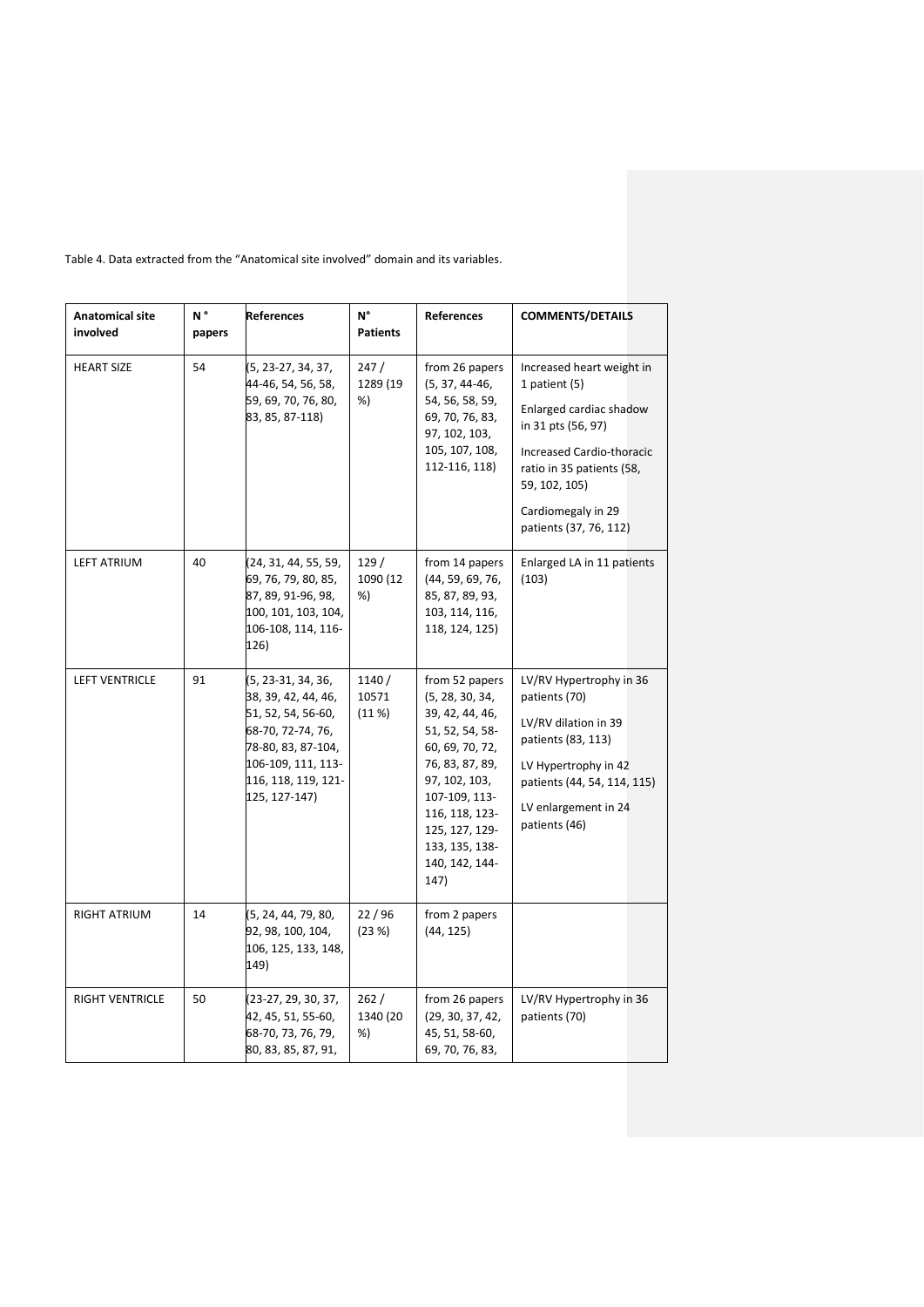Table 4. Data extracted from the "Anatomical site involved" domain and its variables.

| Anatomical site involved | N ° papers | References | N° Patients | References | COMMENTS/DETAILS |
|---|---|---|---|---|---|
| HEART SIZE | 54 | (5, 23-27, 34, 37, 44-46, 54, 56, 58, 59, 69, 70, 76, 80, 83, 85, 87-118) | 247 / 1289 (19 %) | from 26 papers (5, 37, 44-46, 54, 56, 58, 59, 69, 70, 76, 83, 97, 102, 103, 105, 107, 108, 112-116, 118) | Increased heart weight in 1 patient (5)<br>Enlarged cardiac shadow in 31 pts (56, 97)<br>Increased Cardio-thoracic ratio in 35 patients (58, 59, 102, 105)<br>Cardiomegaly in 29 patients (37, 76, 112) |
| LEFT ATRIUM | 40 | (24, 31, 44, 55, 59, 69, 76, 79, 80, 85, 87, 89, 91-96, 98, 100, 101, 103, 104, 106-108, 114, 116-126) | 129 / 1090 (12 %) | from 14 papers (44, 59, 69, 76, 85, 87, 89, 93, 103, 114, 116, 118, 124, 125) | Enlarged LA in 11 patients (103) |
| LEFT VENTRICLE | 91 | (5, 23-31, 34, 36, 38, 39, 42, 44, 46, 51, 52, 54, 56-60, 68-70, 72-74, 76, 78-80, 83, 87-104, 106-109, 111, 113-116, 118, 119, 121-125, 127-147) | 1140 / 10571 (11 %) | from 52 papers (5, 28, 30, 34, 39, 42, 44, 46, 51, 52, 54, 58-60, 69, 70, 72, 76, 83, 87, 89, 97, 102, 103, 107-109, 113-116, 118, 123-125, 127, 129-133, 135, 138-140, 142, 144-147) | LV/RV Hypertrophy in 36 patients (70)<br>LV/RV dilation in 39 patients (83, 113)<br>LV Hypertrophy in 42 patients (44, 54, 114, 115)<br>LV enlargement in 24 patients (46) |
| RIGHT ATRIUM | 14 | (5, 24, 44, 79, 80, 92, 98, 100, 104, 106, 125, 133, 148, 149) | 22 / 96 (23 %) | from 2 papers (44, 125) | |
| RIGHT VENTRICLE | 50 | (23-27, 29, 30, 37, 42, 45, 51, 55-60, 68-70, 73, 76, 79, 80, 83, 85, 87, 91, | 262 / 1340 (20 %) | from 26 papers (29, 30, 37, 42, 45, 51, 58-60, 69, 70, 76, 83, | LV/RV Hypertrophy in 36 patients (70) |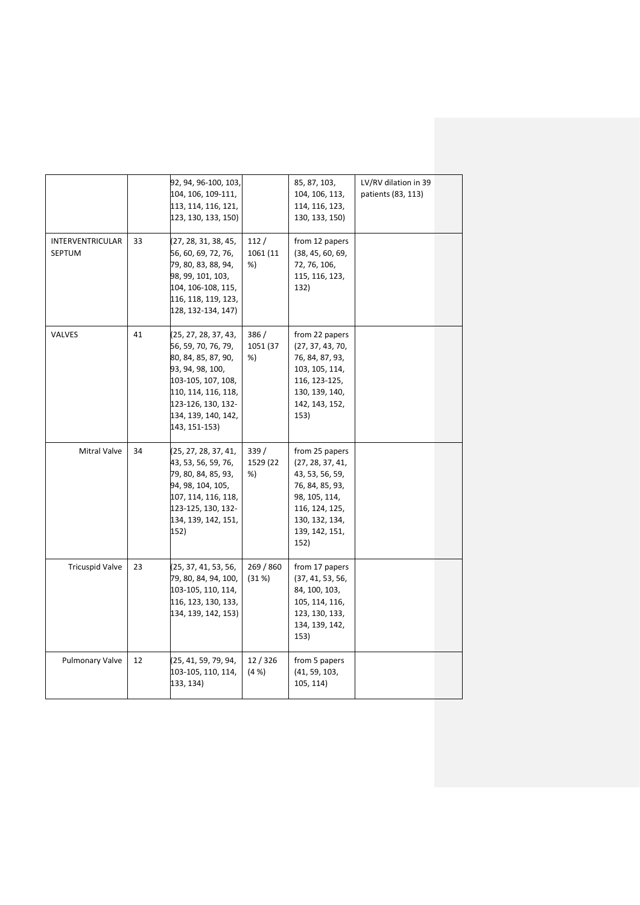|  |  | 92, 94, 96-100, 103, 104, 106, 109-111, 113, 114, 116, 121, 123, 130, 133, 150) |  | 85, 87, 103, 104, 106, 113, 114, 116, 123, 130, 133, 150) | LV/RV dilation in 39 patients (83, 113) |
|---|---|---|---|---|---|
| INTERVENTRICULAR SEPTUM | 33 | (27, 28, 31, 38, 45, 56, 60, 69, 72, 76, 79, 80, 83, 88, 94, 98, 99, 101, 103, 104, 106-108, 115, 116, 118, 119, 123, 128, 132-134, 147) | 112 / 1061 (11 %) | from 12 papers (38, 45, 60, 69, 72, 76, 106, 115, 116, 123, 132) |  |
| VALVES | 41 | (25, 27, 28, 37, 43, 56, 59, 70, 76, 79, 80, 84, 85, 87, 90, 93, 94, 98, 100, 103-105, 107, 108, 110, 114, 116, 118, 123-126, 130, 132-134, 139, 140, 142, 143, 151-153) | 386 / 1051 (37 %) | from 22 papers (27, 37, 43, 70, 76, 84, 87, 93, 103, 105, 114, 116, 123-125, 130, 139, 140, 142, 143, 152, 153) |  |
| Mitral Valve | 34 | (25, 27, 28, 37, 41, 43, 53, 56, 59, 76, 79, 80, 84, 85, 93, 94, 98, 104, 105, 107, 114, 116, 118, 123-125, 130, 132-134, 139, 142, 151, 152) | 339 / 1529 (22 %) | from 25 papers (27, 28, 37, 41, 43, 53, 56, 59, 76, 84, 85, 93, 98, 105, 114, 116, 124, 125, 130, 132, 134, 139, 142, 151, 152) |  |
| Tricuspid Valve | 23 | (25, 37, 41, 53, 56, 79, 80, 84, 94, 100, 103-105, 110, 114, 116, 123, 130, 133, 134, 139, 142, 153) | 269 / 860 (31 %) | from 17 papers (37, 41, 53, 56, 84, 100, 103, 105, 114, 116, 123, 130, 133, 134, 139, 142, 153) |  |
| Pulmonary Valve | 12 | (25, 41, 59, 79, 94, 103-105, 110, 114, 133, 134) | 12 / 326 (4 %) | from 5 papers (41, 59, 103, 105, 114) |  |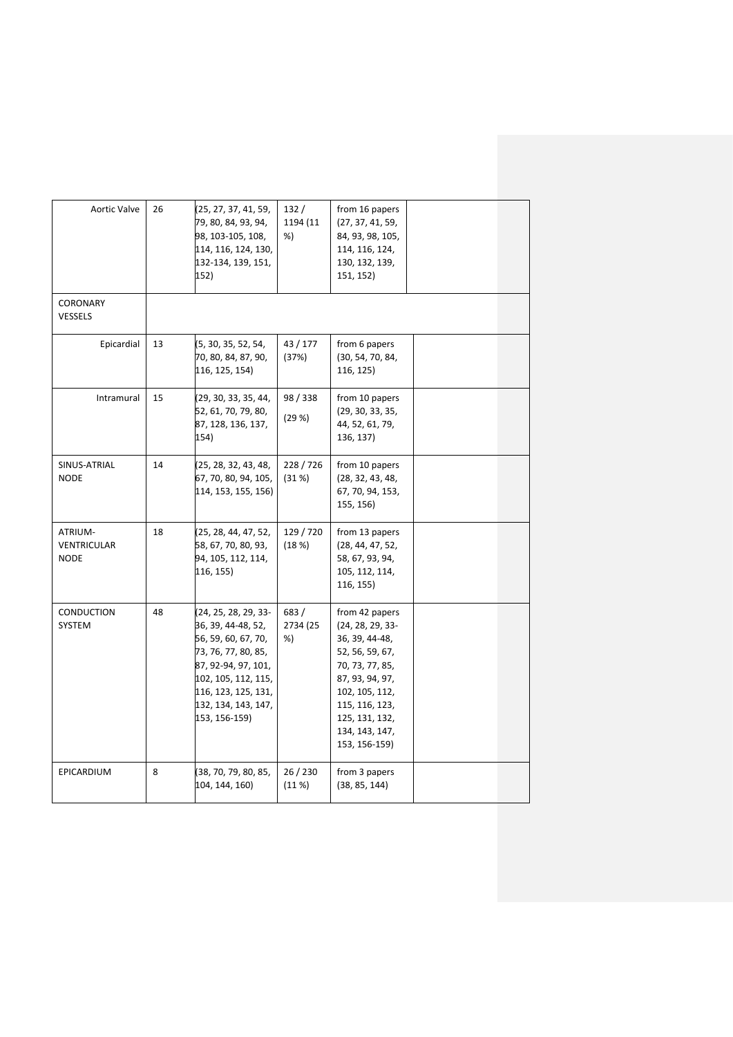| | | | | | |
|---|---|---|---|---|---|
| Aortic Valve | 26 | (25, 27, 37, 41, 59, 79, 80, 84, 93, 94, 98, 103-105, 108, 114, 116, 124, 130, 132-134, 139, 151, 152) | 132 / 1194 (11 %) | from 16 papers (27, 37, 41, 59, 84, 93, 98, 105, 114, 116, 124, 130, 132, 139, 151, 152) | |
| CORONARY VESSELS | | | | | |
| Epicardial | 13 | (5, 30, 35, 52, 54, 70, 80, 84, 87, 90, 116, 125, 154) | 43 / 177 (37%) | from 6 papers (30, 54, 70, 84, 116, 125) | |
| Intramural | 15 | (29, 30, 33, 35, 44, 52, 61, 70, 79, 80, 87, 128, 136, 137, 154) | 98 / 338 (29 %) | from 10 papers (29, 30, 33, 35, 44, 52, 61, 79, 136, 137) | |
| SINUS-ATRIAL NODE | 14 | (25, 28, 32, 43, 48, 67, 70, 80, 94, 105, 114, 153, 155, 156) | 228 / 726 (31 %) | from 10 papers (28, 32, 43, 48, 67, 70, 94, 153, 155, 156) | |
| ATRIUM-VENTRICULAR NODE | 18 | (25, 28, 44, 47, 52, 58, 67, 70, 80, 93, 94, 105, 112, 114, 116, 155) | 129 / 720 (18 %) | from 13 papers (28, 44, 47, 52, 58, 67, 93, 94, 105, 112, 114, 116, 155) | |
| CONDUCTION SYSTEM | 48 | (24, 25, 28, 29, 33-36, 39, 44-48, 52, 56, 59, 60, 67, 70, 73, 76, 77, 80, 85, 87, 92-94, 97, 101, 102, 105, 112, 115, 116, 123, 125, 131, 132, 134, 143, 147, 153, 156-159) | 683 / 2734 (25 %) | from 42 papers (24, 28, 29, 33-36, 39, 44-48, 52, 56, 59, 67, 70, 73, 77, 85, 87, 93, 94, 97, 102, 105, 112, 115, 116, 123, 125, 131, 132, 134, 143, 147, 153, 156-159) | |
| EPICARDIUM | 8 | (38, 70, 79, 80, 85, 104, 144, 160) | 26 / 230 (11 %) | from 3 papers (38, 85, 144) | |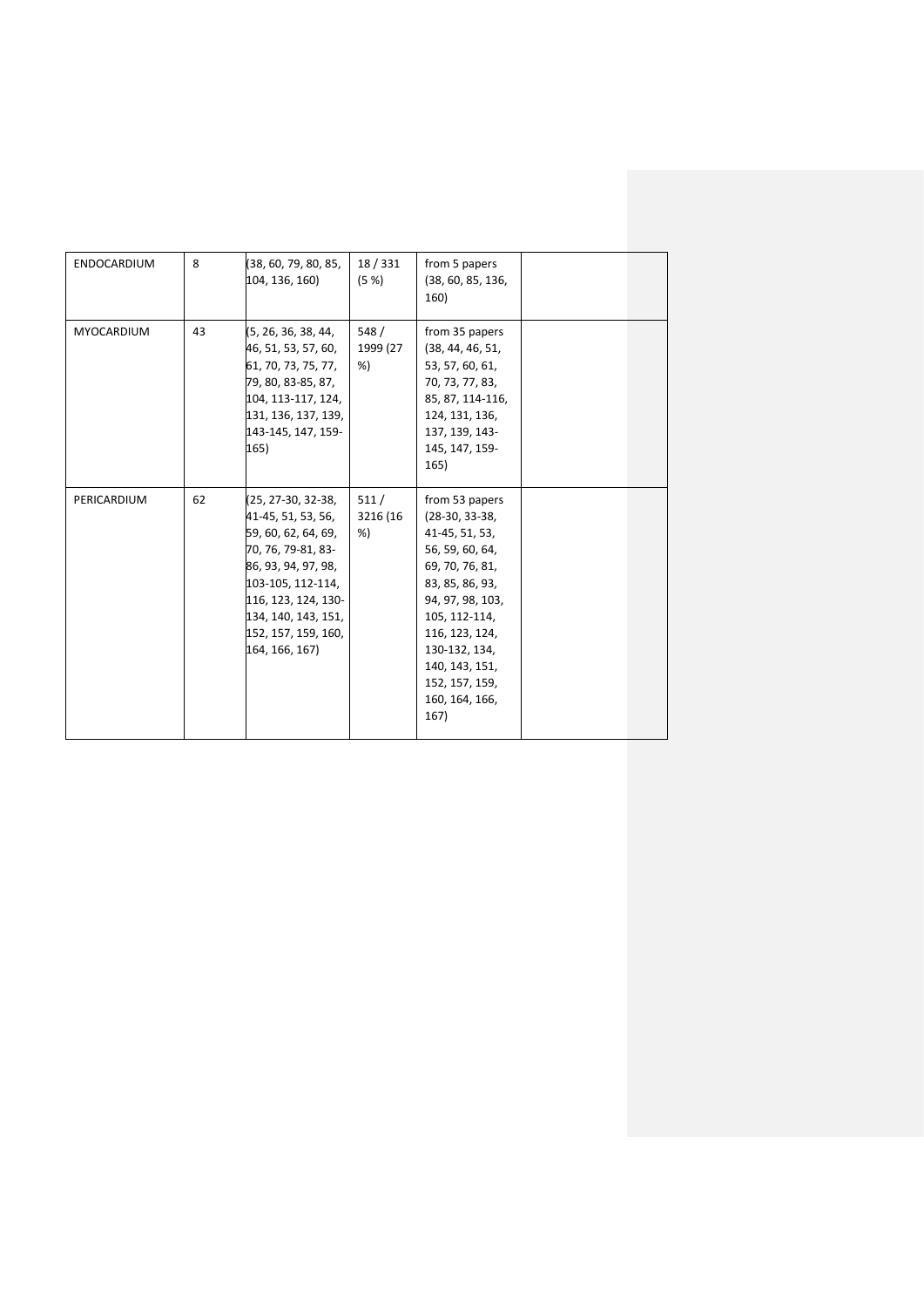| ENDOCARDIUM | 8 | (38, 60, 79, 80, 85, 104, 136, 160) | 18 / 331 (5 %) | from 5 papers (38, 60, 85, 136, 160) | |
|---|---|---|---|---|---|
| MYOCARDIUM | 43 | (5, 26, 36, 38, 44, 46, 51, 53, 57, 60, 61, 70, 73, 75, 77, 79, 80, 83-85, 87, 104, 113-117, 124, 131, 136, 137, 139, 143-145, 147, 159-165) | 548 / 1999 (27 %) | from 35 papers (38, 44, 46, 51, 53, 57, 60, 61, 70, 73, 77, 83, 85, 87, 114-116, 124, 131, 136, 137, 139, 143-145, 147, 159-165) | |
| PERICARDIUM | 62 | (25, 27-30, 32-38, 41-45, 51, 53, 56, 59, 60, 62, 64, 69, 70, 76, 79-81, 83-86, 93, 94, 97, 98, 103-105, 112-114, 116, 123, 124, 130-134, 140, 143, 151, 152, 157, 159, 160, 164, 166, 167) | 511 / 3216 (16 %) | from 53 papers (28-30, 33-38, 41-45, 51, 53, 56, 59, 60, 64, 69, 70, 76, 81, 83, 85, 86, 93, 94, 97, 98, 103, 105, 112-114, 116, 123, 124, 130-132, 134, 140, 143, 151, 152, 157, 159, 160, 164, 166, 167) | |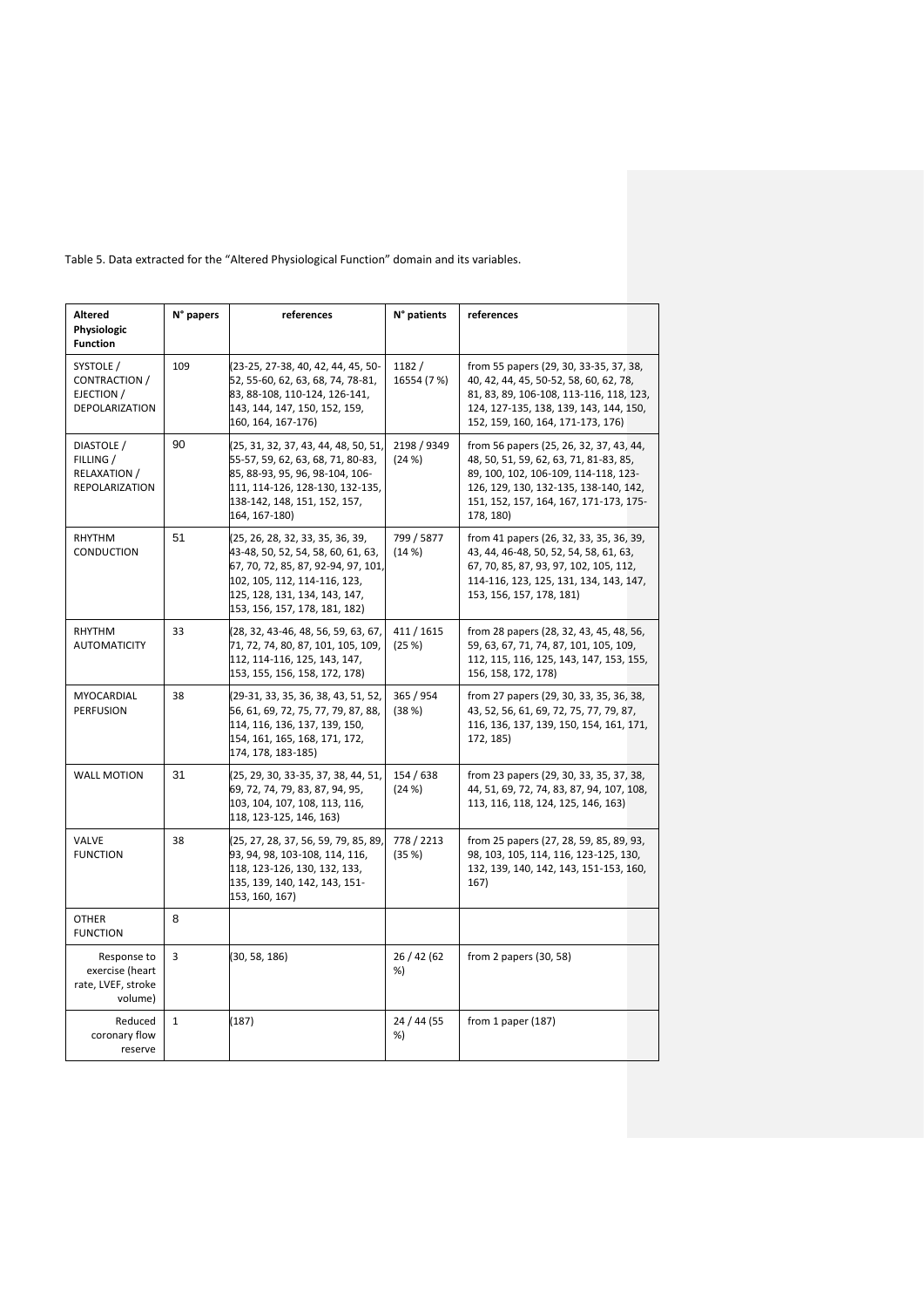Table 5. Data extracted for the "Altered Physiological Function" domain and its variables.

| Altered Physiologic Function | N° papers | references | N° patients | references |
|---|---|---|---|---|
| SYSTOLE / CONTRACTION / EJECTION / DEPOLARIZATION | 109 | (23-25, 27-38, 40, 42, 44, 45, 50-52, 55-60, 62, 63, 68, 74, 78-81, 83, 88-108, 110-124, 126-141, 143, 144, 147, 150, 152, 159, 160, 164, 167-176) | 1182 / 16554 (7 %) | from 55 papers (29, 30, 33-35, 37, 38, 40, 42, 44, 45, 50-52, 58, 60, 62, 78, 81, 83, 89, 106-108, 113-116, 118, 123, 124, 127-135, 138, 139, 143, 144, 150, 152, 159, 160, 164, 171-173, 176) |
| DIASTOLE / FILLING / RELAXATION / REPOLARIZATION | 90 | (25, 31, 32, 37, 43, 44, 48, 50, 51, 55-57, 59, 62, 63, 68, 71, 80-83, 85, 88-93, 95, 96, 98-104, 106-111, 114-126, 128-130, 132-135, 138-142, 148, 151, 152, 157, 164, 167-180) | 2198 / 9349 (24 %) | from 56 papers (25, 26, 32, 37, 43, 44, 48, 50, 51, 59, 62, 63, 71, 81-83, 85, 89, 100, 102, 106-109, 114-118, 123-126, 129, 130, 132-135, 138-140, 142, 151, 152, 157, 164, 167, 171-173, 175-178, 180) |
| RHYTHM CONDUCTION | 51 | (25, 26, 28, 32, 33, 35, 36, 39, 43-48, 50, 52, 54, 58, 60, 61, 63, 67, 70, 72, 85, 87, 92-94, 97, 101, 102, 105, 112, 114-116, 123, 125, 128, 131, 134, 143, 147, 153, 156, 157, 178, 181, 182) | 799 / 5877 (14 %) | from 41 papers (26, 32, 33, 35, 36, 39, 43, 44, 46-48, 50, 52, 54, 58, 61, 63, 67, 70, 85, 87, 93, 97, 102, 105, 112, 114-116, 123, 125, 131, 134, 143, 147, 153, 156, 157, 178, 181) |
| RHYTHM AUTOMATICITY | 33 | (28, 32, 43-46, 48, 56, 59, 63, 67, 71, 72, 74, 80, 87, 101, 105, 109, 112, 114-116, 125, 143, 147, 153, 155, 156, 158, 172, 178) | 411 / 1615 (25 %) | from 28 papers (28, 32, 43, 45, 48, 56, 59, 63, 67, 71, 74, 87, 101, 105, 109, 112, 115, 116, 125, 143, 147, 153, 155, 156, 158, 172, 178) |
| MYOCARDIAL PERFUSION | 38 | (29-31, 33, 35, 36, 38, 43, 51, 52, 56, 61, 69, 72, 75, 77, 79, 87, 88, 114, 116, 136, 137, 139, 150, 154, 161, 165, 168, 171, 172, 174, 178, 183-185) | 365 / 954 (38 %) | from 27 papers (29, 30, 33, 35, 36, 38, 43, 52, 56, 61, 69, 72, 75, 77, 79, 87, 116, 136, 137, 139, 150, 154, 161, 171, 172, 185) |
| WALL MOTION | 31 | (25, 29, 30, 33-35, 37, 38, 44, 51, 69, 72, 74, 79, 83, 87, 94, 95, 103, 104, 107, 108, 113, 116, 118, 123-125, 146, 163) | 154 / 638 (24 %) | from 23 papers (29, 30, 33, 35, 37, 38, 44, 51, 69, 72, 74, 83, 87, 94, 107, 108, 113, 116, 118, 124, 125, 146, 163) |
| VALVE FUNCTION | 38 | (25, 27, 28, 37, 56, 59, 79, 85, 89, 93, 94, 98, 103-108, 114, 116, 118, 123-126, 130, 132, 133, 135, 139, 140, 142, 143, 151-153, 160, 167) | 778 / 2213 (35 %) | from 25 papers (27, 28, 59, 85, 89, 93, 98, 103, 105, 114, 116, 123-125, 130, 132, 139, 140, 142, 143, 151-153, 160, 167) |
| OTHER FUNCTION | 8 | | | |
| Response to exercise (heart rate, LVEF, stroke volume) | 3 | (30, 58, 186) | 26 / 42 (62 %) | from 2 papers (30, 58) |
| Reduced coronary flow reserve | 1 | (187) | 24 / 44 (55 %) | from 1 paper (187) |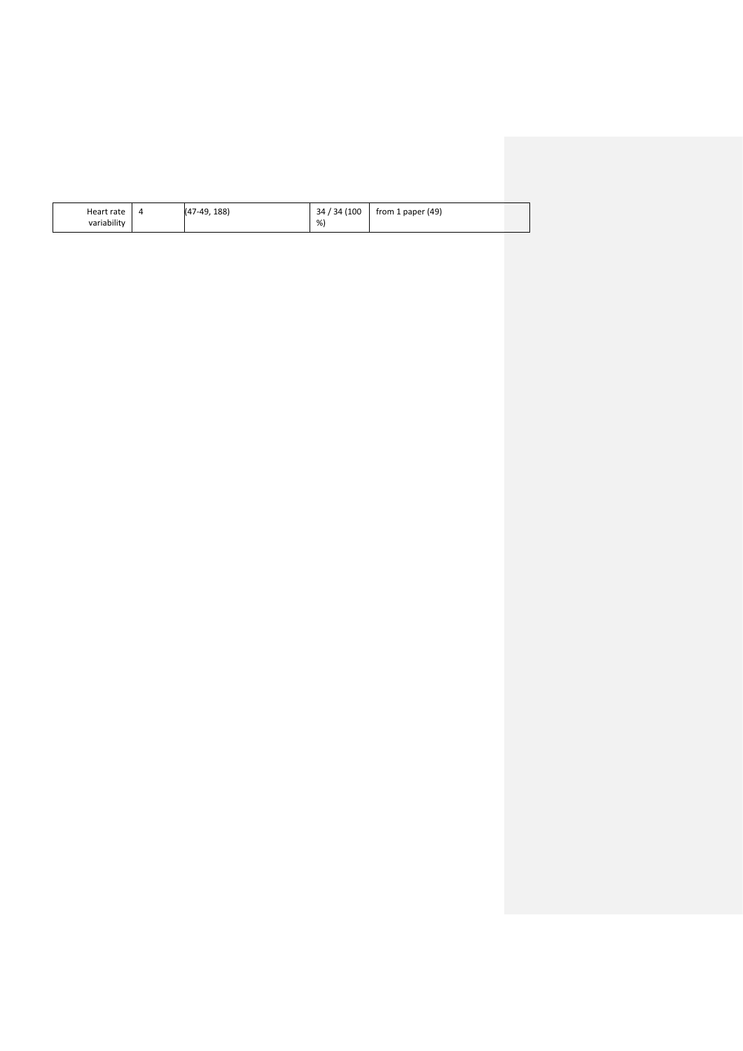| Heart rate variability | 4 | (47-49, 188) | 34 / 34 (100 %) | from 1 paper (49) |
| --- | --- | --- | --- | --- |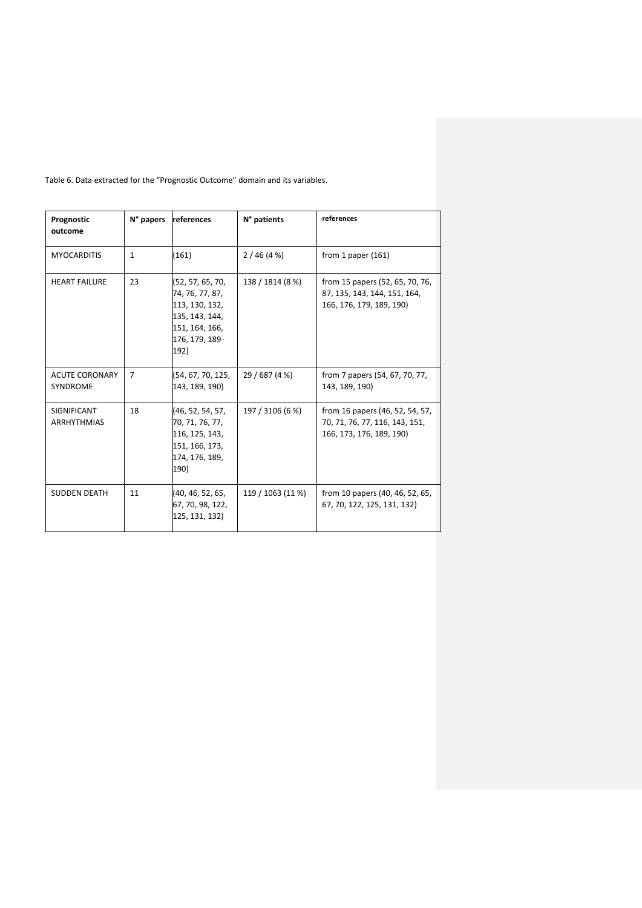Table 6. Data extracted for the "Prognostic Outcome" domain and its variables.

| Prognostic outcome | N° papers | references | N° patients | references |
|---|---|---|---|---|
| MYOCARDITIS | 1 | (161) | 2 / 46 (4 %) | from 1 paper (161) |
| HEART FAILURE | 23 | (52, 57, 65, 70, 74, 76, 77, 87, 113, 130, 132, 135, 143, 144, 151, 164, 166, 176, 179, 189-192) | 138 / 1814 (8 %) | from 15 papers (52, 65, 70, 76, 87, 135, 143, 144, 151, 164, 166, 176, 179, 189, 190) |
| ACUTE CORONARY SYNDROME | 7 | (54, 67, 70, 125, 143, 189, 190) | 29 / 687 (4 %) | from 7 papers (54, 67, 70, 77, 143, 189, 190) |
| SIGNIFICANT ARRHYTHMIAS | 18 | (46, 52, 54, 57, 70, 71, 76, 77, 116, 125, 143, 151, 166, 173, 174, 176, 189, 190) | 197 / 3106 (6 %) | from 16 papers (46, 52, 54, 57, 70, 71, 76, 77, 116, 143, 151, 166, 173, 176, 189, 190) |
| SUDDEN DEATH | 11 | (40, 46, 52, 65, 67, 70, 98, 122, 125, 131, 132) | 119 / 1063 (11 %) | from 10 papers (40, 46, 52, 65, 67, 70, 122, 125, 131, 132) |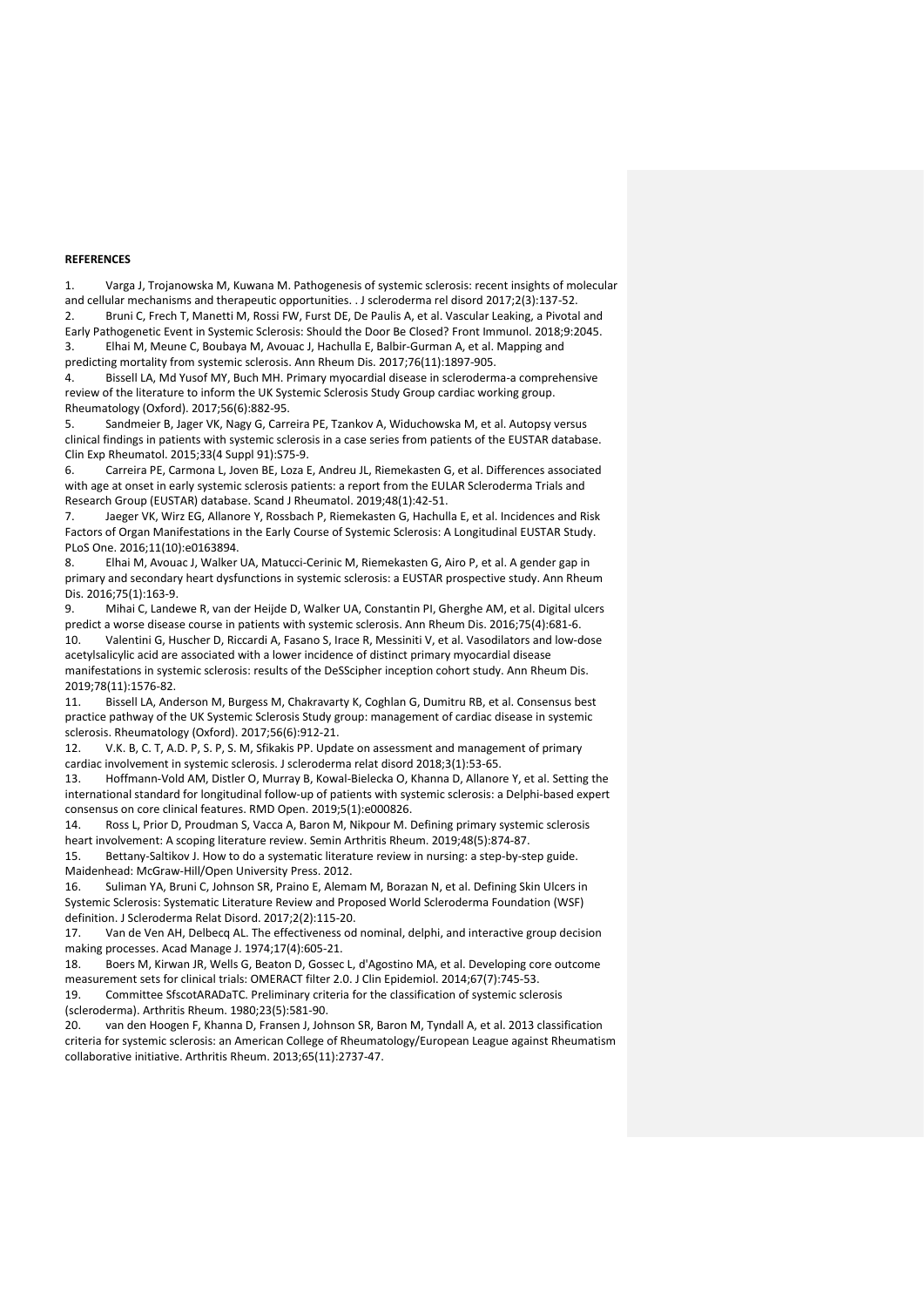**REFERENCES**

1. Varga J, Trojanowska M, Kuwana M. Pathogenesis of systemic sclerosis: recent insights of molecular and cellular mechanisms and therapeutic opportunities. . J scleroderma rel disord 2017;2(3):137-52.
2. Bruni C, Frech T, Manetti M, Rossi FW, Furst DE, De Paulis A, et al. Vascular Leaking, a Pivotal and Early Pathogenetic Event in Systemic Sclerosis: Should the Door Be Closed? Front Immunol. 2018;9:2045.
3. Elhai M, Meune C, Boubaya M, Avouac J, Hachulla E, Balbir-Gurman A, et al. Mapping and predicting mortality from systemic sclerosis. Ann Rheum Dis. 2017;76(11):1897-905.
4. Bissell LA, Md Yusof MY, Buch MH. Primary myocardial disease in scleroderma-a comprehensive review of the literature to inform the UK Systemic Sclerosis Study Group cardiac working group. Rheumatology (Oxford). 2017;56(6):882-95.
5. Sandmeier B, Jager VK, Nagy G, Carreira PE, Tzankov A, Widuchowska M, et al. Autopsy versus clinical findings in patients with systemic sclerosis in a case series from patients of the EUSTAR database. Clin Exp Rheumatol. 2015;33(4 Suppl 91):S75-9.
6. Carreira PE, Carmona L, Joven BE, Loza E, Andreu JL, Riemekasten G, et al. Differences associated with age at onset in early systemic sclerosis patients: a report from the EULAR Scleroderma Trials and Research Group (EUSTAR) database. Scand J Rheumatol. 2019;48(1):42-51.
7. Jaeger VK, Wirz EG, Allanore Y, Rossbach P, Riemekasten G, Hachulla E, et al. Incidences and Risk Factors of Organ Manifestations in the Early Course of Systemic Sclerosis: A Longitudinal EUSTAR Study. PLoS One. 2016;11(10):e0163894.
8. Elhai M, Avouac J, Walker UA, Matucci-Cerinic M, Riemekasten G, Airo P, et al. A gender gap in primary and secondary heart dysfunctions in systemic sclerosis: a EUSTAR prospective study. Ann Rheum Dis. 2016;75(1):163-9.
9. Mihai C, Landewe R, van der Heijde D, Walker UA, Constantin PI, Gherghe AM, et al. Digital ulcers predict a worse disease course in patients with systemic sclerosis. Ann Rheum Dis. 2016;75(4):681-6.
10. Valentini G, Huscher D, Riccardi A, Fasano S, Irace R, Messiniti V, et al. Vasodilators and low-dose acetylsalicylic acid are associated with a lower incidence of distinct primary myocardial disease manifestations in systemic sclerosis: results of the DeSScipher inception cohort study. Ann Rheum Dis. 2019;78(11):1576-82.
11. Bissell LA, Anderson M, Burgess M, Chakravarty K, Coghlan G, Dumitru RB, et al. Consensus best practice pathway of the UK Systemic Sclerosis Study group: management of cardiac disease in systemic sclerosis. Rheumatology (Oxford). 2017;56(6):912-21.
12. V.K. B, C. T, A.D. P, S. P, S. M, Sfikakis PP. Update on assessment and management of primary cardiac involvement in systemic sclerosis. J scleroderma relat disord 2018;3(1):53-65.
13. Hoffmann-Vold AM, Distler O, Murray B, Kowal-Bielecka O, Khanna D, Allanore Y, et al. Setting the international standard for longitudinal follow-up of patients with systemic sclerosis: a Delphi-based expert consensus on core clinical features. RMD Open. 2019;5(1):e000826.
14. Ross L, Prior D, Proudman S, Vacca A, Baron M, Nikpour M. Defining primary systemic sclerosis heart involvement: A scoping literature review. Semin Arthritis Rheum. 2019;48(5):874-87.
15. Bettany-Saltikov J. How to do a systematic literature review in nursing: a step-by-step guide. Maidenhead: McGraw-Hill/Open University Press. 2012.
16. Suliman YA, Bruni C, Johnson SR, Praino E, Alemam M, Borazan N, et al. Defining Skin Ulcers in Systemic Sclerosis: Systematic Literature Review and Proposed World Scleroderma Foundation (WSF) definition. J Scleroderma Relat Disord. 2017;2(2):115-20.
17. Van de Ven AH, Delbecq AL. The effectiveness od nominal, delphi, and interactive group decision making processes. Acad Manage J. 1974;17(4):605-21.
18. Boers M, Kirwan JR, Wells G, Beaton D, Gossec L, d'Agostino MA, et al. Developing core outcome measurement sets for clinical trials: OMERACT filter 2.0. J Clin Epidemiol. 2014;67(7):745-53.
19. Committee SfscotARADaTC. Preliminary criteria for the classification of systemic sclerosis (scleroderma). Arthritis Rheum. 1980;23(5):581-90.
20. van den Hoogen F, Khanna D, Fransen J, Johnson SR, Baron M, Tyndall A, et al. 2013 classification criteria for systemic sclerosis: an American College of Rheumatology/European League against Rheumatism collaborative initiative. Arthritis Rheum. 2013;65(11):2737-47.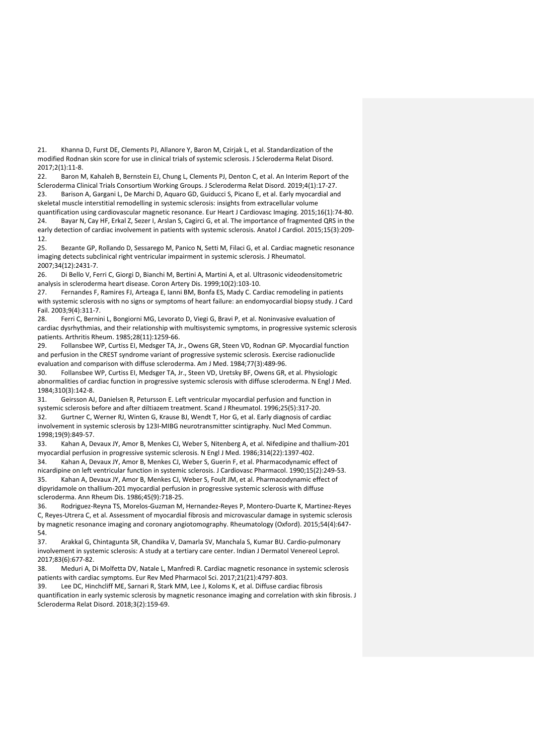21. Khanna D, Furst DE, Clements PJ, Allanore Y, Baron M, Czirjak L, et al. Standardization of the modified Rodnan skin score for use in clinical trials of systemic sclerosis. J Scleroderma Relat Disord. 2017;2(1):11-8.
22. Baron M, Kahaleh B, Bernstein EJ, Chung L, Clements PJ, Denton C, et al. An Interim Report of the Scleroderma Clinical Trials Consortium Working Groups. J Scleroderma Relat Disord. 2019;4(1):17-27.
23. Barison A, Gargani L, De Marchi D, Aquaro GD, Guiducci S, Picano E, et al. Early myocardial and skeletal muscle interstitial remodelling in systemic sclerosis: insights from extracellular volume quantification using cardiovascular magnetic resonance. Eur Heart J Cardiovasc Imaging. 2015;16(1):74-80.
24. Bayar N, Cay HF, Erkal Z, Sezer I, Arslan S, Cagirci G, et al. The importance of fragmented QRS in the early detection of cardiac involvement in patients with systemic sclerosis. Anatol J Cardiol. 2015;15(3):209-12.
25. Bezante GP, Rollando D, Sessarego M, Panico N, Setti M, Filaci G, et al. Cardiac magnetic resonance imaging detects subclinical right ventricular impairment in systemic sclerosis. J Rheumatol. 2007;34(12):2431-7.
26. Di Bello V, Ferri C, Giorgi D, Bianchi M, Bertini A, Martini A, et al. Ultrasonic videodensitometric analysis in scleroderma heart disease. Coron Artery Dis. 1999;10(2):103-10.
27. Fernandes F, Ramires FJ, Arteaga E, Ianni BM, Bonfa ES, Mady C. Cardiac remodeling in patients with systemic sclerosis with no signs or symptoms of heart failure: an endomyocardial biopsy study. J Card Fail. 2003;9(4):311-7.
28. Ferri C, Bernini L, Bongiorni MG, Levorato D, Viegi G, Bravi P, et al. Noninvasive evaluation of cardiac dysrhythmias, and their relationship with multisystemic symptoms, in progressive systemic sclerosis patients. Arthritis Rheum. 1985;28(11):1259-66.
29. Follansbee WP, Curtiss EI, Medsger TA, Jr., Owens GR, Steen VD, Rodnan GP. Myocardial function and perfusion in the CREST syndrome variant of progressive systemic sclerosis. Exercise radionuclide evaluation and comparison with diffuse scleroderma. Am J Med. 1984;77(3):489-96.
30. Follansbee WP, Curtiss EI, Medsger TA, Jr., Steen VD, Uretsky BF, Owens GR, et al. Physiologic abnormalities of cardiac function in progressive systemic sclerosis with diffuse scleroderma. N Engl J Med. 1984;310(3):142-8.
31. Geirsson AJ, Danielsen R, Petursson E. Left ventricular myocardial perfusion and function in systemic sclerosis before and after diltiazem treatment. Scand J Rheumatol. 1996;25(5):317-20.
32. Gurtner C, Werner RJ, Winten G, Krause BJ, Wendt T, Hor G, et al. Early diagnosis of cardiac involvement in systemic sclerosis by 123I-MIBG neurotransmitter scintigraphy. Nucl Med Commun. 1998;19(9):849-57.
33. Kahan A, Devaux JY, Amor B, Menkes CJ, Weber S, Nitenberg A, et al. Nifedipine and thallium-201 myocardial perfusion in progressive systemic sclerosis. N Engl J Med. 1986;314(22):1397-402.
34. Kahan A, Devaux JY, Amor B, Menkes CJ, Weber S, Guerin F, et al. Pharmacodynamic effect of nicardipine on left ventricular function in systemic sclerosis. J Cardiovasc Pharmacol. 1990;15(2):249-53.
35. Kahan A, Devaux JY, Amor B, Menkes CJ, Weber S, Foult JM, et al. Pharmacodynamic effect of dipyridamole on thallium-201 myocardial perfusion in progressive systemic sclerosis with diffuse scleroderma. Ann Rheum Dis. 1986;45(9):718-25.
36. Rodriguez-Reyna TS, Morelos-Guzman M, Hernandez-Reyes P, Montero-Duarte K, Martinez-Reyes C, Reyes-Utrera C, et al. Assessment of myocardial fibrosis and microvascular damage in systemic sclerosis by magnetic resonance imaging and coronary angiotomography. Rheumatology (Oxford). 2015;54(4):647-54.
37. Arakkal G, Chintagunta SR, Chandika V, Damarla SV, Manchala S, Kumar BU. Cardio-pulmonary involvement in systemic sclerosis: A study at a tertiary care center. Indian J Dermatol Venereol Leprol. 2017;83(6):677-82.
38. Meduri A, Di Molfetta DV, Natale L, Manfredi R. Cardiac magnetic resonance in systemic sclerosis patients with cardiac symptoms. Eur Rev Med Pharmacol Sci. 2017;21(21):4797-803.
39. Lee DC, Hinchcliff ME, Sarnari R, Stark MM, Lee J, Koloms K, et al. Diffuse cardiac fibrosis quantification in early systemic sclerosis by magnetic resonance imaging and correlation with skin fibrosis. J Scleroderma Relat Disord. 2018;3(2):159-69.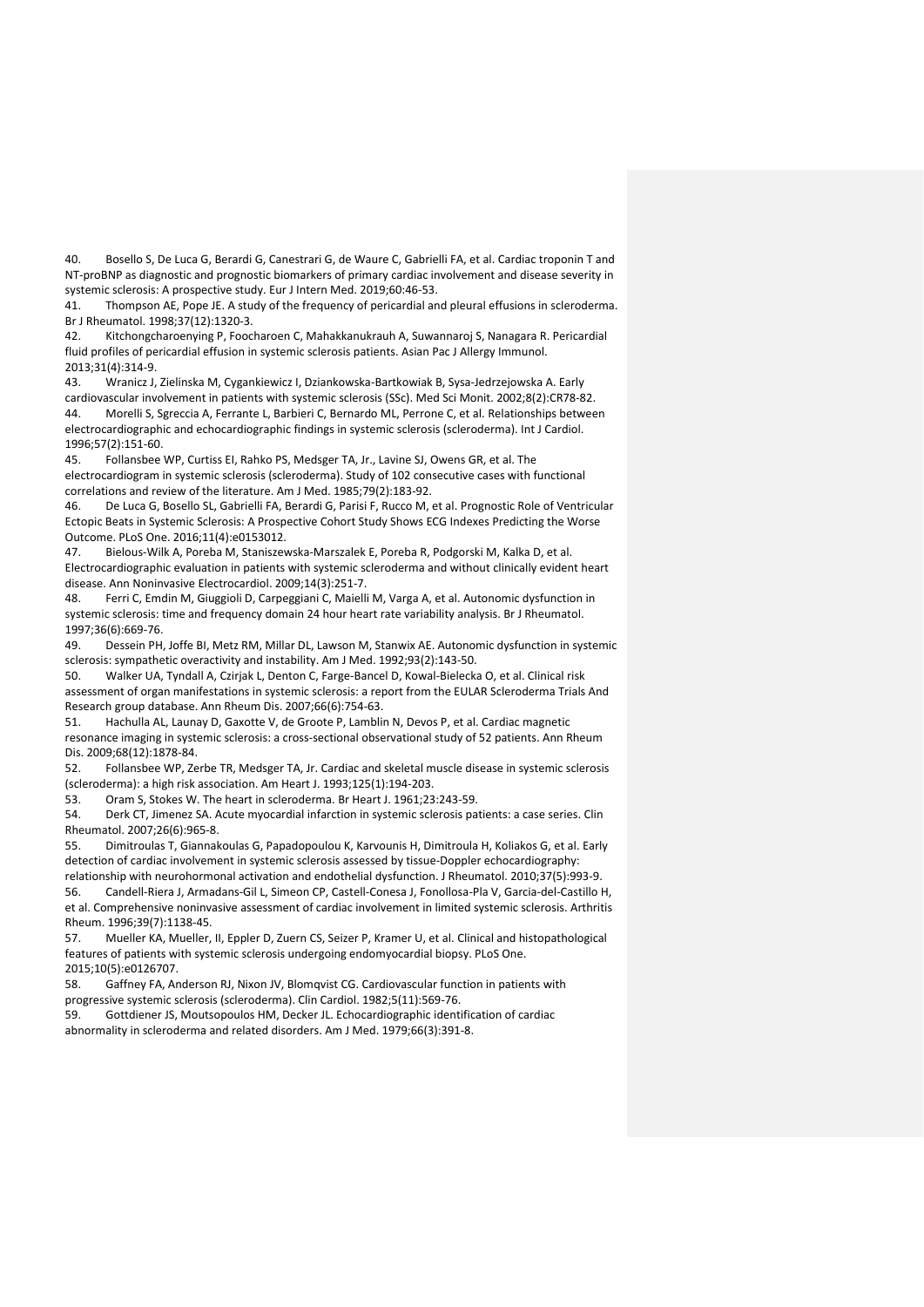40. Bosello S, De Luca G, Berardi G, Canestrari G, de Waure C, Gabrielli FA, et al. Cardiac troponin T and NT-proBNP as diagnostic and prognostic biomarkers of primary cardiac involvement and disease severity in systemic sclerosis: A prospective study. Eur J Intern Med. 2019;60:46-53.

41. Thompson AE, Pope JE. A study of the frequency of pericardial and pleural effusions in scleroderma. Br J Rheumatol. 1998;37(12):1320-3.

42. Kitchongcharoenying P, Foocharoen C, Mahakkanukrauh A, Suwannaroj S, Nanagara R. Pericardial fluid profiles of pericardial effusion in systemic sclerosis patients. Asian Pac J Allergy Immunol. 2013;31(4):314-9.

43. Wranicz J, Zielinska M, Cygankiewicz I, Dziankowska-Bartkowiak B, Sysa-Jedrzejowska A. Early cardiovascular involvement in patients with systemic sclerosis (SSc). Med Sci Monit. 2002;8(2):CR78-82.

44. Morelli S, Sgreccia A, Ferrante L, Barbieri C, Bernardo ML, Perrone C, et al. Relationships between electrocardiographic and echocardiographic findings in systemic sclerosis (scleroderma). Int J Cardiol. 1996;57(2):151-60.

45. Follansbee WP, Curtiss EI, Rahko PS, Medsger TA, Jr., Lavine SJ, Owens GR, et al. The electrocardiogram in systemic sclerosis (scleroderma). Study of 102 consecutive cases with functional correlations and review of the literature. Am J Med. 1985;79(2):183-92.

46. De Luca G, Bosello SL, Gabrielli FA, Berardi G, Parisi F, Rucco M, et al. Prognostic Role of Ventricular Ectopic Beats in Systemic Sclerosis: A Prospective Cohort Study Shows ECG Indexes Predicting the Worse Outcome. PLoS One. 2016;11(4):e0153012.

47. Bielous-Wilk A, Poreba M, Staniszewska-Marszalek E, Poreba R, Podgorski M, Kalka D, et al. Electrocardiographic evaluation in patients with systemic scleroderma and without clinically evident heart disease. Ann Noninvasive Electrocardiol. 2009;14(3):251-7.

48. Ferri C, Emdin M, Giuggioli D, Carpeggiani C, Maielli M, Varga A, et al. Autonomic dysfunction in systemic sclerosis: time and frequency domain 24 hour heart rate variability analysis. Br J Rheumatol. 1997;36(6):669-76.

49. Dessein PH, Joffe BI, Metz RM, Millar DL, Lawson M, Stanwix AE. Autonomic dysfunction in systemic sclerosis: sympathetic overactivity and instability. Am J Med. 1992;93(2):143-50.

50. Walker UA, Tyndall A, Czirjak L, Denton C, Farge-Bancel D, Kowal-Bielecka O, et al. Clinical risk assessment of organ manifestations in systemic sclerosis: a report from the EULAR Scleroderma Trials And Research group database. Ann Rheum Dis. 2007;66(6):754-63.

51. Hachulla AL, Launay D, Gaxotte V, de Groote P, Lamblin N, Devos P, et al. Cardiac magnetic resonance imaging in systemic sclerosis: a cross-sectional observational study of 52 patients. Ann Rheum Dis. 2009;68(12):1878-84.

52. Follansbee WP, Zerbe TR, Medsger TA, Jr. Cardiac and skeletal muscle disease in systemic sclerosis (scleroderma): a high risk association. Am Heart J. 1993;125(1):194-203.

53. Oram S, Stokes W. The heart in scleroderma. Br Heart J. 1961;23:243-59.

54. Derk CT, Jimenez SA. Acute myocardial infarction in systemic sclerosis patients: a case series. Clin Rheumatol. 2007;26(6):965-8.

55. Dimitroulas T, Giannakoulas G, Papadopoulou K, Karvounis H, Dimitroula H, Koliakos G, et al. Early detection of cardiac involvement in systemic sclerosis assessed by tissue-Doppler echocardiography: relationship with neurohormonal activation and endothelial dysfunction. J Rheumatol. 2010;37(5):993-9.

56. Candell-Riera J, Armadans-Gil L, Simeon CP, Castell-Conesa J, Fonollosa-Pla V, Garcia-del-Castillo H, et al. Comprehensive noninvasive assessment of cardiac involvement in limited systemic sclerosis. Arthritis Rheum. 1996;39(7):1138-45.

57. Mueller KA, Mueller, II, Eppler D, Zuern CS, Seizer P, Kramer U, et al. Clinical and histopathological features of patients with systemic sclerosis undergoing endomyocardial biopsy. PLoS One. 2015;10(5):e0126707.

58. Gaffney FA, Anderson RJ, Nixon JV, Blomqvist CG. Cardiovascular function in patients with progressive systemic sclerosis (scleroderma). Clin Cardiol. 1982;5(11):569-76.

59. Gottdiener JS, Moutsopoulos HM, Decker JL. Echocardiographic identification of cardiac abnormality in scleroderma and related disorders. Am J Med. 1979;66(3):391-8.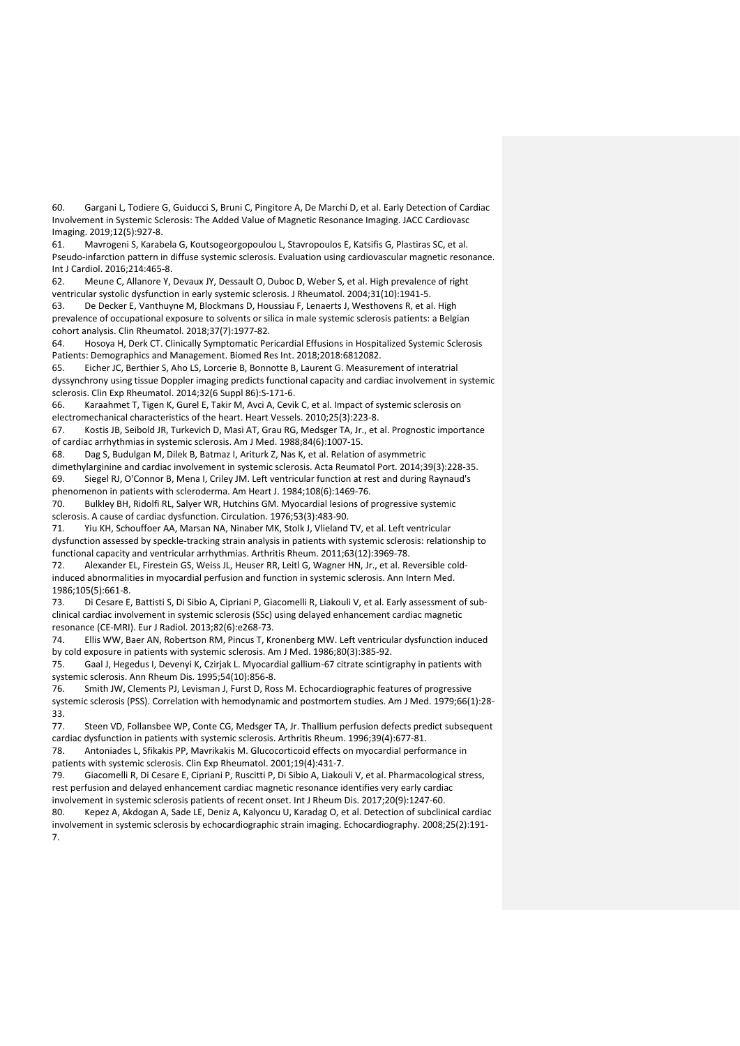60. Gargani L, Todiere G, Guiducci S, Bruni C, Pingitore A, De Marchi D, et al. Early Detection of Cardiac Involvement in Systemic Sclerosis: The Added Value of Magnetic Resonance Imaging. JACC Cardiovasc Imaging. 2019;12(5):927-8.

61. Mavrogeni S, Karabela G, Koutsogeorgopoulou L, Stavropoulos E, Katsifis G, Plastiras SC, et al. Pseudo-infarction pattern in diffuse systemic sclerosis. Evaluation using cardiovascular magnetic resonance. Int J Cardiol. 2016;214:465-8.

62. Meune C, Allanore Y, Devaux JY, Dessault O, Duboc D, Weber S, et al. High prevalence of right ventricular systolic dysfunction in early systemic sclerosis. J Rheumatol. 2004;31(10):1941-5.

63. De Decker E, Vanthuyne M, Blockmans D, Houssiau F, Lenaerts J, Westhovens R, et al. High prevalence of occupational exposure to solvents or silica in male systemic sclerosis patients: a Belgian cohort analysis. Clin Rheumatol. 2018;37(7):1977-82.

64. Hosoya H, Derk CT. Clinically Symptomatic Pericardial Effusions in Hospitalized Systemic Sclerosis Patients: Demographics and Management. Biomed Res Int. 2018;2018:6812082.

65. Eicher JC, Berthier S, Aho LS, Lorcerie B, Bonnotte B, Laurent G. Measurement of interatrial dyssynchrony using tissue Doppler imaging predicts functional capacity and cardiac involvement in systemic sclerosis. Clin Exp Rheumatol. 2014;32(6 Suppl 86):S-171-6.

66. Karaahmet T, Tigen K, Gurel E, Takir M, Avci A, Cevik C, et al. Impact of systemic sclerosis on electromechanical characteristics of the heart. Heart Vessels. 2010;25(3):223-8.

67. Kostis JB, Seibold JR, Turkevich D, Masi AT, Grau RG, Medsger TA, Jr., et al. Prognostic importance of cardiac arrhythmias in systemic sclerosis. Am J Med. 1988;84(6):1007-15.

68. Dag S, Budulgan M, Dilek B, Batmaz I, Ariturk Z, Nas K, et al. Relation of asymmetric dimethylarginine and cardiac involvement in systemic sclerosis. Acta Reumatol Port. 2014;39(3):228-35.

69. Siegel RJ, O'Connor B, Mena I, Criley JM. Left ventricular function at rest and during Raynaud's phenomenon in patients with scleroderma. Am Heart J. 1984;108(6):1469-76.

70. Bulkley BH, Ridolfi RL, Salyer WR, Hutchins GM. Myocardial lesions of progressive systemic sclerosis. A cause of cardiac dysfunction. Circulation. 1976;53(3):483-90.

71. Yiu KH, Schouffoer AA, Marsan NA, Ninaber MK, Stolk J, Vlieland TV, et al. Left ventricular dysfunction assessed by speckle-tracking strain analysis in patients with systemic sclerosis: relationship to functional capacity and ventricular arrhythmias. Arthritis Rheum. 2011;63(12):3969-78.

72. Alexander EL, Firestein GS, Weiss JL, Heuser RR, Leitl G, Wagner HN, Jr., et al. Reversible cold-induced abnormalities in myocardial perfusion and function in systemic sclerosis. Ann Intern Med. 1986;105(5):661-8.

73. Di Cesare E, Battisti S, Di Sibio A, Cipriani P, Giacomelli R, Liakouli V, et al. Early assessment of sub-clinical cardiac involvement in systemic sclerosis (SSc) using delayed enhancement cardiac magnetic resonance (CE-MRI). Eur J Radiol. 2013;82(6):e268-73.

74. Ellis WW, Baer AN, Robertson RM, Pincus T, Kronenberg MW. Left ventricular dysfunction induced by cold exposure in patients with systemic sclerosis. Am J Med. 1986;80(3):385-92.

75. Gaal J, Hegedus I, Devenyi K, Czirjak L. Myocardial gallium-67 citrate scintigraphy in patients with systemic sclerosis. Ann Rheum Dis. 1995;54(10):856-8.

76. Smith JW, Clements PJ, Levisman J, Furst D, Ross M. Echocardiographic features of progressive systemic sclerosis (PSS). Correlation with hemodynamic and postmortem studies. Am J Med. 1979;66(1):28-33.

77. Steen VD, Follansbee WP, Conte CG, Medsger TA, Jr. Thallium perfusion defects predict subsequent cardiac dysfunction in patients with systemic sclerosis. Arthritis Rheum. 1996;39(4):677-81.

78. Antoniades L, Sfikakis PP, Mavrikakis M. Glucocorticoid effects on myocardial performance in patients with systemic sclerosis. Clin Exp Rheumatol. 2001;19(4):431-7.

79. Giacomelli R, Di Cesare E, Cipriani P, Ruscitti P, Di Sibio A, Liakouli V, et al. Pharmacological stress, rest perfusion and delayed enhancement cardiac magnetic resonance identifies very early cardiac involvement in systemic sclerosis patients of recent onset. Int J Rheum Dis. 2017;20(9):1247-60.

80. Kepez A, Akdogan A, Sade LE, Deniz A, Kalyoncu U, Karadag O, et al. Detection of subclinical cardiac involvement in systemic sclerosis by echocardiographic strain imaging. Echocardiography. 2008;25(2):191-7.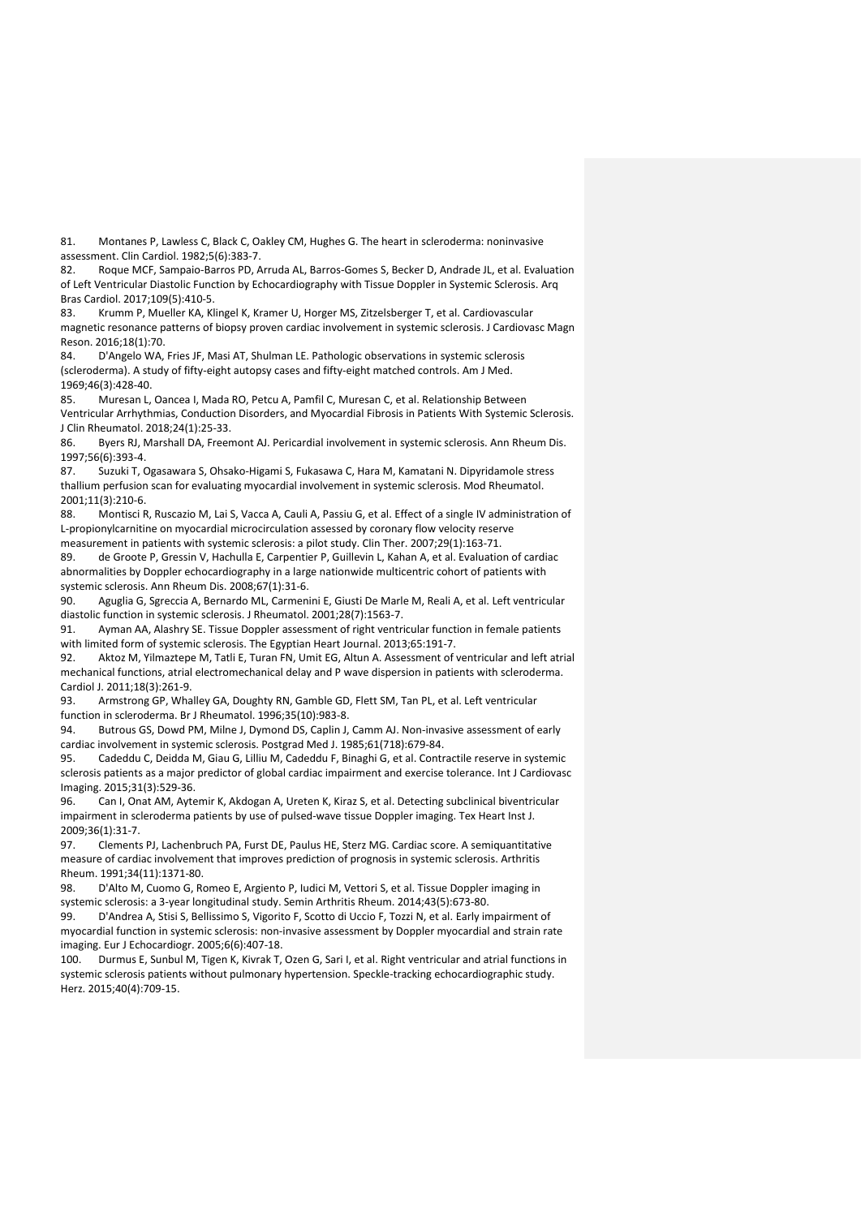81. Montanes P, Lawless C, Black C, Oakley CM, Hughes G. The heart in scleroderma: noninvasive assessment. Clin Cardiol. 1982;5(6):383-7.
82. Roque MCF, Sampaio-Barros PD, Arruda AL, Barros-Gomes S, Becker D, Andrade JL, et al. Evaluation of Left Ventricular Diastolic Function by Echocardiography with Tissue Doppler in Systemic Sclerosis. Arq Bras Cardiol. 2017;109(5):410-5.
83. Krumm P, Mueller KA, Klingel K, Kramer U, Horger MS, Zitzelsberger T, et al. Cardiovascular magnetic resonance patterns of biopsy proven cardiac involvement in systemic sclerosis. J Cardiovasc Magn Reson. 2016;18(1):70.
84. D'Angelo WA, Fries JF, Masi AT, Shulman LE. Pathologic observations in systemic sclerosis (scleroderma). A study of fifty-eight autopsy cases and fifty-eight matched controls. Am J Med. 1969;46(3):428-40.
85. Muresan L, Oancea I, Mada RO, Petcu A, Pamfil C, Muresan C, et al. Relationship Between Ventricular Arrhythmias, Conduction Disorders, and Myocardial Fibrosis in Patients With Systemic Sclerosis. J Clin Rheumatol. 2018;24(1):25-33.
86. Byers RJ, Marshall DA, Freemont AJ. Pericardial involvement in systemic sclerosis. Ann Rheum Dis. 1997;56(6):393-4.
87. Suzuki T, Ogasawara S, Ohsako-Higami S, Fukasawa C, Hara M, Kamatani N. Dipyridamole stress thallium perfusion scan for evaluating myocardial involvement in systemic sclerosis. Mod Rheumatol. 2001;11(3):210-6.
88. Montisci R, Ruscazio M, Lai S, Vacca A, Cauli A, Passiu G, et al. Effect of a single IV administration of L-propionylcarnitine on myocardial microcirculation assessed by coronary flow velocity reserve measurement in patients with systemic sclerosis: a pilot study. Clin Ther. 2007;29(1):163-71.
89. de Groote P, Gressin V, Hachulla E, Carpentier P, Guillevin L, Kahan A, et al. Evaluation of cardiac abnormalities by Doppler echocardiography in a large nationwide multicentric cohort of patients with systemic sclerosis. Ann Rheum Dis. 2008;67(1):31-6.
90. Aguglia G, Sgreccia A, Bernardo ML, Carmenini E, Giusti De Marle M, Reali A, et al. Left ventricular diastolic function in systemic sclerosis. J Rheumatol. 2001;28(7):1563-7.
91. Ayman AA, Alashry SE. Tissue Doppler assessment of right ventricular function in female patients with limited form of systemic sclerosis. The Egyptian Heart Journal. 2013;65:191-7.
92. Aktoz M, Yilmaztepe M, Tatli E, Turan FN, Umit EG, Altun A. Assessment of ventricular and left atrial mechanical functions, atrial electromechanical delay and P wave dispersion in patients with scleroderma. Cardiol J. 2011;18(3):261-9.
93. Armstrong GP, Whalley GA, Doughty RN, Gamble GD, Flett SM, Tan PL, et al. Left ventricular function in scleroderma. Br J Rheumatol. 1996;35(10):983-8.
94. Butrous GS, Dowd PM, Milne J, Dymond DS, Caplin J, Camm AJ. Non-invasive assessment of early cardiac involvement in systemic sclerosis. Postgrad Med J. 1985;61(718):679-84.
95. Cadeddu C, Deidda M, Giau G, Lilliu M, Cadeddu F, Binaghi G, et al. Contractile reserve in systemic sclerosis patients as a major predictor of global cardiac impairment and exercise tolerance. Int J Cardiovasc Imaging. 2015;31(3):529-36.
96. Can I, Onat AM, Aytemir K, Akdogan A, Ureten K, Kiraz S, et al. Detecting subclinical biventricular impairment in scleroderma patients by use of pulsed-wave tissue Doppler imaging. Tex Heart Inst J. 2009;36(1):31-7.
97. Clements PJ, Lachenbruch PA, Furst DE, Paulus HE, Sterz MG. Cardiac score. A semiquantitative measure of cardiac involvement that improves prediction of prognosis in systemic sclerosis. Arthritis Rheum. 1991;34(11):1371-80.
98. D'Alto M, Cuomo G, Romeo E, Argiento P, Iudici M, Vettori S, et al. Tissue Doppler imaging in systemic sclerosis: a 3-year longitudinal study. Semin Arthritis Rheum. 2014;43(5):673-80.
99. D'Andrea A, Stisi S, Bellissimo S, Vigorito F, Scotto di Uccio F, Tozzi N, et al. Early impairment of myocardial function in systemic sclerosis: non-invasive assessment by Doppler myocardial and strain rate imaging. Eur J Echocardiogr. 2005;6(6):407-18.
100. Durmus E, Sunbul M, Tigen K, Kivrak T, Ozen G, Sari I, et al. Right ventricular and atrial functions in systemic sclerosis patients without pulmonary hypertension. Speckle-tracking echocardiographic study. Herz. 2015;40(4):709-15.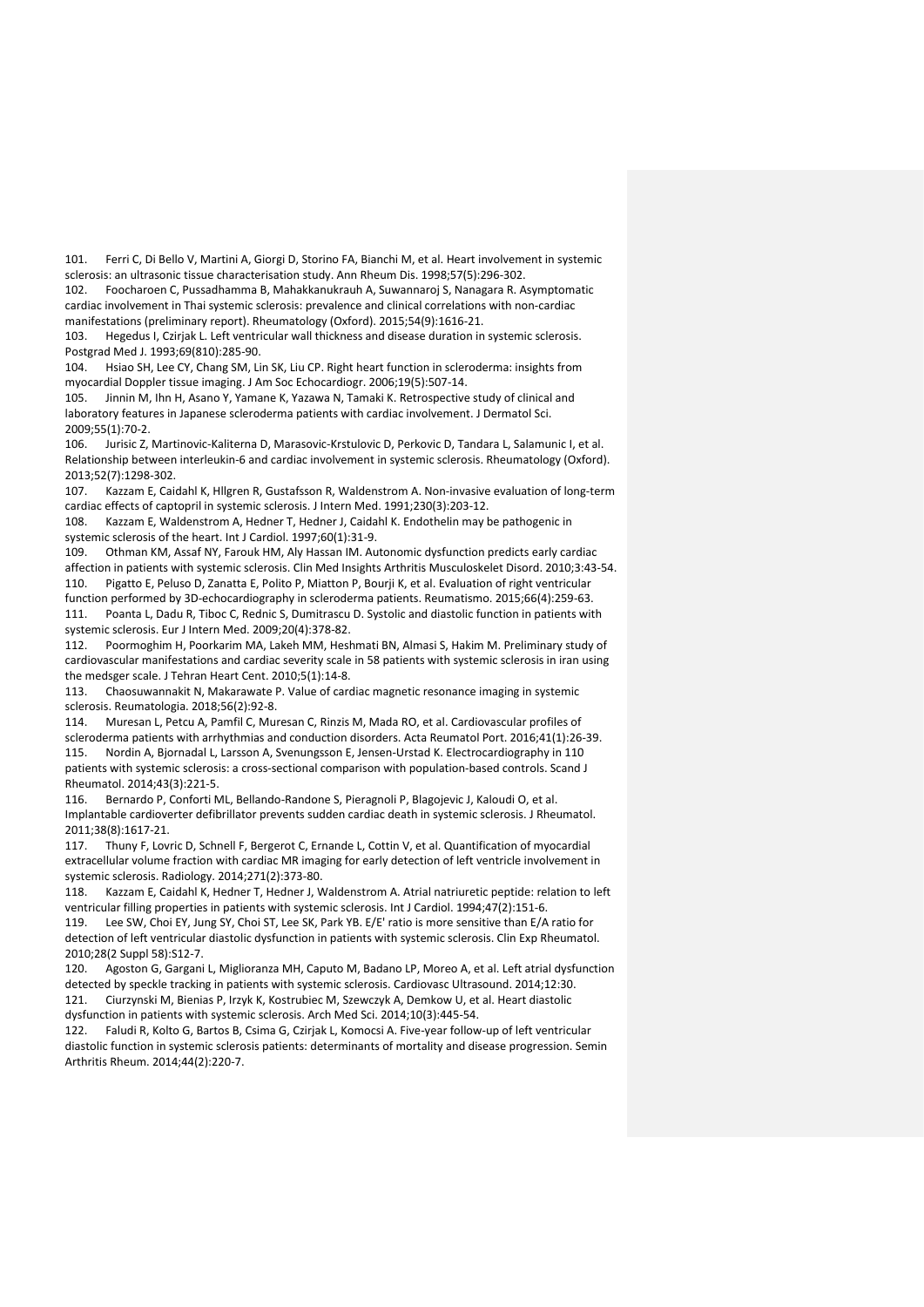101. Ferri C, Di Bello V, Martini A, Giorgi D, Storino FA, Bianchi M, et al. Heart involvement in systemic sclerosis: an ultrasonic tissue characterisation study. Ann Rheum Dis. 1998;57(5):296-302.

102. Foocharoen C, Pussadhamma B, Mahakkanukrauh A, Suwannaroj S, Nanagara R. Asymptomatic cardiac involvement in Thai systemic sclerosis: prevalence and clinical correlations with non-cardiac manifestations (preliminary report). Rheumatology (Oxford). 2015;54(9):1616-21.

103. Hegedus I, Czirjak L. Left ventricular wall thickness and disease duration in systemic sclerosis. Postgrad Med J. 1993;69(810):285-90.

104. Hsiao SH, Lee CY, Chang SM, Lin SK, Liu CP. Right heart function in scleroderma: insights from myocardial Doppler tissue imaging. J Am Soc Echocardiogr. 2006;19(5):507-14.

105. Jinnin M, Ihn H, Asano Y, Yamane K, Yazawa N, Tamaki K. Retrospective study of clinical and laboratory features in Japanese scleroderma patients with cardiac involvement. J Dermatol Sci. 2009;55(1):70-2.

106. Jurisic Z, Martinovic-Kaliterna D, Marasovic-Krstulovic D, Perkovic D, Tandara L, Salamunic I, et al. Relationship between interleukin-6 and cardiac involvement in systemic sclerosis. Rheumatology (Oxford). 2013;52(7):1298-302.

107. Kazzam E, Caidahl K, Hllgren R, Gustafsson R, Waldenstrom A. Non-invasive evaluation of long-term cardiac effects of captopril in systemic sclerosis. J Intern Med. 1991;230(3):203-12.

108. Kazzam E, Waldenstrom A, Hedner T, Hedner J, Caidahl K. Endothelin may be pathogenic in systemic sclerosis of the heart. Int J Cardiol. 1997;60(1):31-9.

109. Othman KM, Assaf NY, Farouk HM, Aly Hassan IM. Autonomic dysfunction predicts early cardiac affection in patients with systemic sclerosis. Clin Med Insights Arthritis Musculoskelet Disord. 2010;3:43-54.

110. Pigatto E, Peluso D, Zanatta E, Polito P, Miatton P, Bourji K, et al. Evaluation of right ventricular function performed by 3D-echocardiography in scleroderma patients. Reumatismo. 2015;66(4):259-63.

111. Poanta L, Dadu R, Tiboc C, Rednic S, Dumitrascu D. Systolic and diastolic function in patients with systemic sclerosis. Eur J Intern Med. 2009;20(4):378-82.

112. Poormoghim H, Poorkarim MA, Lakeh MM, Heshmati BN, Almasi S, Hakim M. Preliminary study of cardiovascular manifestations and cardiac severity scale in 58 patients with systemic sclerosis in iran using the medsger scale. J Tehran Heart Cent. 2010;5(1):14-8.

113. Chaosuwannakit N, Makarawate P. Value of cardiac magnetic resonance imaging in systemic sclerosis. Reumatologia. 2018;56(2):92-8.

114. Muresan L, Petcu A, Pamfil C, Muresan C, Rinzis M, Mada RO, et al. Cardiovascular profiles of scleroderma patients with arrhythmias and conduction disorders. Acta Reumatol Port. 2016;41(1):26-39.

115. Nordin A, Bjornadal L, Larsson A, Svenungsson E, Jensen-Urstad K. Electrocardiography in 110 patients with systemic sclerosis: a cross-sectional comparison with population-based controls. Scand J Rheumatol. 2014;43(3):221-5.

116. Bernardo P, Conforti ML, Bellando-Randone S, Pieragnoli P, Blagojevic J, Kaloudi O, et al. Implantable cardioverter defibrillator prevents sudden cardiac death in systemic sclerosis. J Rheumatol. 2011;38(8):1617-21.

117. Thuny F, Lovric D, Schnell F, Bergerot C, Ernande L, Cottin V, et al. Quantification of myocardial extracellular volume fraction with cardiac MR imaging for early detection of left ventricle involvement in systemic sclerosis. Radiology. 2014;271(2):373-80.

118. Kazzam E, Caidahl K, Hedner T, Hedner J, Waldenstrom A. Atrial natriuretic peptide: relation to left ventricular filling properties in patients with systemic sclerosis. Int J Cardiol. 1994;47(2):151-6.

119. Lee SW, Choi EY, Jung SY, Choi ST, Lee SK, Park YB. E/E' ratio is more sensitive than E/A ratio for detection of left ventricular diastolic dysfunction in patients with systemic sclerosis. Clin Exp Rheumatol. 2010;28(2 Suppl 58):S12-7.

120. Agoston G, Gargani L, Miglioranza MH, Caputo M, Badano LP, Moreo A, et al. Left atrial dysfunction detected by speckle tracking in patients with systemic sclerosis. Cardiovasc Ultrasound. 2014;12:30.

121. Ciurzynski M, Bienias P, Irzyk K, Kostrubiec M, Szewczyk A, Demkow U, et al. Heart diastolic dysfunction in patients with systemic sclerosis. Arch Med Sci. 2014;10(3):445-54.

122. Faludi R, Kolto G, Bartos B, Csima G, Czirjak L, Komocsi A. Five-year follow-up of left ventricular diastolic function in systemic sclerosis patients: determinants of mortality and disease progression. Semin Arthritis Rheum. 2014;44(2):220-7.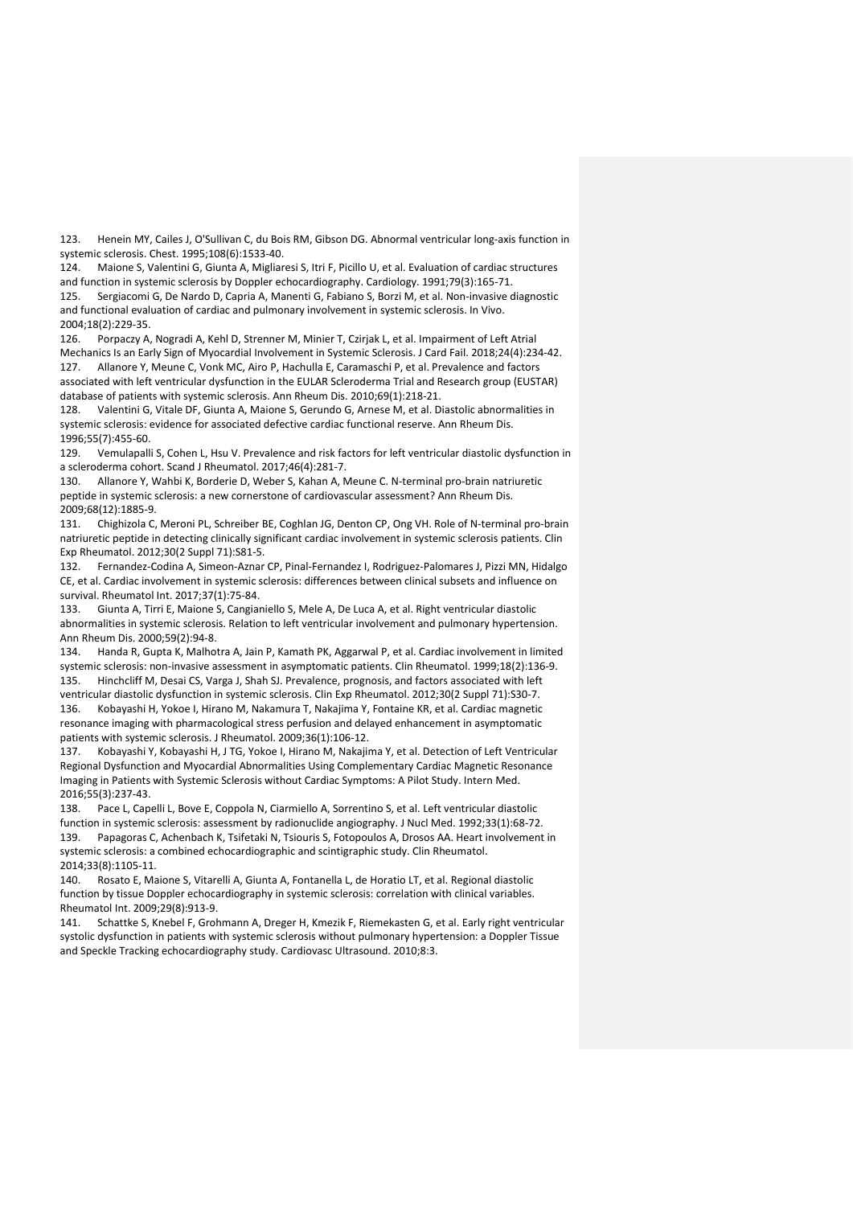123. Henein MY, Cailes J, O'Sullivan C, du Bois RM, Gibson DG. Abnormal ventricular long-axis function in systemic sclerosis. Chest. 1995;108(6):1533-40.

124. Maione S, Valentini G, Giunta A, Migliaresi S, Itri F, Picillo U, et al. Evaluation of cardiac structures and function in systemic sclerosis by Doppler echocardiography. Cardiology. 1991;79(3):165-71.

125. Sergiacomi G, De Nardo D, Capria A, Manenti G, Fabiano S, Borzi M, et al. Non-invasive diagnostic and functional evaluation of cardiac and pulmonary involvement in systemic sclerosis. In Vivo. 2004;18(2):229-35.

126. Porpaczy A, Nogradi A, Kehl D, Strenner M, Minier T, Czirjak L, et al. Impairment of Left Atrial Mechanics Is an Early Sign of Myocardial Involvement in Systemic Sclerosis. J Card Fail. 2018;24(4):234-42.

127. Allanore Y, Meune C, Vonk MC, Airo P, Hachulla E, Caramaschi P, et al. Prevalence and factors associated with left ventricular dysfunction in the EULAR Scleroderma Trial and Research group (EUSTAR) database of patients with systemic sclerosis. Ann Rheum Dis. 2010;69(1):218-21.

128. Valentini G, Vitale DF, Giunta A, Maione S, Gerundo G, Arnese M, et al. Diastolic abnormalities in systemic sclerosis: evidence for associated defective cardiac functional reserve. Ann Rheum Dis. 1996;55(7):455-60.

129. Vemulapalli S, Cohen L, Hsu V. Prevalence and risk factors for left ventricular diastolic dysfunction in a scleroderma cohort. Scand J Rheumatol. 2017;46(4):281-7.

130. Allanore Y, Wahbi K, Borderie D, Weber S, Kahan A, Meune C. N-terminal pro-brain natriuretic peptide in systemic sclerosis: a new cornerstone of cardiovascular assessment? Ann Rheum Dis. 2009;68(12):1885-9.

131. Chighizola C, Meroni PL, Schreiber BE, Coghlan JG, Denton CP, Ong VH. Role of N-terminal pro-brain natriuretic peptide in detecting clinically significant cardiac involvement in systemic sclerosis patients. Clin Exp Rheumatol. 2012;30(2 Suppl 71):S81-5.

132. Fernandez-Codina A, Simeon-Aznar CP, Pinal-Fernandez I, Rodriguez-Palomares J, Pizzi MN, Hidalgo CE, et al. Cardiac involvement in systemic sclerosis: differences between clinical subsets and influence on survival. Rheumatol Int. 2017;37(1):75-84.

133. Giunta A, Tirri E, Maione S, Cangianiello S, Mele A, De Luca A, et al. Right ventricular diastolic abnormalities in systemic sclerosis. Relation to left ventricular involvement and pulmonary hypertension. Ann Rheum Dis. 2000;59(2):94-8.

134. Handa R, Gupta K, Malhotra A, Jain P, Kamath PK, Aggarwal P, et al. Cardiac involvement in limited systemic sclerosis: non-invasive assessment in asymptomatic patients. Clin Rheumatol. 1999;18(2):136-9.

135. Hinchcliff M, Desai CS, Varga J, Shah SJ. Prevalence, prognosis, and factors associated with left ventricular diastolic dysfunction in systemic sclerosis. Clin Exp Rheumatol. 2012;30(2 Suppl 71):S30-7.

136. Kobayashi H, Yokoe I, Hirano M, Nakamura T, Nakajima Y, Fontaine KR, et al. Cardiac magnetic resonance imaging with pharmacological stress perfusion and delayed enhancement in asymptomatic patients with systemic sclerosis. J Rheumatol. 2009;36(1):106-12.

137. Kobayashi Y, Kobayashi H, J TG, Yokoe I, Hirano M, Nakajima Y, et al. Detection of Left Ventricular Regional Dysfunction and Myocardial Abnormalities Using Complementary Cardiac Magnetic Resonance Imaging in Patients with Systemic Sclerosis without Cardiac Symptoms: A Pilot Study. Intern Med. 2016;55(3):237-43.

138. Pace L, Capelli L, Bove E, Coppola N, Ciarmiello A, Sorrentino S, et al. Left ventricular diastolic function in systemic sclerosis: assessment by radionuclide angiography. J Nucl Med. 1992;33(1):68-72.

139. Papagoras C, Achenbach K, Tsifetaki N, Tsiouris S, Fotopoulos A, Drosos AA. Heart involvement in systemic sclerosis: a combined echocardiographic and scintigraphic study. Clin Rheumatol. 2014;33(8):1105-11.

140. Rosato E, Maione S, Vitarelli A, Giunta A, Fontanella L, de Horatio LT, et al. Regional diastolic function by tissue Doppler echocardiography in systemic sclerosis: correlation with clinical variables. Rheumatol Int. 2009;29(8):913-9.

141. Schattke S, Knebel F, Grohmann A, Dreger H, Kmezik F, Riemekasten G, et al. Early right ventricular systolic dysfunction in patients with systemic sclerosis without pulmonary hypertension: a Doppler Tissue and Speckle Tracking echocardiography study. Cardiovasc Ultrasound. 2010;8:3.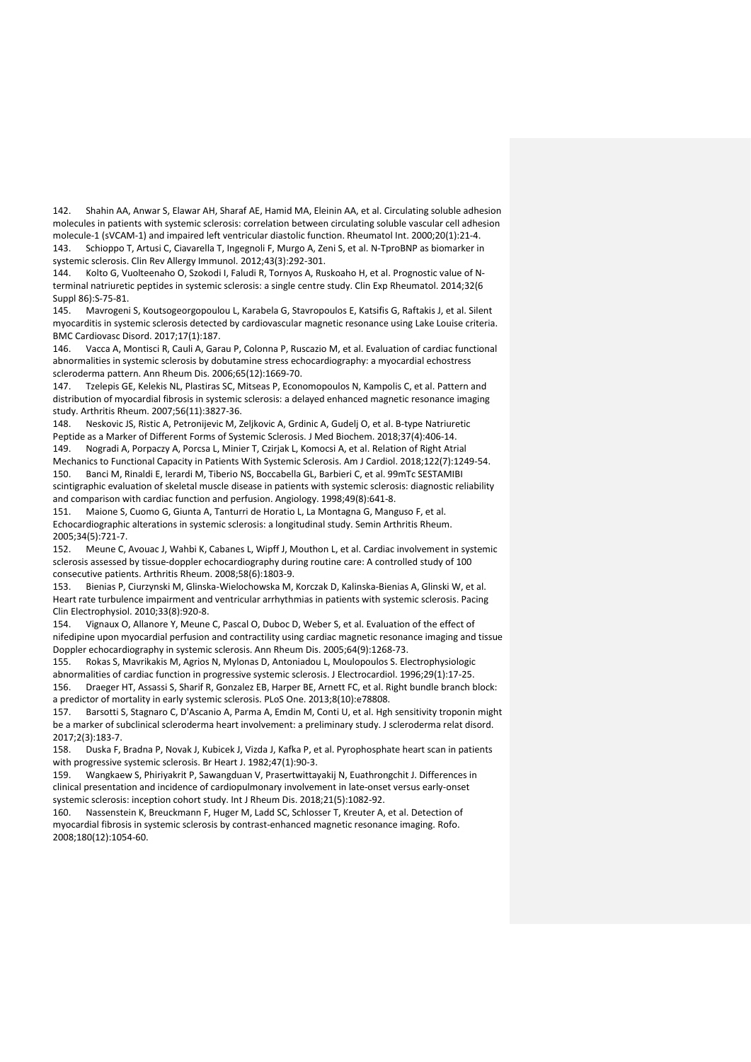142. Shahin AA, Anwar S, Elawar AH, Sharaf AE, Hamid MA, Eleinin AA, et al. Circulating soluble adhesion molecules in patients with systemic sclerosis: correlation between circulating soluble vascular cell adhesion molecule-1 (sVCAM-1) and impaired left ventricular diastolic function. Rheumatol Int. 2000;20(1):21-4.

143. Schioppo T, Artusi C, Ciavarella T, Ingegnoli F, Murgo A, Zeni S, et al. N-TproBNP as biomarker in systemic sclerosis. Clin Rev Allergy Immunol. 2012;43(3):292-301.

144. Kolto G, Vuolteenaho O, Szokodi I, Faludi R, Tornyos A, Ruskoaho H, et al. Prognostic value of N-terminal natriuretic peptides in systemic sclerosis: a single centre study. Clin Exp Rheumatol. 2014;32(6 Suppl 86):S-75-81.

145. Mavrogeni S, Koutsogeorgopoulou L, Karabela G, Stavropoulos E, Katsifis G, Raftakis J, et al. Silent myocarditis in systemic sclerosis detected by cardiovascular magnetic resonance using Lake Louise criteria. BMC Cardiovasc Disord. 2017;17(1):187.

146. Vacca A, Montisci R, Cauli A, Garau P, Colonna P, Ruscazio M, et al. Evaluation of cardiac functional abnormalities in systemic sclerosis by dobutamine stress echocardiography: a myocardial echostress scleroderma pattern. Ann Rheum Dis. 2006;65(12):1669-70.

147. Tzelepis GE, Kelekis NL, Plastiras SC, Mitseas P, Economopoulos N, Kampolis C, et al. Pattern and distribution of myocardial fibrosis in systemic sclerosis: a delayed enhanced magnetic resonance imaging study. Arthritis Rheum. 2007;56(11):3827-36.

148. Neskovic JS, Ristic A, Petronijevic M, Zeljkovic A, Grdinic A, Gudelj O, et al. B-type Natriuretic Peptide as a Marker of Different Forms of Systemic Sclerosis. J Med Biochem. 2018;37(4):406-14.

149. Nogradi A, Porpaczy A, Porcsa L, Minier T, Czirjak L, Komocsi A, et al. Relation of Right Atrial Mechanics to Functional Capacity in Patients With Systemic Sclerosis. Am J Cardiol. 2018;122(7):1249-54.

150. Banci M, Rinaldi E, Ierardi M, Tiberio NS, Boccabella GL, Barbieri C, et al. 99mTc SESTAMIBI scintigraphic evaluation of skeletal muscle disease in patients with systemic sclerosis: diagnostic reliability and comparison with cardiac function and perfusion. Angiology. 1998;49(8):641-8.

151. Maione S, Cuomo G, Giunta A, Tanturri de Horatio L, La Montagna G, Manguso F, et al. Echocardiographic alterations in systemic sclerosis: a longitudinal study. Semin Arthritis Rheum. 2005;34(5):721-7.

152. Meune C, Avouac J, Wahbi K, Cabanes L, Wipff J, Mouthon L, et al. Cardiac involvement in systemic sclerosis assessed by tissue-doppler echocardiography during routine care: A controlled study of 100 consecutive patients. Arthritis Rheum. 2008;58(6):1803-9.

153. Bienias P, Ciurzynski M, Glinska-Wielochowska M, Korczak D, Kalinska-Bienias A, Glinski W, et al. Heart rate turbulence impairment and ventricular arrhythmias in patients with systemic sclerosis. Pacing Clin Electrophysiol. 2010;33(8):920-8.

154. Vignaux O, Allanore Y, Meune C, Pascal O, Duboc D, Weber S, et al. Evaluation of the effect of nifedipine upon myocardial perfusion and contractility using cardiac magnetic resonance imaging and tissue Doppler echocardiography in systemic sclerosis. Ann Rheum Dis. 2005;64(9):1268-73.

155. Rokas S, Mavrikakis M, Agrios N, Mylonas D, Antoniadou L, Moulopoulos S. Electrophysiologic abnormalities of cardiac function in progressive systemic sclerosis. J Electrocardiol. 1996;29(1):17-25.

156. Draeger HT, Assassi S, Sharif R, Gonzalez EB, Harper BE, Arnett FC, et al. Right bundle branch block: a predictor of mortality in early systemic sclerosis. PLoS One. 2013;8(10):e78808.

157. Barsotti S, Stagnaro C, D'Ascanio A, Parma A, Emdin M, Conti U, et al. Hgh sensitivity troponin might be a marker of subclinical scleroderma heart involvement: a preliminary study. J scleroderma relat disord. 2017;2(3):183-7.

158. Duska F, Bradna P, Novak J, Kubicek J, Vizda J, Kafka P, et al. Pyrophosphate heart scan in patients with progressive systemic sclerosis. Br Heart J. 1982;47(1):90-3.

159. Wangkaew S, Phiriyakrit P, Sawangduan V, Prasertwittayakij N, Euathrongchit J. Differences in clinical presentation and incidence of cardiopulmonary involvement in late-onset versus early-onset systemic sclerosis: inception cohort study. Int J Rheum Dis. 2018;21(5):1082-92.

160. Nassenstein K, Breuckmann F, Huger M, Ladd SC, Schlosser T, Kreuter A, et al. Detection of myocardial fibrosis in systemic sclerosis by contrast-enhanced magnetic resonance imaging. Rofo. 2008;180(12):1054-60.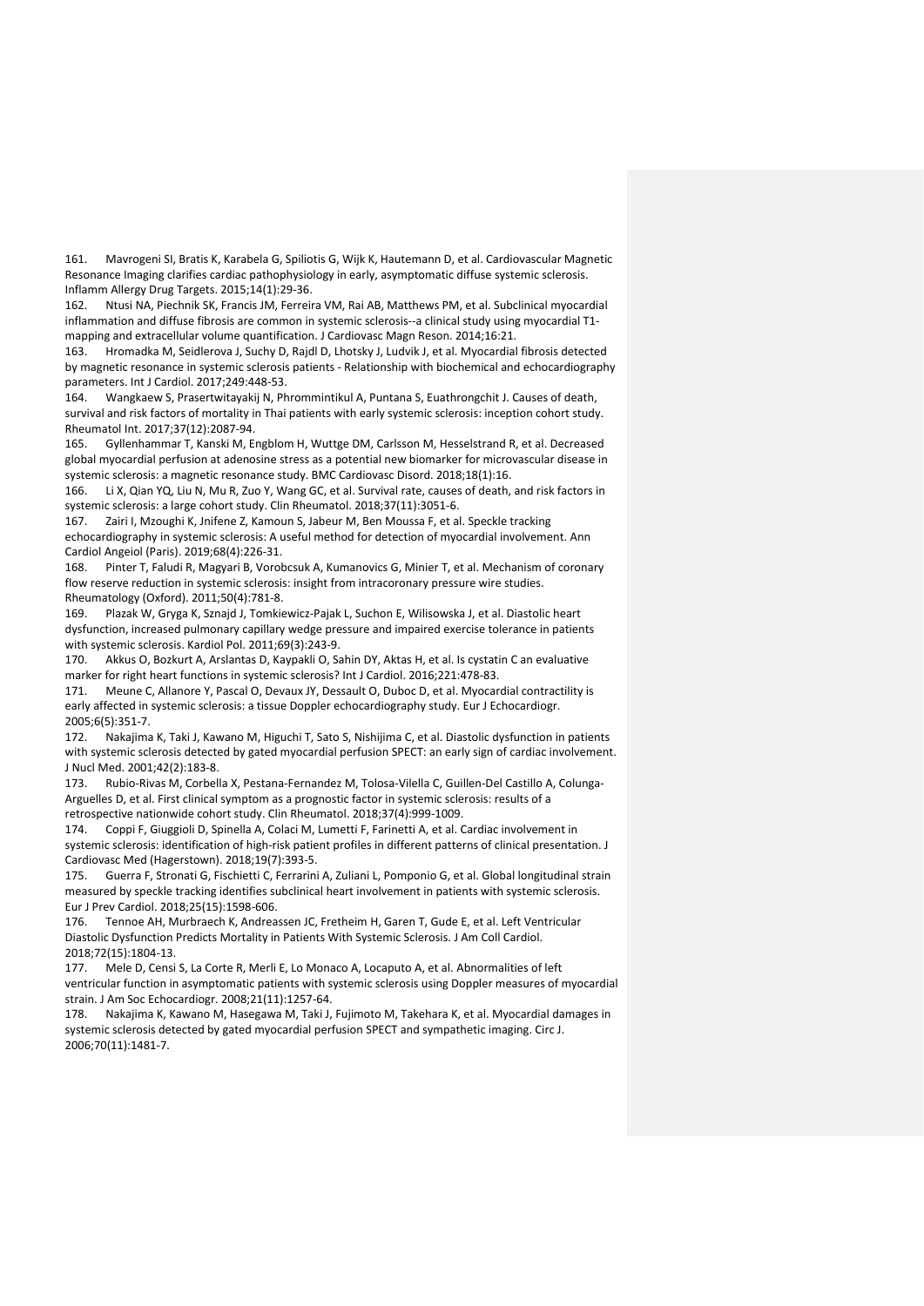161. Mavrogeni SI, Bratis K, Karabela G, Spiliotis G, Wijk K, Hautemann D, et al. Cardiovascular Magnetic Resonance Imaging clarifies cardiac pathophysiology in early, asymptomatic diffuse systemic sclerosis. Inflamm Allergy Drug Targets. 2015;14(1):29-36.

162. Ntusi NA, Piechnik SK, Francis JM, Ferreira VM, Rai AB, Matthews PM, et al. Subclinical myocardial inflammation and diffuse fibrosis are common in systemic sclerosis--a clinical study using myocardial T1-mapping and extracellular volume quantification. J Cardiovasc Magn Reson. 2014;16:21.

163. Hromadka M, Seidlerova J, Suchy D, Rajdl D, Lhotsky J, Ludvik J, et al. Myocardial fibrosis detected by magnetic resonance in systemic sclerosis patients - Relationship with biochemical and echocardiography parameters. Int J Cardiol. 2017;249:448-53.

164. Wangkaew S, Prasertwitayakij N, Phrommintikul A, Puntana S, Euathrongchit J. Causes of death, survival and risk factors of mortality in Thai patients with early systemic sclerosis: inception cohort study. Rheumatol Int. 2017;37(12):2087-94.

165. Gyllenhammar T, Kanski M, Engblom H, Wuttge DM, Carlsson M, Hesselstrand R, et al. Decreased global myocardial perfusion at adenosine stress as a potential new biomarker for microvascular disease in systemic sclerosis: a magnetic resonance study. BMC Cardiovasc Disord. 2018;18(1):16.

166. Li X, Qian YQ, Liu N, Mu R, Zuo Y, Wang GC, et al. Survival rate, causes of death, and risk factors in systemic sclerosis: a large cohort study. Clin Rheumatol. 2018;37(11):3051-6.

167. Zairi I, Mzoughi K, Jnifene Z, Kamoun S, Jabeur M, Ben Moussa F, et al. Speckle tracking echocardiography in systemic sclerosis: A useful method for detection of myocardial involvement. Ann Cardiol Angeiol (Paris). 2019;68(4):226-31.

168. Pinter T, Faludi R, Magyari B, Vorobcsuk A, Kumanovics G, Minier T, et al. Mechanism of coronary flow reserve reduction in systemic sclerosis: insight from intracoronary pressure wire studies. Rheumatology (Oxford). 2011;50(4):781-8.

169. Plazak W, Gryga K, Sznajd J, Tomkiewicz-Pajak L, Suchon E, Wilisowska J, et al. Diastolic heart dysfunction, increased pulmonary capillary wedge pressure and impaired exercise tolerance in patients with systemic sclerosis. Kardiol Pol. 2011;69(3):243-9.

170. Akkus O, Bozkurt A, Arslantas D, Kaypakli O, Sahin DY, Aktas H, et al. Is cystatin C an evaluative marker for right heart functions in systemic sclerosis? Int J Cardiol. 2016;221:478-83.

171. Meune C, Allanore Y, Pascal O, Devaux JY, Dessault O, Duboc D, et al. Myocardial contractility is early affected in systemic sclerosis: a tissue Doppler echocardiography study. Eur J Echocardiogr. 2005;6(5):351-7.

172. Nakajima K, Taki J, Kawano M, Higuchi T, Sato S, Nishijima C, et al. Diastolic dysfunction in patients with systemic sclerosis detected by gated myocardial perfusion SPECT: an early sign of cardiac involvement. J Nucl Med. 2001;42(2):183-8.

173. Rubio-Rivas M, Corbella X, Pestana-Fernandez M, Tolosa-Vilella C, Guillen-Del Castillo A, Colunga-Arguelles D, et al. First clinical symptom as a prognostic factor in systemic sclerosis: results of a retrospective nationwide cohort study. Clin Rheumatol. 2018;37(4):999-1009.

174. Coppi F, Giuggioli D, Spinella A, Colaci M, Lumetti F, Farinetti A, et al. Cardiac involvement in systemic sclerosis: identification of high-risk patient profiles in different patterns of clinical presentation. J Cardiovasc Med (Hagerstown). 2018;19(7):393-5.

175. Guerra F, Stronati G, Fischietti C, Ferrarini A, Zuliani L, Pomponio G, et al. Global longitudinal strain measured by speckle tracking identifies subclinical heart involvement in patients with systemic sclerosis. Eur J Prev Cardiol. 2018;25(15):1598-606.

176. Tennoe AH, Murbraech K, Andreassen JC, Fretheim H, Garen T, Gude E, et al. Left Ventricular Diastolic Dysfunction Predicts Mortality in Patients With Systemic Sclerosis. J Am Coll Cardiol. 2018;72(15):1804-13.

177. Mele D, Censi S, La Corte R, Merli E, Lo Monaco A, Locaputo A, et al. Abnormalities of left ventricular function in asymptomatic patients with systemic sclerosis using Doppler measures of myocardial strain. J Am Soc Echocardiogr. 2008;21(11):1257-64.

178. Nakajima K, Kawano M, Hasegawa M, Taki J, Fujimoto M, Takehara K, et al. Myocardial damages in systemic sclerosis detected by gated myocardial perfusion SPECT and sympathetic imaging. Circ J. 2006;70(11):1481-7.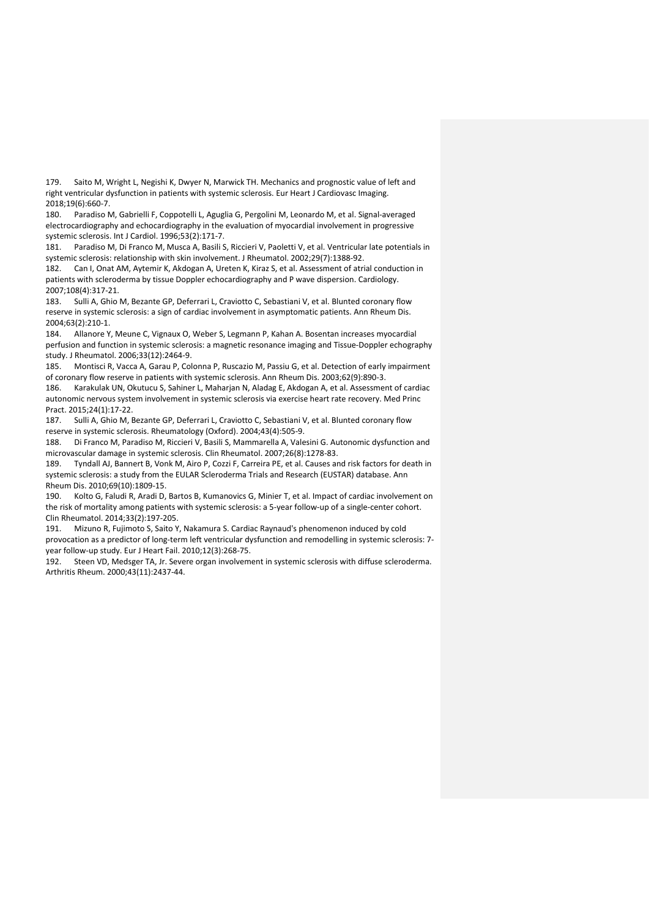179. Saito M, Wright L, Negishi K, Dwyer N, Marwick TH. Mechanics and prognostic value of left and right ventricular dysfunction in patients with systemic sclerosis. Eur Heart J Cardiovasc Imaging. 2018;19(6):660-7.

180. Paradiso M, Gabrielli F, Coppotelli L, Aguglia G, Pergolini M, Leonardo M, et al. Signal-averaged electrocardiography and echocardiography in the evaluation of myocardial involvement in progressive systemic sclerosis. Int J Cardiol. 1996;53(2):171-7.

181. Paradiso M, Di Franco M, Musca A, Basili S, Riccieri V, Paoletti V, et al. Ventricular late potentials in systemic sclerosis: relationship with skin involvement. J Rheumatol. 2002;29(7):1388-92.

182. Can I, Onat AM, Aytemir K, Akdogan A, Ureten K, Kiraz S, et al. Assessment of atrial conduction in patients with scleroderma by tissue Doppler echocardiography and P wave dispersion. Cardiology. 2007;108(4):317-21.

183. Sulli A, Ghio M, Bezante GP, Deferrari L, Craviotto C, Sebastiani V, et al. Blunted coronary flow reserve in systemic sclerosis: a sign of cardiac involvement in asymptomatic patients. Ann Rheum Dis. 2004;63(2):210-1.

184. Allanore Y, Meune C, Vignaux O, Weber S, Legmann P, Kahan A. Bosentan increases myocardial perfusion and function in systemic sclerosis: a magnetic resonance imaging and Tissue-Doppler echography study. J Rheumatol. 2006;33(12):2464-9.

185. Montisci R, Vacca A, Garau P, Colonna P, Ruscazio M, Passiu G, et al. Detection of early impairment of coronary flow reserve in patients with systemic sclerosis. Ann Rheum Dis. 2003;62(9):890-3.

186. Karakulak UN, Okutucu S, Sahiner L, Maharjan N, Aladag E, Akdogan A, et al. Assessment of cardiac autonomic nervous system involvement in systemic sclerosis via exercise heart rate recovery. Med Princ Pract. 2015;24(1):17-22.

187. Sulli A, Ghio M, Bezante GP, Deferrari L, Craviotto C, Sebastiani V, et al. Blunted coronary flow reserve in systemic sclerosis. Rheumatology (Oxford). 2004;43(4):505-9.

188. Di Franco M, Paradiso M, Riccieri V, Basili S, Mammarella A, Valesini G. Autonomic dysfunction and microvascular damage in systemic sclerosis. Clin Rheumatol. 2007;26(8):1278-83.

189. Tyndall AJ, Bannert B, Vonk M, Airo P, Cozzi F, Carreira PE, et al. Causes and risk factors for death in systemic sclerosis: a study from the EULAR Scleroderma Trials and Research (EUSTAR) database. Ann Rheum Dis. 2010;69(10):1809-15.

190. Kolto G, Faludi R, Aradi D, Bartos B, Kumanovics G, Minier T, et al. Impact of cardiac involvement on the risk of mortality among patients with systemic sclerosis: a 5-year follow-up of a single-center cohort. Clin Rheumatol. 2014;33(2):197-205.

191. Mizuno R, Fujimoto S, Saito Y, Nakamura S. Cardiac Raynaud's phenomenon induced by cold provocation as a predictor of long-term left ventricular dysfunction and remodelling in systemic sclerosis: 7-year follow-up study. Eur J Heart Fail. 2010;12(3):268-75.

192. Steen VD, Medsger TA, Jr. Severe organ involvement in systemic sclerosis with diffuse scleroderma. Arthritis Rheum. 2000;43(11):2437-44.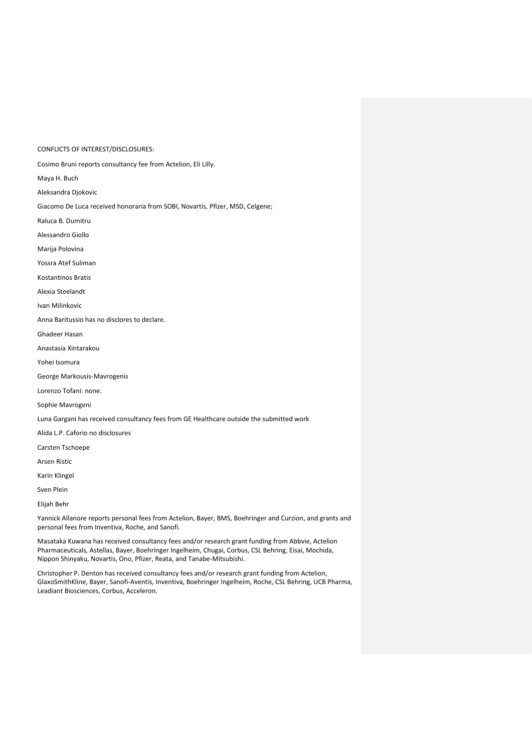CONFLICTS OF INTEREST/DISCLOSURES:

Cosimo Bruni reports consultancy fee from Actelion, Eli Lilly.

Maya H. Buch

Aleksandra Djokovic

Giacomo De Luca received honoraria from SOBI, Novartis, Pfizer, MSD, Celgene;

Raluca B. Dumitru

Alessandro Giollo

Marija Polovina

Yossra Atef Suliman

Kostantinos Bratis

Alexia Steelandt

Ivan Milinkovic

Anna Baritussio has no disclores to declare.

Ghadeer Hasan

Anastasia Xintarakou

Yohei Isomura

George Markousis-Mavrogenis

Lorenzo Tofani: none.

Sophie Mavrogeni

Luna Gargani has received consultancy fees from GE Healthcare outside the submitted work

Alida L.P. Caforio no disclosures

Carsten Tschoepe

Arsen Ristic

Karin Klingel

Sven Plein

Elijah Behr

Yannick Allanore reports personal fees from Actelion, Bayer, BMS, Boehringer and Curzion, and grants and personal fees from Inventiva, Roche, and Sanofi.

Masataka Kuwana has received consultancy fees and/or research grant funding from Abbvie, Actelion Pharmaceuticals, Astellas, Bayer, Boehringer Ingelheim, Chugai, Corbus, CSL Behring, Eisai, Mochida, Nippon Shinyaku, Novartis, Ono, Pfizer, Reata, and Tanabe-Mitsubishi.

Christopher P. Denton has received consultancy fees and/or research grant funding from Actelion, GlaxoSmithKline, Bayer, Sanofi-Aventis, Inventiva, Boehringer Ingelheim, Roche, CSL Behring, UCB Pharma, Leadiant Biosciences, Corbus, Acceleron.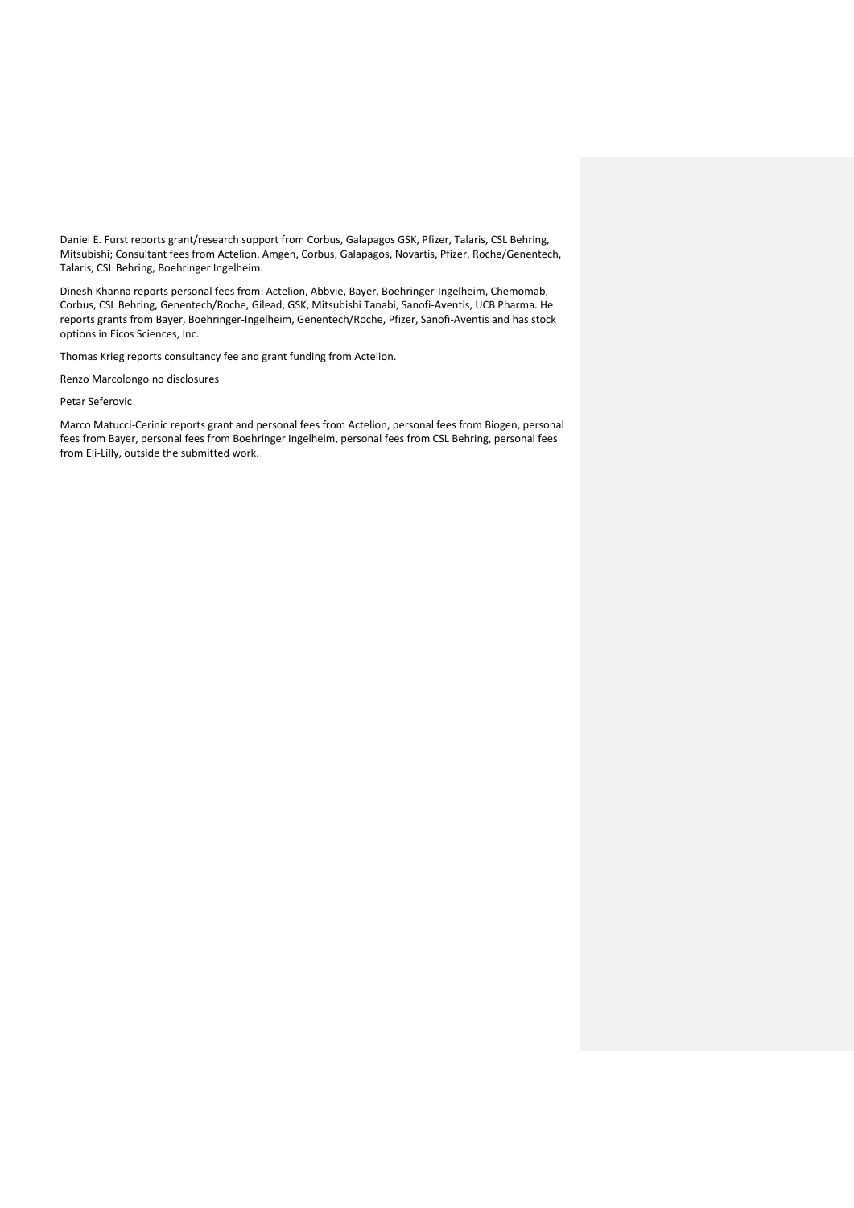Daniel E. Furst reports grant/research support from Corbus, Galapagos GSK, Pfizer, Talaris, CSL Behring, Mitsubishi; Consultant fees from Actelion, Amgen, Corbus, Galapagos, Novartis, Pfizer, Roche/Genentech, Talaris, CSL Behring, Boehringer Ingelheim.

Dinesh Khanna reports personal fees from: Actelion, Abbvie, Bayer, Boehringer-Ingelheim, Chemomab, Corbus, CSL Behring, Genentech/Roche, Gilead, GSK, Mitsubishi Tanabi, Sanofi-Aventis, UCB Pharma. He reports grants from Bayer, Boehringer-Ingelheim, Genentech/Roche, Pfizer, Sanofi-Aventis and has stock options in Eicos Sciences, Inc.

Thomas Krieg reports consultancy fee and grant funding from Actelion.

Renzo Marcolongo no disclosures

Petar Seferovic

Marco Matucci-Cerinic reports grant and personal fees from Actelion, personal fees from Biogen, personal fees from Bayer, personal fees from Boehringer Ingelheim, personal fees from CSL Behring, personal fees from Eli-Lilly, outside the submitted work.